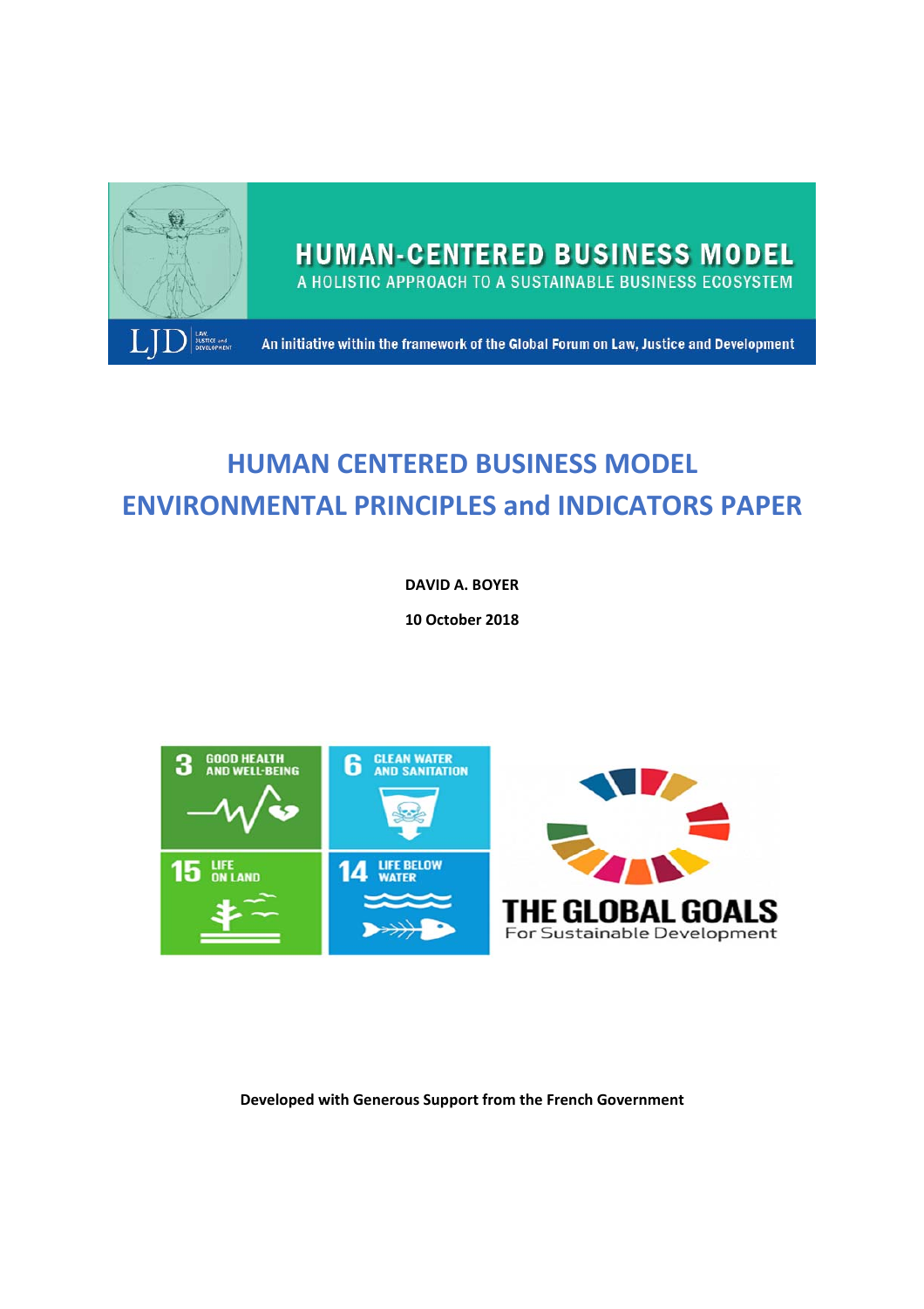HUMAN-CENTERED BUSINESS MODEL

A HOLISTIC APPROACH TO A SUSTAINABLE BUSINESS ECOSYSTEM

LJD LAW, JUSTICE and DEVELOPMENT

An initiative within the framework of the Global Forum on Law, Justice and Development

# HUMAN CENTERED BUSINESS MODEL
# ENVIRONMENTAL PRINCIPLES and INDICATORS PAPER

**DAVID A. BOYER**

**10 October 2018**

3 GOOD HEALTH AND WELL-BEING

6 CLEAN WATER AND SANITATION

15 LIFE ON LAND

14 LIFE BELOW WATER

THE GLOBAL GOALS For Sustainable Development

**Developed with Generous Support from the French Government**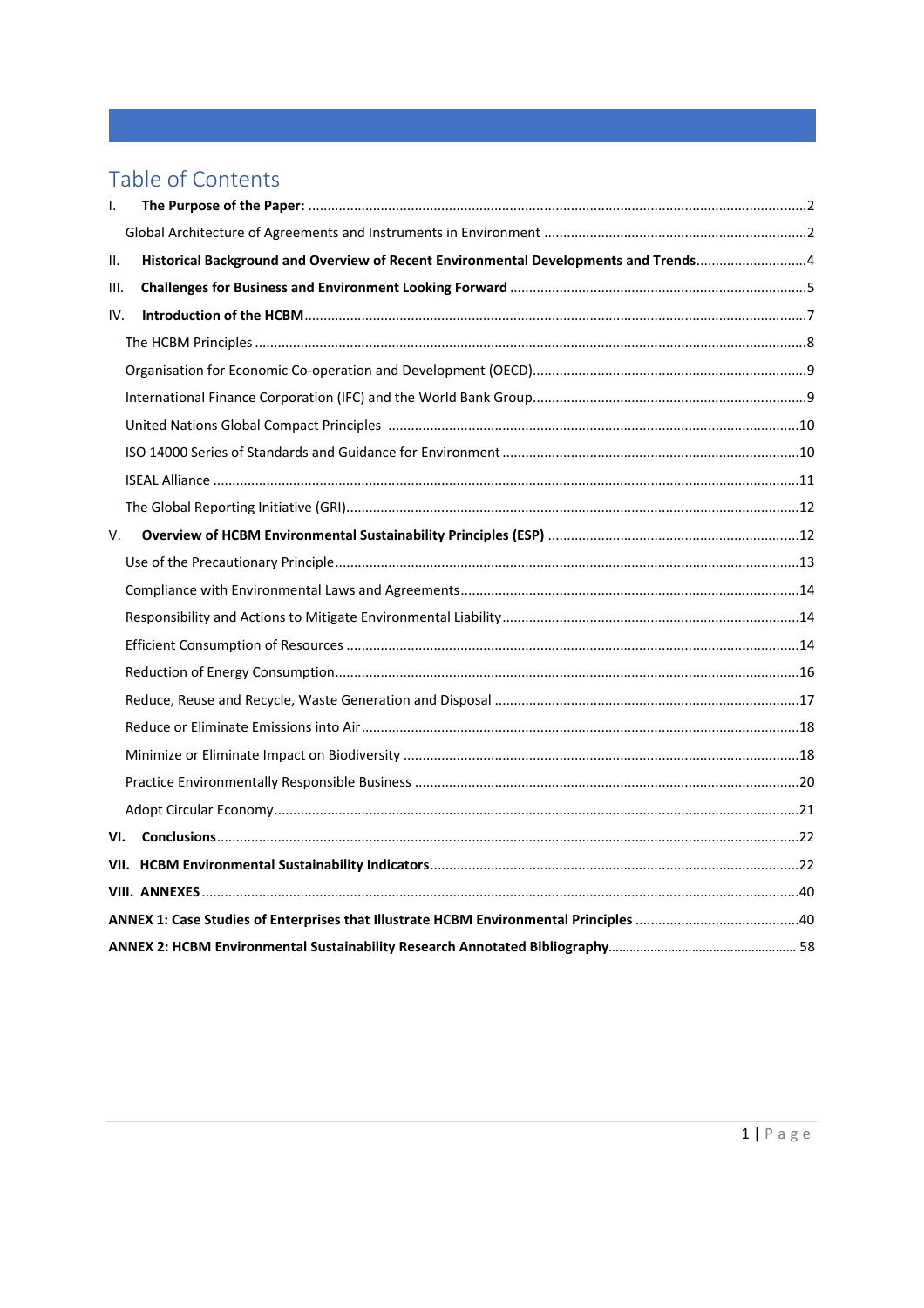# Table of Contents

I. **The Purpose of the Paper:** ..... 2

Global Architecture of Agreements and Instruments in Environment ..... 2

II. **Historical Background and Overview of Recent Environmental Developments and Trends** ..... 4

III. **Challenges for Business and Environment Looking Forward** ..... 5

IV. **Introduction of the HCBM** ..... 7

The HCBM Principles ..... 8

Organisation for Economic Co-operation and Development (OECD) ..... 9

International Finance Corporation (IFC) and the World Bank Group ..... 9

United Nations Global Compact Principles ..... 10

ISO 14000 Series of Standards and Guidance for Environment ..... 10

ISEAL Alliance ..... 11

The Global Reporting Initiative (GRI) ..... 12

V. **Overview of HCBM Environmental Sustainability Principles (ESP)** ..... 12

Use of the Precautionary Principle ..... 13

Compliance with Environmental Laws and Agreements ..... 14

Responsibility and Actions to Mitigate Environmental Liability ..... 14

Efficient Consumption of Resources ..... 14

Reduction of Energy Consumption ..... 16

Reduce, Reuse and Recycle, Waste Generation and Disposal ..... 17

Reduce or Eliminate Emissions into Air ..... 18

Minimize or Eliminate Impact on Biodiversity ..... 18

Practice Environmentally Responsible Business ..... 20

Adopt Circular Economy ..... 21

VI. **Conclusions** ..... 22

VII. **HCBM Environmental Sustainability Indicators** ..... 22

VIII. **ANNEXES** ..... 40

**ANNEX 1: Case Studies of Enterprises that Illustrate HCBM Environmental Principles** ..... 40

**ANNEX 2: HCBM Environmental Sustainability Research Annotated Bibliography** ..... 58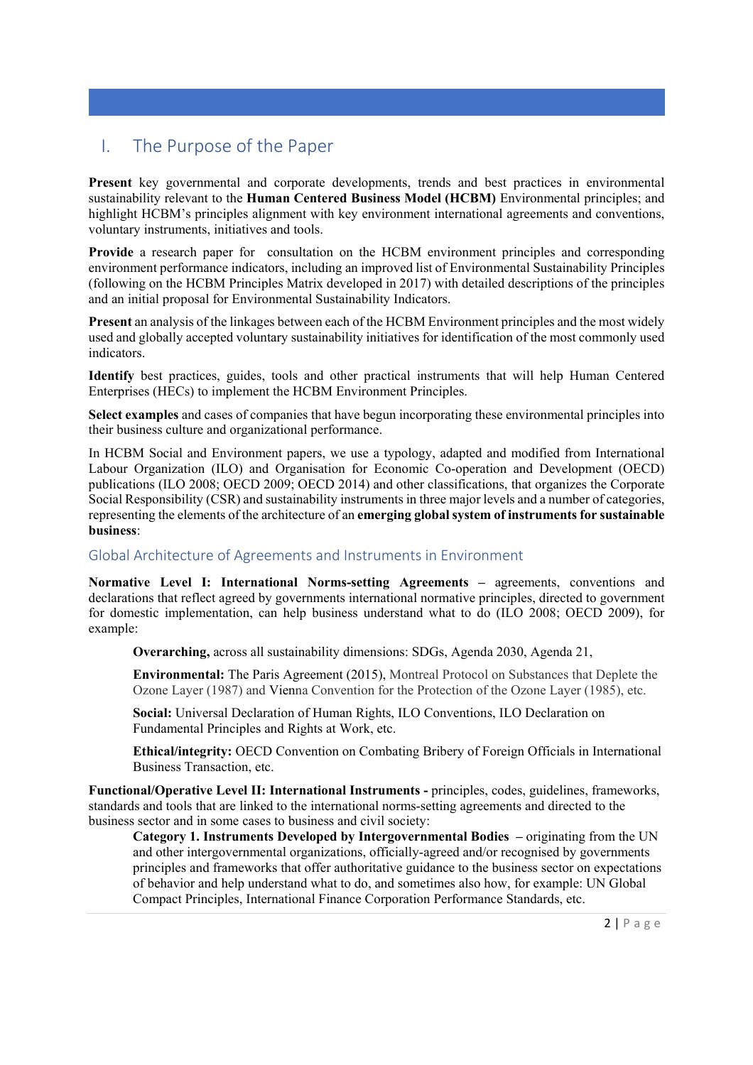## I. The Purpose of the Paper

**Present** key governmental and corporate developments, trends and best practices in environmental sustainability relevant to the **Human Centered Business Model (HCBM)** Environmental principles; and highlight HCBM's principles alignment with key environment international agreements and conventions, voluntary instruments, initiatives and tools.

**Provide** a research paper for consultation on the HCBM environment principles and corresponding environment performance indicators, including an improved list of Environmental Sustainability Principles (following on the HCBM Principles Matrix developed in 2017) with detailed descriptions of the principles and an initial proposal for Environmental Sustainability Indicators.

**Present** an analysis of the linkages between each of the HCBM Environment principles and the most widely used and globally accepted voluntary sustainability initiatives for identification of the most commonly used indicators.

**Identify** best practices, guides, tools and other practical instruments that will help Human Centered Enterprises (HECs) to implement the HCBM Environment Principles.

**Select examples** and cases of companies that have begun incorporating these environmental principles into their business culture and organizational performance.

In HCBM Social and Environment papers, we use a typology, adapted and modified from International Labour Organization (ILO) and Organisation for Economic Co-operation and Development (OECD) publications (ILO 2008; OECD 2009; OECD 2014) and other classifications, that organizes the Corporate Social Responsibility (CSR) and sustainability instruments in three major levels and a number of categories, representing the elements of the architecture of an **emerging global system of instruments for sustainable business**:

### Global Architecture of Agreements and Instruments in Environment

**Normative Level I: International Norms-setting Agreements –** agreements, conventions and declarations that reflect agreed by governments international normative principles, directed to government for domestic implementation, can help business understand what to do (ILO 2008; OECD 2009), for example:

> **Overarching,** across all sustainability dimensions: SDGs, Agenda 2030, Agenda 21,
>
> **Environmental:** The Paris Agreement (2015), Montreal Protocol on Substances that Deplete the Ozone Layer (1987) and Vienna Convention for the Protection of the Ozone Layer (1985), etc.
>
> **Social:** Universal Declaration of Human Rights, ILO Conventions, ILO Declaration on Fundamental Principles and Rights at Work, etc.
>
> **Ethical/integrity:** OECD Convention on Combating Bribery of Foreign Officials in International Business Transaction, etc.

**Functional/Operative Level II: International Instruments -** principles, codes, guidelines, frameworks, standards and tools that are linked to the international norms-setting agreements and directed to the business sector and in some cases to business and civil society:

> **Category 1. Instruments Developed by Intergovernmental Bodies –** originating from the UN and other intergovernmental organizations, officially-agreed and/or recognised by governments principles and frameworks that offer authoritative guidance to the business sector on expectations of behavior and help understand what to do, and sometimes also how, for example: UN Global Compact Principles, International Finance Corporation Performance Standards, etc.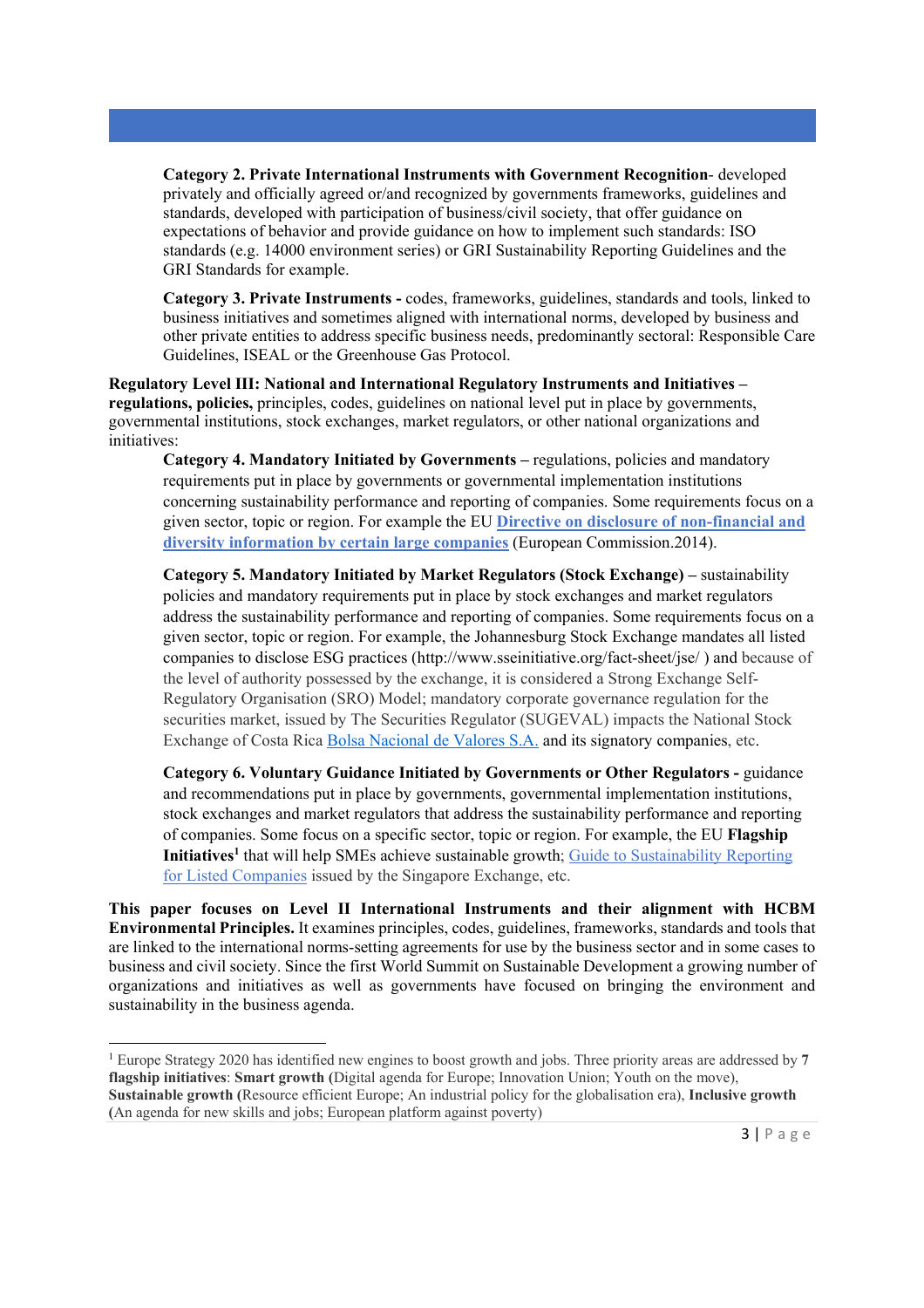**Category 2. Private International Instruments with Government Recognition**- developed privately and officially agreed or/and recognized by governments frameworks, guidelines and standards, developed with participation of business/civil society, that offer guidance on expectations of behavior and provide guidance on how to implement such standards: ISO standards (e.g. 14000 environment series) or GRI Sustainability Reporting Guidelines and the GRI Standards for example.

**Category 3. Private Instruments -** codes, frameworks, guidelines, standards and tools, linked to business initiatives and sometimes aligned with international norms, developed by business and other private entities to address specific business needs, predominantly sectoral: Responsible Care Guidelines, ISEAL or the Greenhouse Gas Protocol.

**Regulatory Level III: National and International Regulatory Instruments and Initiatives – regulations, policies,** principles, codes, guidelines on national level put in place by governments, governmental institutions, stock exchanges, market regulators, or other national organizations and initiatives:

**Category 4. Mandatory Initiated by Governments –** regulations, policies and mandatory requirements put in place by governments or governmental implementation institutions concerning sustainability performance and reporting of companies. Some requirements focus on a given sector, topic or region. For example the EU **Directive on disclosure of non-financial and diversity information by certain large companies** (European Commission.2014).

**Category 5. Mandatory Initiated by Market Regulators (Stock Exchange) –** sustainability policies and mandatory requirements put in place by stock exchanges and market regulators address the sustainability performance and reporting of companies. Some requirements focus on a given sector, topic or region. For example, the Johannesburg Stock Exchange mandates all listed companies to disclose ESG practices (http://www.sseinitiative.org/fact-sheet/jse/ ) and because of the level of authority possessed by the exchange, it is considered a Strong Exchange Self-Regulatory Organisation (SRO) Model; mandatory corporate governance regulation for the securities market, issued by The Securities Regulator (SUGEVAL) impacts the National Stock Exchange of Costa Rica Bolsa Nacional de Valores S.A. and its signatory companies, etc.

**Category 6. Voluntary Guidance Initiated by Governments or Other Regulators -** guidance and recommendations put in place by governments, governmental implementation institutions, stock exchanges and market regulators that address the sustainability performance and reporting of companies. Some focus on a specific sector, topic or region. For example, the EU **Flagship Initiatives**[1] that will help SMEs achieve sustainable growth; Guide to Sustainability Reporting for Listed Companies issued by the Singapore Exchange, etc.

**This paper focuses on Level II International Instruments and their alignment with HCBM Environmental Principles.** It examines principles, codes, guidelines, frameworks, standards and tools that are linked to the international norms-setting agreements for use by the business sector and in some cases to business and civil society. Since the first World Summit on Sustainable Development a growing number of organizations and initiatives as well as governments have focused on bringing the environment and sustainability in the business agenda.

---

[1] Europe Strategy 2020 has identified new engines to boost growth and jobs. Three priority areas are addressed by **7 flagship initiatives**: **Smart growth (**Digital agenda for Europe; Innovation Union; Youth on the move), **Sustainable growth (**Resource efficient Europe; An industrial policy for the globalisation era), **Inclusive growth (**An agenda for new skills and jobs; European platform against poverty)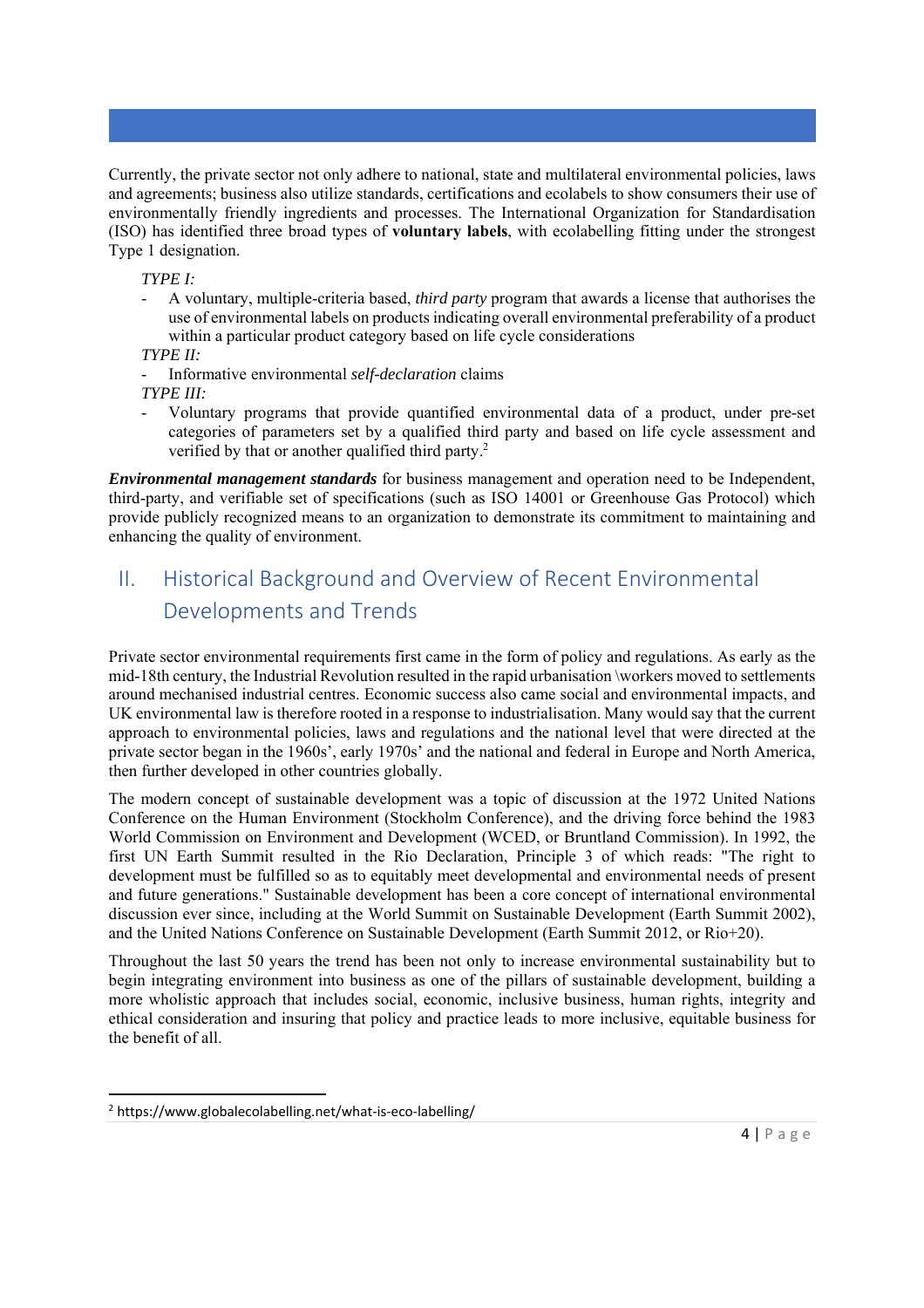Currently, the private sector not only adhere to national, state and multilateral environmental policies, laws and agreements; business also utilize standards, certifications and ecolabels to show consumers their use of environmentally friendly ingredients and processes. The International Organization for Standardisation (ISO) has identified three broad types of **voluntary labels**, with ecolabelling fitting under the strongest Type 1 designation.

*TYPE I:*

- A voluntary, multiple-criteria based, *third party* program that awards a license that authorises the use of environmental labels on products indicating overall environmental preferability of a product within a particular product category based on life cycle considerations

*TYPE II:*

- Informative environmental *self-declaration* claims

*TYPE III:*

- Voluntary programs that provide quantified environmental data of a product, under pre-set categories of parameters set by a qualified third party and based on life cycle assessment and verified by that or another qualified third party.[2]

***Environmental management standards*** for business management and operation need to be Independent, third-party, and verifiable set of specifications (such as ISO 14001 or Greenhouse Gas Protocol) which provide publicly recognized means to an organization to demonstrate its commitment to maintaining and enhancing the quality of environment.

## II. Historical Background and Overview of Recent Environmental Developments and Trends

Private sector environmental requirements first came in the form of policy and regulations. As early as the mid-18th century, the Industrial Revolution resulted in the rapid urbanisation \workers moved to settlements around mechanised industrial centres. Economic success also came social and environmental impacts, and UK environmental law is therefore rooted in a response to industrialisation. Many would say that the current approach to environmental policies, laws and regulations and the national level that were directed at the private sector began in the 1960s', early 1970s' and the national and federal in Europe and North America, then further developed in other countries globally.

The modern concept of sustainable development was a topic of discussion at the 1972 United Nations Conference on the Human Environment (Stockholm Conference), and the driving force behind the 1983 World Commission on Environment and Development (WCED, or Bruntland Commission). In 1992, the first UN Earth Summit resulted in the Rio Declaration, Principle 3 of which reads: "The right to development must be fulfilled so as to equitably meet developmental and environmental needs of present and future generations." Sustainable development has been a core concept of international environmental discussion ever since, including at the World Summit on Sustainable Development (Earth Summit 2002), and the United Nations Conference on Sustainable Development (Earth Summit 2012, or Rio+20).

Throughout the last 50 years the trend has been not only to increase environmental sustainability but to begin integrating environment into business as one of the pillars of sustainable development, building a more wholistic approach that includes social, economic, inclusive business, human rights, integrity and ethical consideration and insuring that policy and practice leads to more inclusive, equitable business for the benefit of all.

[2] https://www.globalecolabelling.net/what-is-eco-labelling/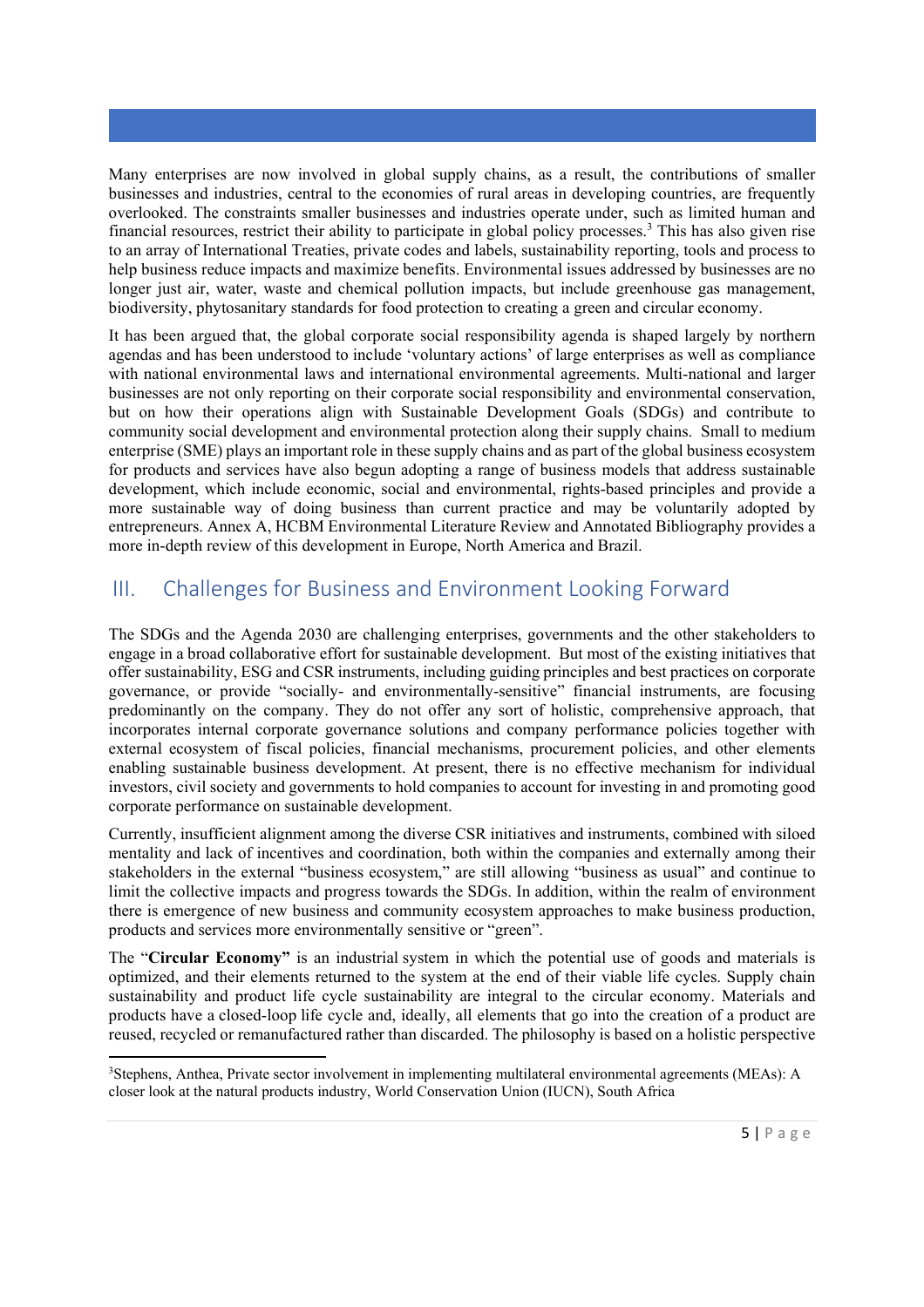Many enterprises are now involved in global supply chains, as a result, the contributions of smaller businesses and industries, central to the economies of rural areas in developing countries, are frequently overlooked. The constraints smaller businesses and industries operate under, such as limited human and financial resources, restrict their ability to participate in global policy processes.[3] This has also given rise to an array of International Treaties, private codes and labels, sustainability reporting, tools and process to help business reduce impacts and maximize benefits. Environmental issues addressed by businesses are no longer just air, water, waste and chemical pollution impacts, but include greenhouse gas management, biodiversity, phytosanitary standards for food protection to creating a green and circular economy.

It has been argued that, the global corporate social responsibility agenda is shaped largely by northern agendas and has been understood to include 'voluntary actions' of large enterprises as well as compliance with national environmental laws and international environmental agreements. Multi-national and larger businesses are not only reporting on their corporate social responsibility and environmental conservation, but on how their operations align with Sustainable Development Goals (SDGs) and contribute to community social development and environmental protection along their supply chains. Small to medium enterprise (SME) plays an important role in these supply chains and as part of the global business ecosystem for products and services have also begun adopting a range of business models that address sustainable development, which include economic, social and environmental, rights-based principles and provide a more sustainable way of doing business than current practice and may be voluntarily adopted by entrepreneurs. Annex A, HCBM Environmental Literature Review and Annotated Bibliography provides a more in-depth review of this development in Europe, North America and Brazil.

## III. Challenges for Business and Environment Looking Forward

The SDGs and the Agenda 2030 are challenging enterprises, governments and the other stakeholders to engage in a broad collaborative effort for sustainable development. But most of the existing initiatives that offer sustainability, ESG and CSR instruments, including guiding principles and best practices on corporate governance, or provide "socially- and environmentally-sensitive" financial instruments, are focusing predominantly on the company. They do not offer any sort of holistic, comprehensive approach, that incorporates internal corporate governance solutions and company performance policies together with external ecosystem of fiscal policies, financial mechanisms, procurement policies, and other elements enabling sustainable business development. At present, there is no effective mechanism for individual investors, civil society and governments to hold companies to account for investing in and promoting good corporate performance on sustainable development.

Currently, insufficient alignment among the diverse CSR initiatives and instruments, combined with siloed mentality and lack of incentives and coordination, both within the companies and externally among their stakeholders in the external "business ecosystem," are still allowing "business as usual" and continue to limit the collective impacts and progress towards the SDGs. In addition, within the realm of environment there is emergence of new business and community ecosystem approaches to make business production, products and services more environmentally sensitive or "green".

The "**Circular Economy"** is an industrial system in which the potential use of goods and materials is optimized, and their elements returned to the system at the end of their viable life cycles. Supply chain sustainability and product life cycle sustainability are integral to the circular economy. Materials and products have a closed-loop life cycle and, ideally, all elements that go into the creation of a product are reused, recycled or remanufactured rather than discarded. The philosophy is based on a holistic perspective

---

[3] Stephens, Anthea, Private sector involvement in implementing multilateral environmental agreements (MEAs): A closer look at the natural products industry, World Conservation Union (IUCN), South Africa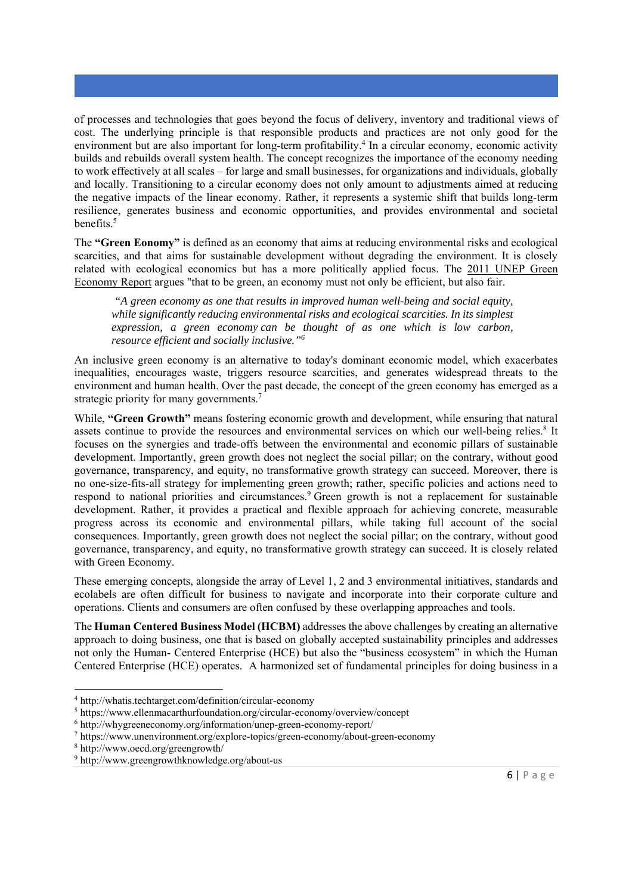of processes and technologies that goes beyond the focus of delivery, inventory and traditional views of cost. The underlying principle is that responsible products and practices are not only good for the environment but are also important for long-term profitability.[4] In a circular economy, economic activity builds and rebuilds overall system health. The concept recognizes the importance of the economy needing to work effectively at all scales – for large and small businesses, for organizations and individuals, globally and locally. Transitioning to a circular economy does not only amount to adjustments aimed at reducing the negative impacts of the linear economy. Rather, it represents a systemic shift that builds long-term resilience, generates business and economic opportunities, and provides environmental and societal benefits.[5]

The **"Green Eonomy"** is defined as an economy that aims at reducing environmental risks and ecological scarcities, and that aims for sustainable development without degrading the environment. It is closely related with ecological economics but has a more politically applied focus. The 2011 UNEP Green Economy Report argues "that to be green, an economy must not only be efficient, but also fair.

> *"A green economy as one that results in improved human well-being and social equity, while significantly reducing environmental risks and ecological scarcities. In its simplest expression, a green economy can be thought of as one which is low carbon, resource efficient and socially inclusive."*[6]

An inclusive green economy is an alternative to today's dominant economic model, which exacerbates inequalities, encourages waste, triggers resource scarcities, and generates widespread threats to the environment and human health. Over the past decade, the concept of the green economy has emerged as a strategic priority for many governments.[7]

While, **"Green Growth"** means fostering economic growth and development, while ensuring that natural assets continue to provide the resources and environmental services on which our well-being relies.[8] It focuses on the synergies and trade-offs between the environmental and economic pillars of sustainable development. Importantly, green growth does not neglect the social pillar; on the contrary, without good governance, transparency, and equity, no transformative growth strategy can succeed. Moreover, there is no one-size-fits-all strategy for implementing green growth; rather, specific policies and actions need to respond to national priorities and circumstances.[9] Green growth is not a replacement for sustainable development. Rather, it provides a practical and flexible approach for achieving concrete, measurable progress across its economic and environmental pillars, while taking full account of the social consequences. Importantly, green growth does not neglect the social pillar; on the contrary, without good governance, transparency, and equity, no transformative growth strategy can succeed. It is closely related with Green Economy.

These emerging concepts, alongside the array of Level 1, 2 and 3 environmental initiatives, standards and ecolabels are often difficult for business to navigate and incorporate into their corporate culture and operations. Clients and consumers are often confused by these overlapping approaches and tools.

The **Human Centered Business Model (HCBM)** addresses the above challenges by creating an alternative approach to doing business, one that is based on globally accepted sustainability principles and addresses not only the Human- Centered Enterprise (HCE) but also the "business ecosystem" in which the Human Centered Enterprise (HCE) operates. A harmonized set of fundamental principles for doing business in a

---

[4] http://whatis.techtarget.com/definition/circular-economy

[5] https://www.ellenmacarthurfoundation.org/circular-economy/overview/concept

[6] http://whygreeneconomy.org/information/unep-green-economy-report/

[7] https://www.unenvironment.org/explore-topics/green-economy/about-green-economy

[8] http://www.oecd.org/greengrowth/

[9] http://www.greengrowthknowledge.org/about-us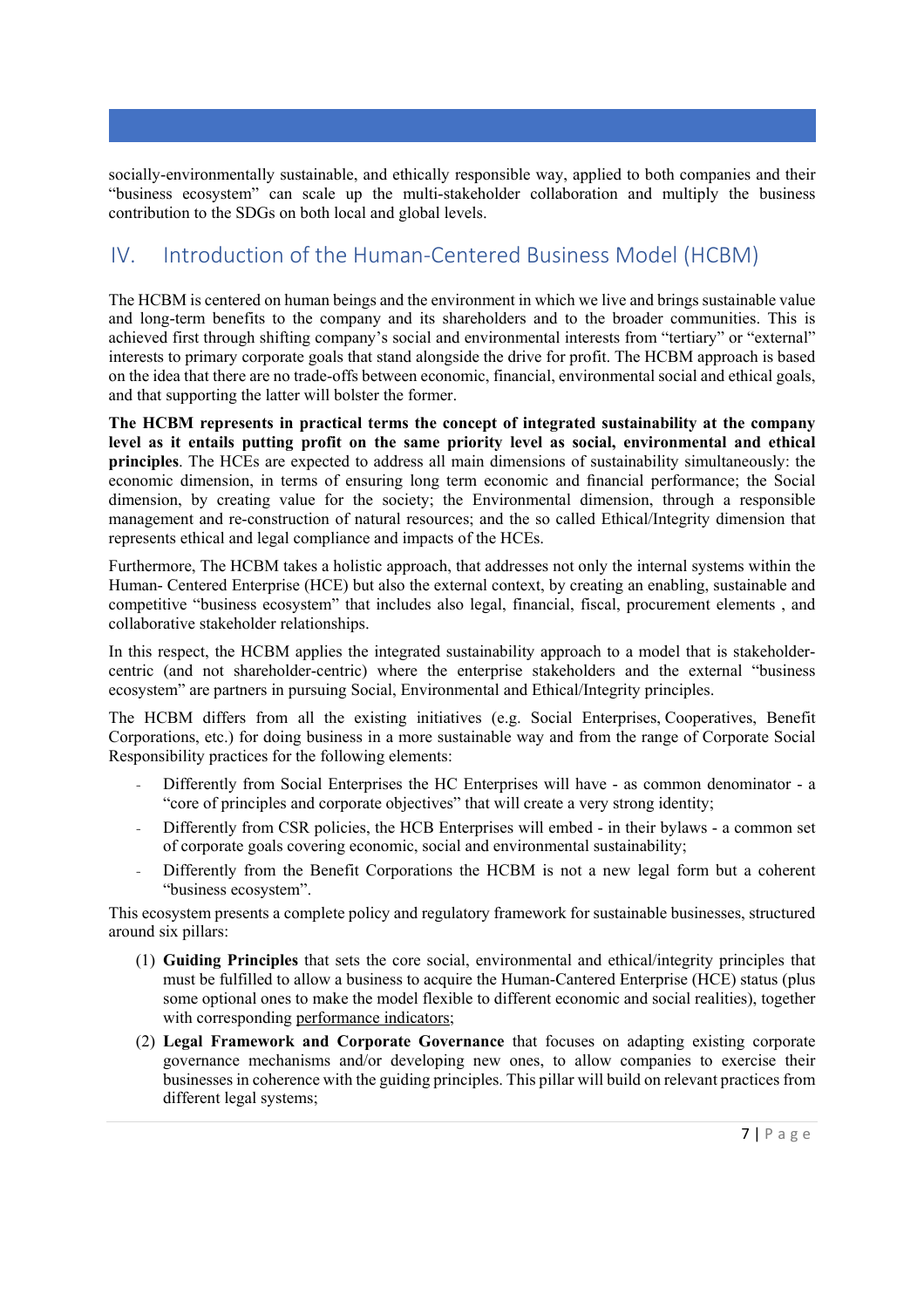socially-environmentally sustainable, and ethically responsible way, applied to both companies and their "business ecosystem" can scale up the multi-stakeholder collaboration and multiply the business contribution to the SDGs on both local and global levels.

## IV. Introduction of the Human-Centered Business Model (HCBM)

The HCBM is centered on human beings and the environment in which we live and brings sustainable value and long-term benefits to the company and its shareholders and to the broader communities. This is achieved first through shifting company's social and environmental interests from "tertiary" or "external" interests to primary corporate goals that stand alongside the drive for profit. The HCBM approach is based on the idea that there are no trade-offs between economic, financial, environmental social and ethical goals, and that supporting the latter will bolster the former.

**The HCBM represents in practical terms the concept of integrated sustainability at the company level as it entails putting profit on the same priority level as social, environmental and ethical principles**. The HCEs are expected to address all main dimensions of sustainability simultaneously: the economic dimension, in terms of ensuring long term economic and financial performance; the Social dimension, by creating value for the society; the Environmental dimension, through a responsible management and re-construction of natural resources; and the so called Ethical/Integrity dimension that represents ethical and legal compliance and impacts of the HCEs.

Furthermore, The HCBM takes a holistic approach, that addresses not only the internal systems within the Human- Centered Enterprise (HCE) but also the external context, by creating an enabling, sustainable and competitive "business ecosystem" that includes also legal, financial, fiscal, procurement elements , and collaborative stakeholder relationships.

In this respect, the HCBM applies the integrated sustainability approach to a model that is stakeholder-centric (and not shareholder-centric) where the enterprise stakeholders and the external "business ecosystem" are partners in pursuing Social, Environmental and Ethical/Integrity principles.

The HCBM differs from all the existing initiatives (e.g. Social Enterprises, Cooperatives, Benefit Corporations, etc.) for doing business in a more sustainable way and from the range of Corporate Social Responsibility practices for the following elements:

- Differently from Social Enterprises the HC Enterprises will have - as common denominator - a "core of principles and corporate objectives" that will create a very strong identity;
- Differently from CSR policies, the HCB Enterprises will embed - in their bylaws - a common set of corporate goals covering economic, social and environmental sustainability;
- Differently from the Benefit Corporations the HCBM is not a new legal form but a coherent "business ecosystem".

This ecosystem presents a complete policy and regulatory framework for sustainable businesses, structured around six pillars:

(1) **Guiding Principles** that sets the core social, environmental and ethical/integrity principles that must be fulfilled to allow a business to acquire the Human-Cantered Enterprise (HCE) status (plus some optional ones to make the model flexible to different economic and social realities), together with corresponding performance indicators;

(2) **Legal Framework and Corporate Governance** that focuses on adapting existing corporate governance mechanisms and/or developing new ones, to allow companies to exercise their businesses in coherence with the guiding principles. This pillar will build on relevant practices from different legal systems;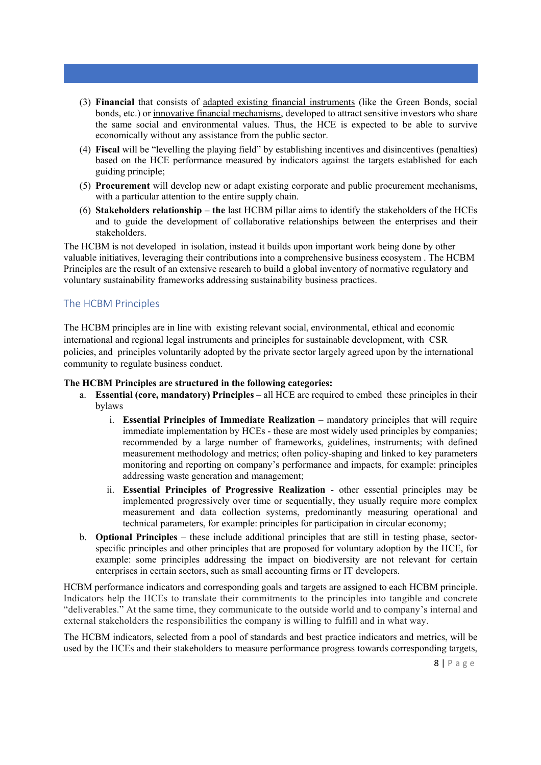(3) **Financial** that consists of adapted existing financial instruments (like the Green Bonds, social bonds, etc.) or innovative financial mechanisms, developed to attract sensitive investors who share the same social and environmental values. Thus, the HCE is expected to be able to survive economically without any assistance from the public sector.

(4) **Fiscal** will be "levelling the playing field" by establishing incentives and disincentives (penalties) based on the HCE performance measured by indicators against the targets established for each guiding principle;

(5) **Procurement** will develop new or adapt existing corporate and public procurement mechanisms, with a particular attention to the entire supply chain.

(6) **Stakeholders relationship – the** last HCBM pillar aims to identify the stakeholders of the HCEs and to guide the development of collaborative relationships between the enterprises and their stakeholders.

The HCBM is not developed in isolation, instead it builds upon important work being done by other valuable initiatives, leveraging their contributions into a comprehensive business ecosystem . The HCBM Principles are the result of an extensive research to build a global inventory of normative regulatory and voluntary sustainability frameworks addressing sustainability business practices.

## The HCBM Principles

The HCBM principles are in line with existing relevant social, environmental, ethical and economic international and regional legal instruments and principles for sustainable development, with CSR policies, and principles voluntarily adopted by the private sector largely agreed upon by the international community to regulate business conduct.

**The HCBM Principles are structured in the following categories:**

a. **Essential (core, mandatory) Principles** – all HCE are required to embed these principles in their bylaws

   i. **Essential Principles of Immediate Realization** – mandatory principles that will require immediate implementation by HCEs - these are most widely used principles by companies; recommended by a large number of frameworks, guidelines, instruments; with defined measurement methodology and metrics; often policy-shaping and linked to key parameters monitoring and reporting on company's performance and impacts, for example: principles addressing waste generation and management;

   ii. **Essential Principles of Progressive Realization** - other essential principles may be implemented progressively over time or sequentially, they usually require more complex measurement and data collection systems, predominantly measuring operational and technical parameters, for example: principles for participation in circular economy;

b. **Optional Principles** – these include additional principles that are still in testing phase, sector-specific principles and other principles that are proposed for voluntary adoption by the HCE, for example: some principles addressing the impact on biodiversity are not relevant for certain enterprises in certain sectors, such as small accounting firms or IT developers.

HCBM performance indicators and corresponding goals and targets are assigned to each HCBM principle. Indicators help the HCEs to translate their commitments to the principles into tangible and concrete "deliverables." At the same time, they communicate to the outside world and to company's internal and external stakeholders the responsibilities the company is willing to fulfill and in what way.

The HCBM indicators, selected from a pool of standards and best practice indicators and metrics, will be used by the HCEs and their stakeholders to measure performance progress towards corresponding targets,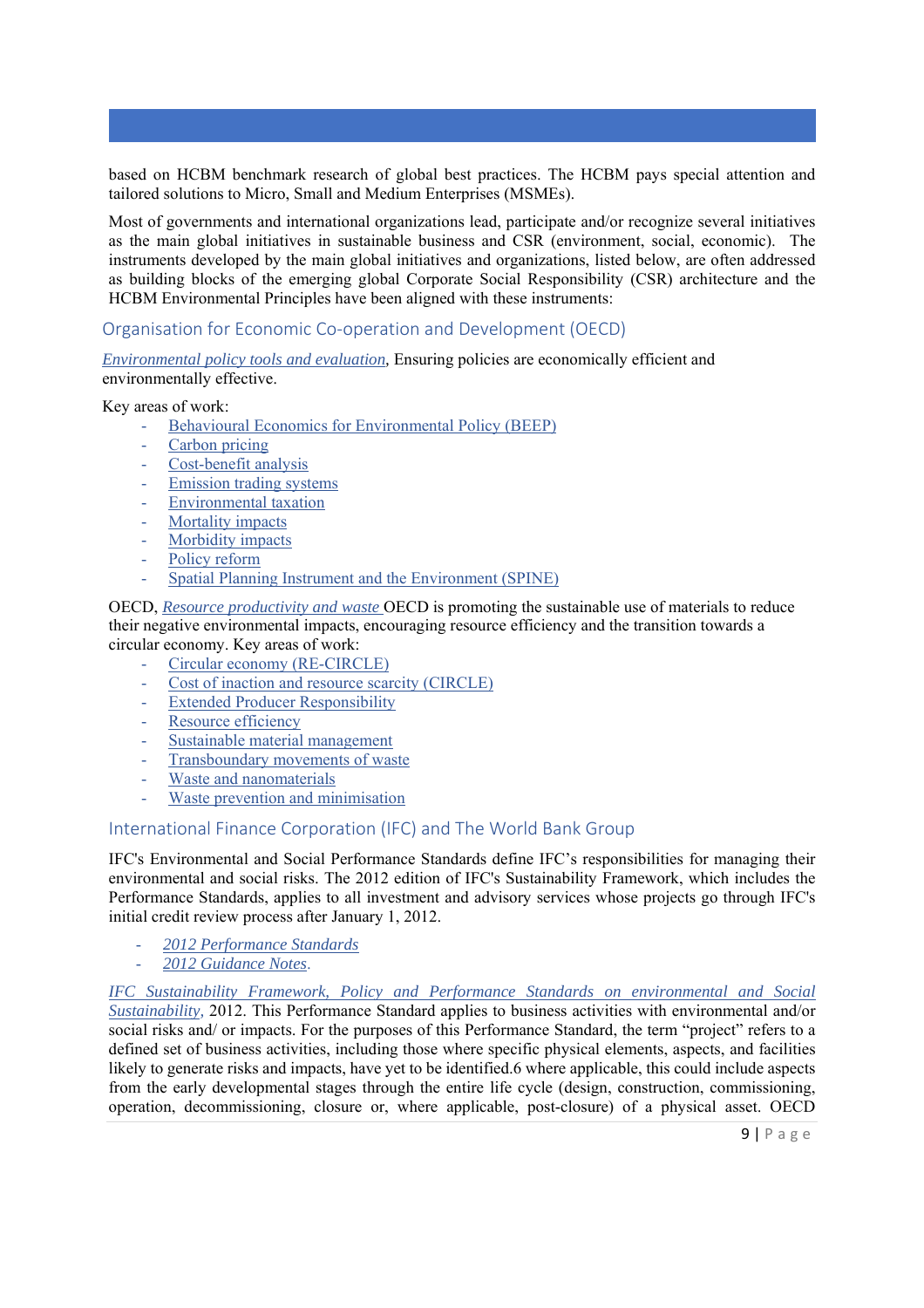based on HCBM benchmark research of global best practices. The HCBM pays special attention and tailored solutions to Micro, Small and Medium Enterprises (MSMEs).

Most of governments and international organizations lead, participate and/or recognize several initiatives as the main global initiatives in sustainable business and CSR (environment, social, economic). The instruments developed by the main global initiatives and organizations, listed below, are often addressed as building blocks of the emerging global Corporate Social Responsibility (CSR) architecture and the HCBM Environmental Principles have been aligned with these instruments:

## Organisation for Economic Co-operation and Development (OECD)

*Environmental policy tools and evaluation*, Ensuring policies are economically efficient and environmentally effective.

Key areas of work:

- Behavioural Economics for Environmental Policy (BEEP)
- Carbon pricing
- Cost-benefit analysis
- Emission trading systems
- Environmental taxation
- Mortality impacts
- Morbidity impacts
- Policy reform
- Spatial Planning Instrument and the Environment (SPINE)

OECD, *Resource productivity and waste* OECD is promoting the sustainable use of materials to reduce their negative environmental impacts, encouraging resource efficiency and the transition towards a circular economy. Key areas of work:

- Circular economy (RE-CIRCLE)
- Cost of inaction and resource scarcity (CIRCLE)
- Extended Producer Responsibility
- Resource efficiency
- Sustainable material management
- Transboundary movements of waste
- Waste and nanomaterials
- Waste prevention and minimisation

## International Finance Corporation (IFC) and The World Bank Group

IFC's Environmental and Social Performance Standards define IFC's responsibilities for managing their environmental and social risks. The 2012 edition of IFC's Sustainability Framework, which includes the Performance Standards, applies to all investment and advisory services whose projects go through IFC's initial credit review process after January 1, 2012.

- *2012 Performance Standards*
- *2012 Guidance Notes*.

*IFC Sustainability Framework, Policy and Performance Standards on environmental and Social Sustainability*, 2012. This Performance Standard applies to business activities with environmental and/or social risks and/ or impacts. For the purposes of this Performance Standard, the term "project" refers to a defined set of business activities, including those where specific physical elements, aspects, and facilities likely to generate risks and impacts, have yet to be identified.6 where applicable, this could include aspects from the early developmental stages through the entire life cycle (design, construction, commissioning, operation, decommissioning, closure or, where applicable, post-closure) of a physical asset. OECD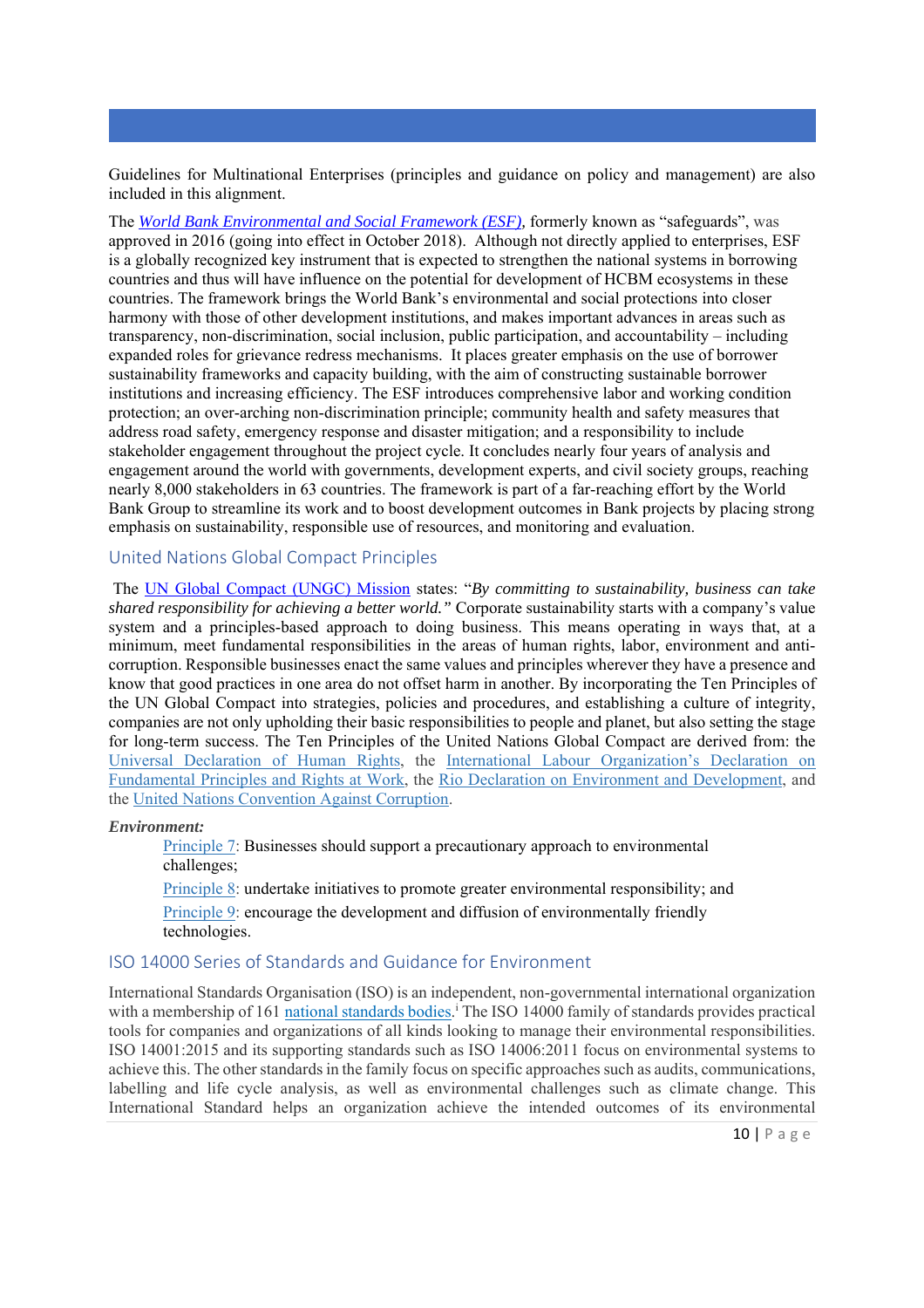Guidelines for Multinational Enterprises (principles and guidance on policy and management) are also included in this alignment.

The *World Bank Environmental and Social Framework (ESF)*, formerly known as "safeguards", was approved in 2016 (going into effect in October 2018). Although not directly applied to enterprises, ESF is a globally recognized key instrument that is expected to strengthen the national systems in borrowing countries and thus will have influence on the potential for development of HCBM ecosystems in these countries. The framework brings the World Bank's environmental and social protections into closer harmony with those of other development institutions, and makes important advances in areas such as transparency, non-discrimination, social inclusion, public participation, and accountability – including expanded roles for grievance redress mechanisms. It places greater emphasis on the use of borrower sustainability frameworks and capacity building, with the aim of constructing sustainable borrower institutions and increasing efficiency. The ESF introduces comprehensive labor and working condition protection; an over-arching non-discrimination principle; community health and safety measures that address road safety, emergency response and disaster mitigation; and a responsibility to include stakeholder engagement throughout the project cycle. It concludes nearly four years of analysis and engagement around the world with governments, development experts, and civil society groups, reaching nearly 8,000 stakeholders in 63 countries. The framework is part of a far-reaching effort by the World Bank Group to streamline its work and to boost development outcomes in Bank projects by placing strong emphasis on sustainability, responsible use of resources, and monitoring and evaluation.

## United Nations Global Compact Principles

The UN Global Compact (UNGC) Mission states: "*By committing to sustainability, business can take shared responsibility for achieving a better world.*" Corporate sustainability starts with a company's value system and a principles-based approach to doing business. This means operating in ways that, at a minimum, meet fundamental responsibilities in the areas of human rights, labor, environment and anti-corruption. Responsible businesses enact the same values and principles wherever they have a presence and know that good practices in one area do not offset harm in another. By incorporating the Ten Principles of the UN Global Compact into strategies, policies and procedures, and establishing a culture of integrity, companies are not only upholding their basic responsibilities to people and planet, but also setting the stage for long-term success. The Ten Principles of the United Nations Global Compact are derived from: the Universal Declaration of Human Rights, the International Labour Organization's Declaration on Fundamental Principles and Rights at Work, the Rio Declaration on Environment and Development, and the United Nations Convention Against Corruption.

***Environment:***

Principle 7: Businesses should support a precautionary approach to environmental challenges;

Principle 8: undertake initiatives to promote greater environmental responsibility; and

Principle 9: encourage the development and diffusion of environmentally friendly technologies.

## ISO 14000 Series of Standards and Guidance for Environment

International Standards Organisation (ISO) is an independent, non-governmental international organization with a membership of 161 national standards bodies.[i] The ISO 14000 family of standards provides practical tools for companies and organizations of all kinds looking to manage their environmental responsibilities. ISO 14001:2015 and its supporting standards such as ISO 14006:2011 focus on environmental systems to achieve this. The other standards in the family focus on specific approaches such as audits, communications, labelling and life cycle analysis, as well as environmental challenges such as climate change. This International Standard helps an organization achieve the intended outcomes of its environmental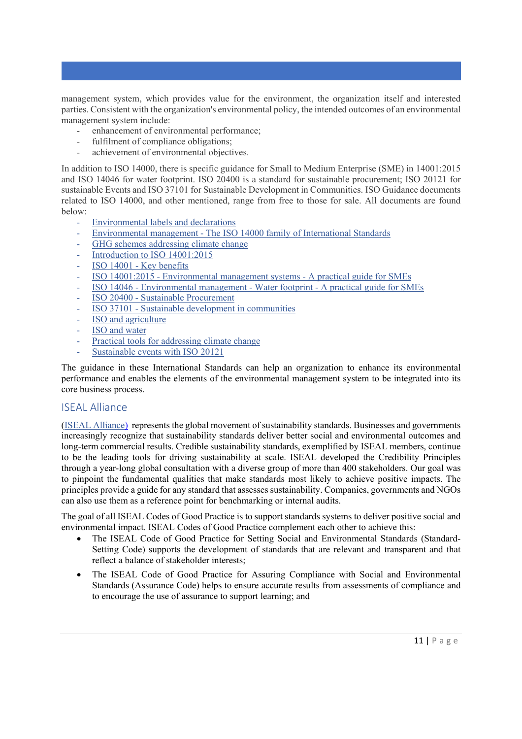management system, which provides value for the environment, the organization itself and interested parties. Consistent with the organization's environmental policy, the intended outcomes of an environmental management system include:

- enhancement of environmental performance;
- fulfilment of compliance obligations;
- achievement of environmental objectives.

In addition to ISO 14000, there is specific guidance for Small to Medium Enterprise (SME) in 14001:2015 and ISO 14046 for water footprint. ISO 20400 is a standard for sustainable procurement; ISO 20121 for sustainable Events and ISO 37101 for Sustainable Development in Communities. ISO Guidance documents related to ISO 14000, and other mentioned, range from free to those for sale. All documents are found below:

- Environmental labels and declarations
- Environmental management - The ISO 14000 family of International Standards
- GHG schemes addressing climate change
- Introduction to ISO 14001:2015
- ISO 14001 - Key benefits
- ISO 14001:2015 - Environmental management systems - A practical guide for SMEs
- ISO 14046 - Environmental management - Water footprint - A practical guide for SMEs
- ISO 20400 - Sustainable Procurement
- ISO 37101 - Sustainable development in communities
- ISO and agriculture
- ISO and water
- Practical tools for addressing climate change
- Sustainable events with ISO 20121

The guidance in these International Standards can help an organization to enhance its environmental performance and enables the elements of the environmental management system to be integrated into its core business process.

## ISEAL Alliance

(ISEAL Alliance) represents the global movement of sustainability standards. Businesses and governments increasingly recognize that sustainability standards deliver better social and environmental outcomes and long-term commercial results. Credible sustainability standards, exemplified by ISEAL members, continue to be the leading tools for driving sustainability at scale. ISEAL developed the Credibility Principles through a year-long global consultation with a diverse group of more than 400 stakeholders. Our goal was to pinpoint the fundamental qualities that make standards most likely to achieve positive impacts. The principles provide a guide for any standard that assesses sustainability. Companies, governments and NGOs can also use them as a reference point for benchmarking or internal audits.

The goal of all ISEAL Codes of Good Practice is to support standards systems to deliver positive social and environmental impact. ISEAL Codes of Good Practice complement each other to achieve this:

- The ISEAL Code of Good Practice for Setting Social and Environmental Standards (Standard-Setting Code) supports the development of standards that are relevant and transparent and that reflect a balance of stakeholder interests;
- The ISEAL Code of Good Practice for Assuring Compliance with Social and Environmental Standards (Assurance Code) helps to ensure accurate results from assessments of compliance and to encourage the use of assurance to support learning; and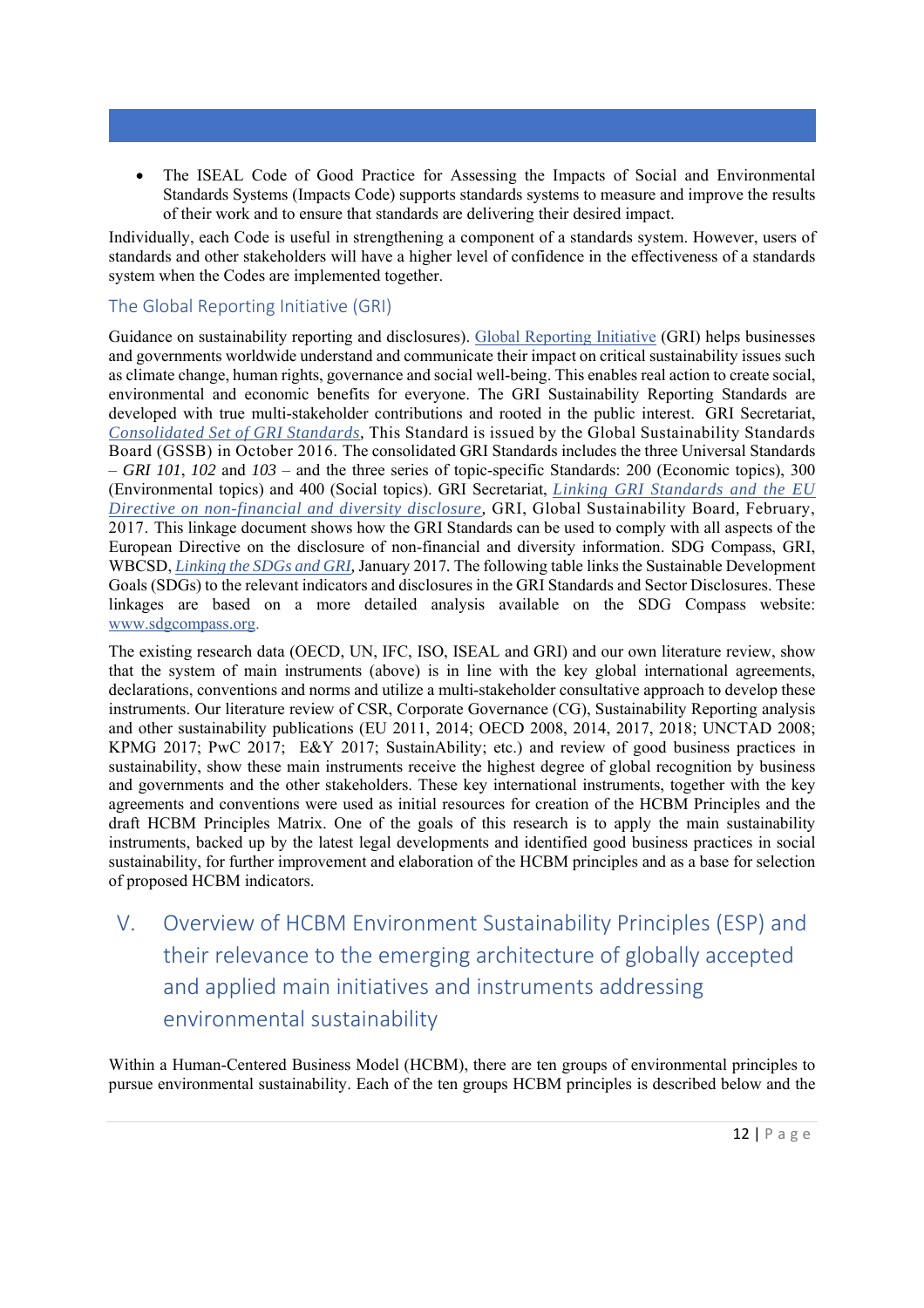- The ISEAL Code of Good Practice for Assessing the Impacts of Social and Environmental Standards Systems (Impacts Code) supports standards systems to measure and improve the results of their work and to ensure that standards are delivering their desired impact.

Individually, each Code is useful in strengthening a component of a standards system. However, users of standards and other stakeholders will have a higher level of confidence in the effectiveness of a standards system when the Codes are implemented together.

### The Global Reporting Initiative (GRI)

Guidance on sustainability reporting and disclosures). Global Reporting Initiative (GRI) helps businesses and governments worldwide understand and communicate their impact on critical sustainability issues such as climate change, human rights, governance and social well-being. This enables real action to create social, environmental and economic benefits for everyone. The GRI Sustainability Reporting Standards are developed with true multi-stakeholder contributions and rooted in the public interest. GRI Secretariat, *Consolidated Set of GRI Standards*, This Standard is issued by the Global Sustainability Standards Board (GSSB) in October 2016. The consolidated GRI Standards includes the three Universal Standards – *GRI 101*, *102* and *103* – and the three series of topic-specific Standards: 200 (Economic topics), 300 (Environmental topics) and 400 (Social topics). GRI Secretariat, *Linking GRI Standards and the EU Directive on non-financial and diversity disclosure*, GRI, Global Sustainability Board, February, 2017. This linkage document shows how the GRI Standards can be used to comply with all aspects of the European Directive on the disclosure of non-financial and diversity information. SDG Compass, GRI, WBCSD, *Linking the SDGs and GRI*, January 2017. The following table links the Sustainable Development Goals (SDGs) to the relevant indicators and disclosures in the GRI Standards and Sector Disclosures. These linkages are based on a more detailed analysis available on the SDG Compass website: www.sdgcompass.org.

The existing research data (OECD, UN, IFC, ISO, ISEAL and GRI) and our own literature review, show that the system of main instruments (above) is in line with the key global international agreements, declarations, conventions and norms and utilize a multi-stakeholder consultative approach to develop these instruments. Our literature review of CSR, Corporate Governance (CG), Sustainability Reporting analysis and other sustainability publications (EU 2011, 2014; OECD 2008, 2014, 2017, 2018; UNCTAD 2008; KPMG 2017; PwC 2017; E&Y 2017; SustainAbility; etc.) and review of good business practices in sustainability, show these main instruments receive the highest degree of global recognition by business and governments and the other stakeholders. These key international instruments, together with the key agreements and conventions were used as initial resources for creation of the HCBM Principles and the draft HCBM Principles Matrix. One of the goals of this research is to apply the main sustainability instruments, backed up by the latest legal developments and identified good business practices in social sustainability, for further improvement and elaboration of the HCBM principles and as a base for selection of proposed HCBM indicators.

## V. Overview of HCBM Environment Sustainability Principles (ESP) and their relevance to the emerging architecture of globally accepted and applied main initiatives and instruments addressing environmental sustainability

Within a Human-Centered Business Model (HCBM), there are ten groups of environmental principles to pursue environmental sustainability. Each of the ten groups HCBM principles is described below and the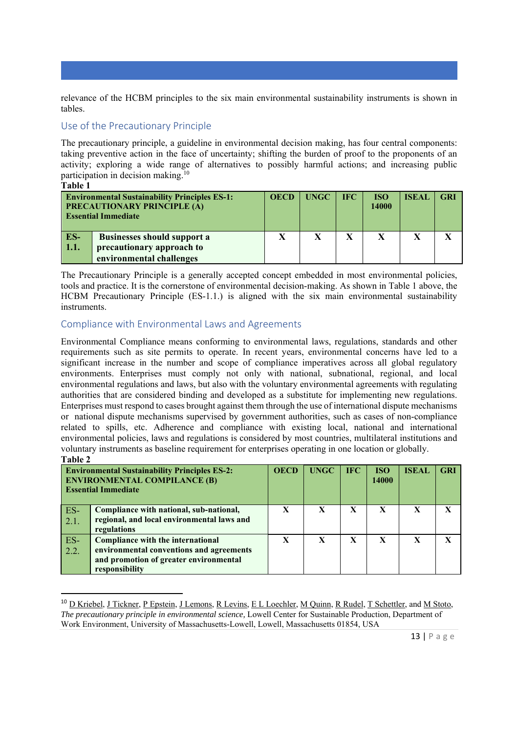relevance of the HCBM principles to the six main environmental sustainability instruments is shown in tables.

## Use of the Precautionary Principle

The precautionary principle, a guideline in environmental decision making, has four central components: taking preventive action in the face of uncertainty; shifting the burden of proof to the proponents of an activity; exploring a wide range of alternatives to possibly harmful actions; and increasing public participation in decision making.[10]

**Table 1**

| **Environmental Sustainability Principles ES-1: PRECAUTIONARY PRINCIPLE (A) Essential Immediate** | | **OECD** | **UNGC** | **IFC** | **ISO 14000** | **ISEAL** | **GRI** |
|---|---|---|---|---|---|---|---|
| **ES-1.1.** | **Businesses should support a precautionary approach to environmental challenges** | **X** | **X** | **X** | **X** | **X** | **X** |

The Precautionary Principle is a generally accepted concept embedded in most environmental policies, tools and practice. It is the cornerstone of environmental decision-making. As shown in Table 1 above, the HCBM Precautionary Principle (ES-1.1.) is aligned with the six main environmental sustainability instruments.

## Compliance with Environmental Laws and Agreements

Environmental Compliance means conforming to environmental laws, regulations, standards and other requirements such as site permits to operate. In recent years, environmental concerns have led to a significant increase in the number and scope of compliance imperatives across all global regulatory environments. Enterprises must comply not only with national, subnational, regional, and local environmental regulations and laws, but also with the voluntary environmental agreements with regulating authorities that are considered binding and developed as a substitute for implementing new regulations. Enterprises must respond to cases brought against them through the use of international dispute mechanisms or national dispute mechanisms supervised by government authorities, such as cases of non-compliance related to spills, etc. Adherence and compliance with existing local, national and international environmental policies, laws and regulations is considered by most countries, multilateral institutions and voluntary instruments as baseline requirement for enterprises operating in one location or globally.

**Table 2**

| **Environmental Sustainability Principles ES-2: ENVIRONMENTAL COMPILANCE (B) Essential Immediate** | | **OECD** | **UNGC** | **IFC** | **ISO 14000** | **ISEAL** | **GRI** |
|---|---|---|---|---|---|---|---|
| ES-2.1. | **Compliance with national, sub-national, regional, and local environmental laws and regulations** | **X** | **X** | **X** | **X** | **X** | **X** |
| ES-2.2. | **Compliance with the international environmental conventions and agreements and promotion of greater environmental responsibility** | **X** | **X** | **X** | **X** | **X** | **X** |

---

[10] D Kriebel, J Tickner, P Epstein, J Lemons, R Levins, E L Loechler, M Quinn, R Rudel, T Schettler, and M Stoto, *The precautionary principle in environmental science,* Lowell Center for Sustainable Production, Department of Work Environment, University of Massachusetts-Lowell, Lowell, Massachusetts 01854, USA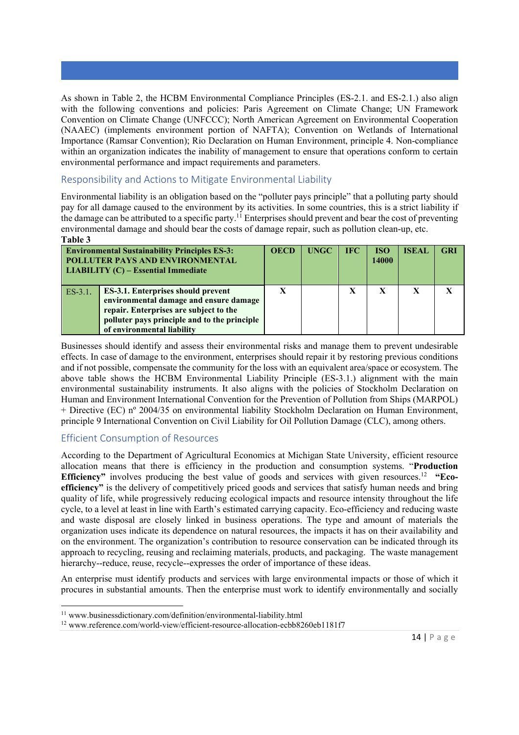As shown in Table 2, the HCBM Environmental Compliance Principles (ES-2.1. and ES-2.1.) also align with the following conventions and policies: Paris Agreement on Climate Change; UN Framework Convention on Climate Change (UNFCCC); North American Agreement on Environmental Cooperation (NAAEC) (implements environment portion of NAFTA); Convention on Wetlands of International Importance (Ramsar Convention); Rio Declaration on Human Environment, principle 4. Non-compliance within an organization indicates the inability of management to ensure that operations conform to certain environmental performance and impact requirements and parameters.

## Responsibility and Actions to Mitigate Environmental Liability

Environmental liability is an obligation based on the "polluter pays principle" that a polluting party should pay for all damage caused to the environment by its activities. In some countries, this is a strict liability if the damage can be attributed to a specific party.[11] Enterprises should prevent and bear the cost of preventing environmental damage and should bear the costs of damage repair, such as pollution clean-up, etc.

**Table 3**

| **Environmental Sustainability Principles ES-3: POLLUTER PAYS AND ENVIRONMENTAL LIABILITY (C) – Essential Immediate** | | **OECD** | **UNGC** | **IFC** | **ISO 14000** | **ISEAL** | **GRI** |
|---|---|---|---|---|---|---|---|
| ES-3.1. | **ES-3.1. Enterprises should prevent environmental damage and ensure damage repair. Enterprises are subject to the polluter pays principle and to the principle of environmental liability** | **X** | | **X** | **X** | **X** | **X** |

Businesses should identify and assess their environmental risks and manage them to prevent undesirable effects. In case of damage to the environment, enterprises should repair it by restoring previous conditions and if not possible, compensate the community for the loss with an equivalent area/space or ecosystem. The above table shows the HCBM Environmental Liability Principle (ES-3.1.) alignment with the main environmental sustainability instruments. It also aligns with the policies of Stockholm Declaration on Human and Environment International Convention for the Prevention of Pollution from Ships (MARPOL) + Directive (EC) nº 2004/35 on environmental liability Stockholm Declaration on Human Environment, principle 9 International Convention on Civil Liability for Oil Pollution Damage (CLC), among others.

## Efficient Consumption of Resources

According to the Department of Agricultural Economics at Michigan State University, efficient resource allocation means that there is efficiency in the production and consumption systems. "**Production Efficiency"** involves producing the best value of goods and services with given resources.[12] **"Eco-efficiency"** is the delivery of competitively priced goods and services that satisfy human needs and bring quality of life, while progressively reducing ecological impacts and resource intensity throughout the life cycle, to a level at least in line with Earth's estimated carrying capacity. Eco-efficiency and reducing waste and waste disposal are closely linked in business operations. The type and amount of materials the organization uses indicate its dependence on natural resources, the impacts it has on their availability and on the environment. The organization's contribution to resource conservation can be indicated through its approach to recycling, reusing and reclaiming materials, products, and packaging. The waste management hierarchy--reduce, reuse, recycle--expresses the order of importance of these ideas.

An enterprise must identify products and services with large environmental impacts or those of which it procures in substantial amounts. Then the enterprise must work to identify environmentally and socially

---

[11] www.businessdictionary.com/definition/environmental-liability.html

[12] www.reference.com/world-view/efficient-resource-allocation-ecbb8260eb1181f7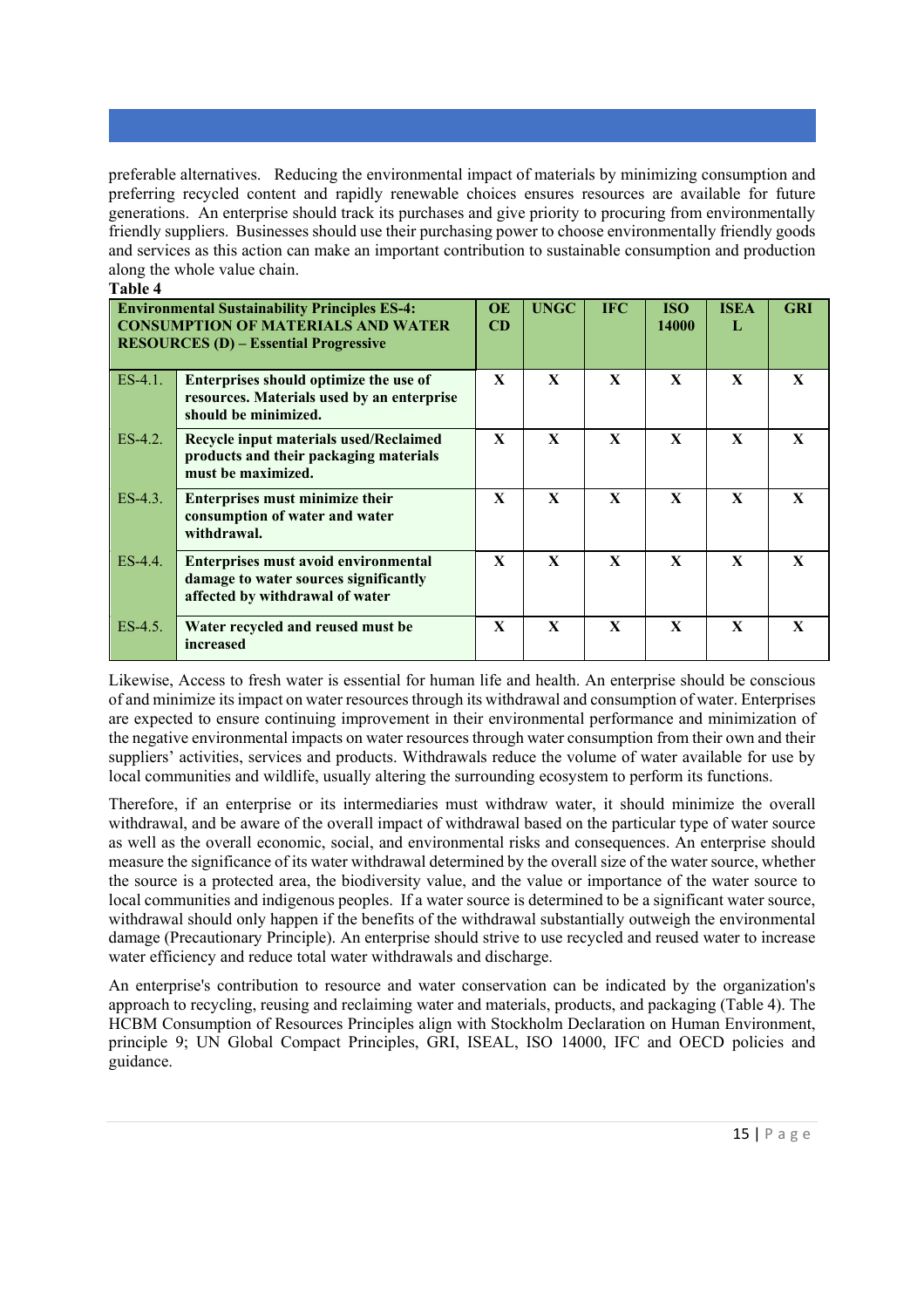preferable alternatives. Reducing the environmental impact of materials by minimizing consumption and preferring recycled content and rapidly renewable choices ensures resources are available for future generations. An enterprise should track its purchases and give priority to procuring from environmentally friendly suppliers. Businesses should use their purchasing power to choose environmentally friendly goods and services as this action can make an important contribution to sustainable consumption and production along the whole value chain.

**Table 4**

| **Environmental Sustainability Principles ES-4: CONSUMPTION OF MATERIALS AND WATER RESOURCES (D) – Essential Progressive** | | **OECD** | **UNGC** | **IFC** | **ISO 14000** | **ISEAL** | **GRI** |
|---|---|---|---|---|---|---|---|
| ES-4.1. | **Enterprises should optimize the use of resources. Materials used by an enterprise should be minimized.** | **X** | **X** | **X** | **X** | **X** | **X** |
| ES-4.2. | **Recycle input materials used/Reclaimed products and their packaging materials must be maximized.** | **X** | **X** | **X** | **X** | **X** | **X** |
| ES-4.3. | **Enterprises must minimize their consumption of water and water withdrawal.** | **X** | **X** | **X** | **X** | **X** | **X** |
| ES-4.4. | **Enterprises must avoid environmental damage to water sources significantly affected by withdrawal of water** | **X** | **X** | **X** | **X** | **X** | **X** |
| ES-4.5. | **Water recycled and reused must be increased** | **X** | **X** | **X** | **X** | **X** | **X** |

Likewise, Access to fresh water is essential for human life and health. An enterprise should be conscious of and minimize its impact on water resources through its withdrawal and consumption of water. Enterprises are expected to ensure continuing improvement in their environmental performance and minimization of the negative environmental impacts on water resources through water consumption from their own and their suppliers' activities, services and products. Withdrawals reduce the volume of water available for use by local communities and wildlife, usually altering the surrounding ecosystem to perform its functions.

Therefore, if an enterprise or its intermediaries must withdraw water, it should minimize the overall withdrawal, and be aware of the overall impact of withdrawal based on the particular type of water source as well as the overall economic, social, and environmental risks and consequences. An enterprise should measure the significance of its water withdrawal determined by the overall size of the water source, whether the source is a protected area, the biodiversity value, and the value or importance of the water source to local communities and indigenous peoples. If a water source is determined to be a significant water source, withdrawal should only happen if the benefits of the withdrawal substantially outweigh the environmental damage (Precautionary Principle). An enterprise should strive to use recycled and reused water to increase water efficiency and reduce total water withdrawals and discharge.

An enterprise's contribution to resource and water conservation can be indicated by the organization's approach to recycling, reusing and reclaiming water and materials, products, and packaging (Table 4). The HCBM Consumption of Resources Principles align with Stockholm Declaration on Human Environment, principle 9; UN Global Compact Principles, GRI, ISEAL, ISO 14000, IFC and OECD policies and guidance.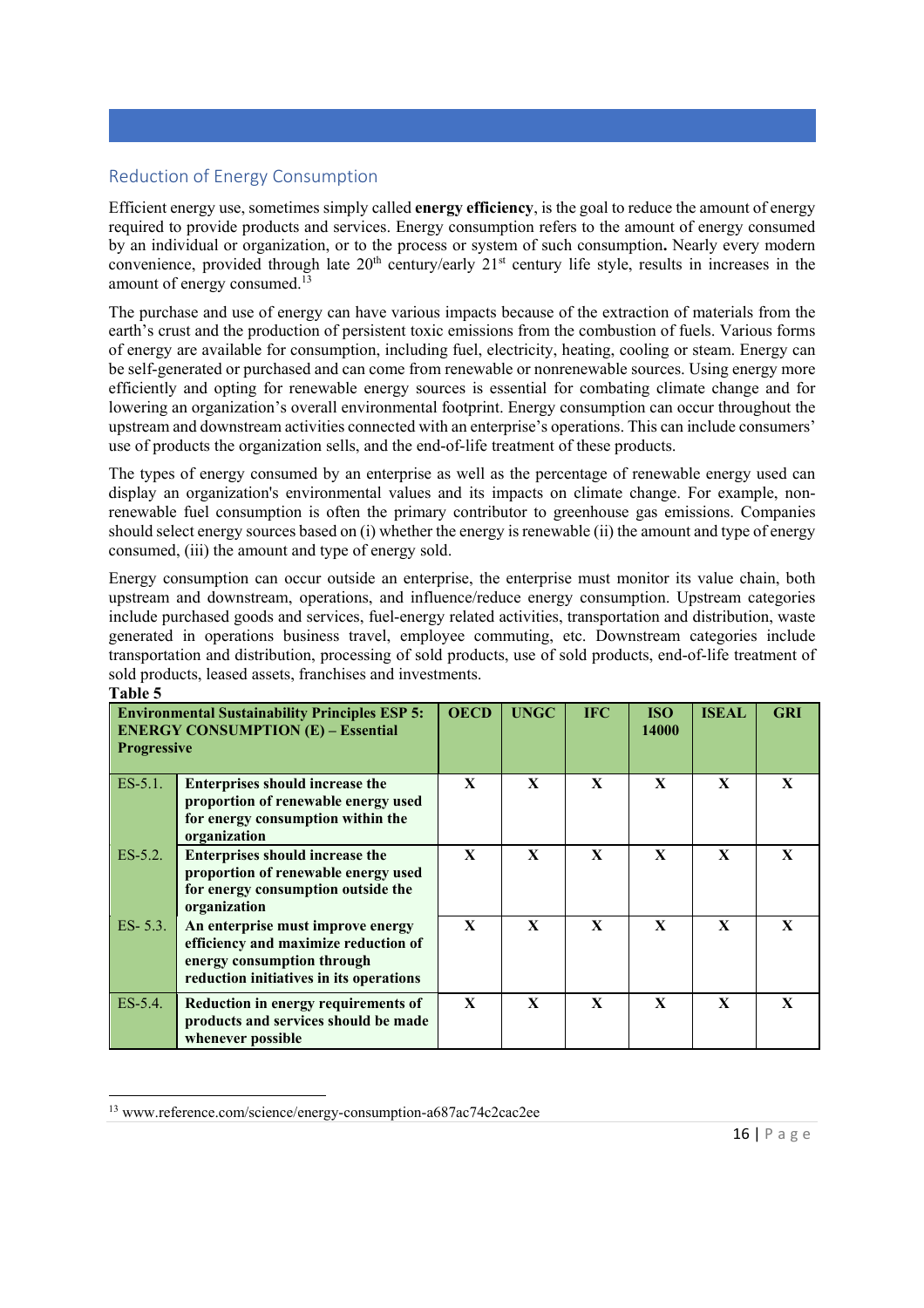## Reduction of Energy Consumption

Efficient energy use, sometimes simply called **energy efficiency**, is the goal to reduce the amount of energy required to provide products and services. Energy consumption refers to the amount of energy consumed by an individual or organization, or to the process or system of such consumption**.** Nearly every modern convenience, provided through late 20th century/early 21st century life style, results in increases in the amount of energy consumed.[13]

The purchase and use of energy can have various impacts because of the extraction of materials from the earth's crust and the production of persistent toxic emissions from the combustion of fuels. Various forms of energy are available for consumption, including fuel, electricity, heating, cooling or steam. Energy can be self-generated or purchased and can come from renewable or nonrenewable sources. Using energy more efficiently and opting for renewable energy sources is essential for combating climate change and for lowering an organization's overall environmental footprint. Energy consumption can occur throughout the upstream and downstream activities connected with an enterprise's operations. This can include consumers' use of products the organization sells, and the end-of-life treatment of these products.

The types of energy consumed by an enterprise as well as the percentage of renewable energy used can display an organization's environmental values and its impacts on climate change. For example, non-renewable fuel consumption is often the primary contributor to greenhouse gas emissions. Companies should select energy sources based on (i) whether the energy is renewable (ii) the amount and type of energy consumed, (iii) the amount and type of energy sold.

Energy consumption can occur outside an enterprise, the enterprise must monitor its value chain, both upstream and downstream, operations, and influence/reduce energy consumption. Upstream categories include purchased goods and services, fuel-energy related activities, transportation and distribution, waste generated in operations business travel, employee commuting, etc. Downstream categories include transportation and distribution, processing of sold products, use of sold products, end-of-life treatment of sold products, leased assets, franchises and investments.

**Table 5**

| **Environmental Sustainability Principles ESP 5: ENERGY CONSUMPTION (E) – Essential Progressive** | | **OECD** | **UNGC** | **IFC** | **ISO 14000** | **ISEAL** | **GRI** |
|---|---|---|---|---|---|---|---|
| ES-5.1. | **Enterprises should increase the proportion of renewable energy used for energy consumption within the organization** | **X** | **X** | **X** | **X** | **X** | **X** |
| ES-5.2. | **Enterprises should increase the proportion of renewable energy used for energy consumption outside the organization** | **X** | **X** | **X** | **X** | **X** | **X** |
| ES- 5.3. | **An enterprise must improve energy efficiency and maximize reduction of energy consumption through reduction initiatives in its operations** | **X** | **X** | **X** | **X** | **X** | **X** |
| ES-5.4. | **Reduction in energy requirements of products and services should be made whenever possible** | **X** | **X** | **X** | **X** | **X** | **X** |

[13] www.reference.com/science/energy-consumption-a687ac74c2cac2ee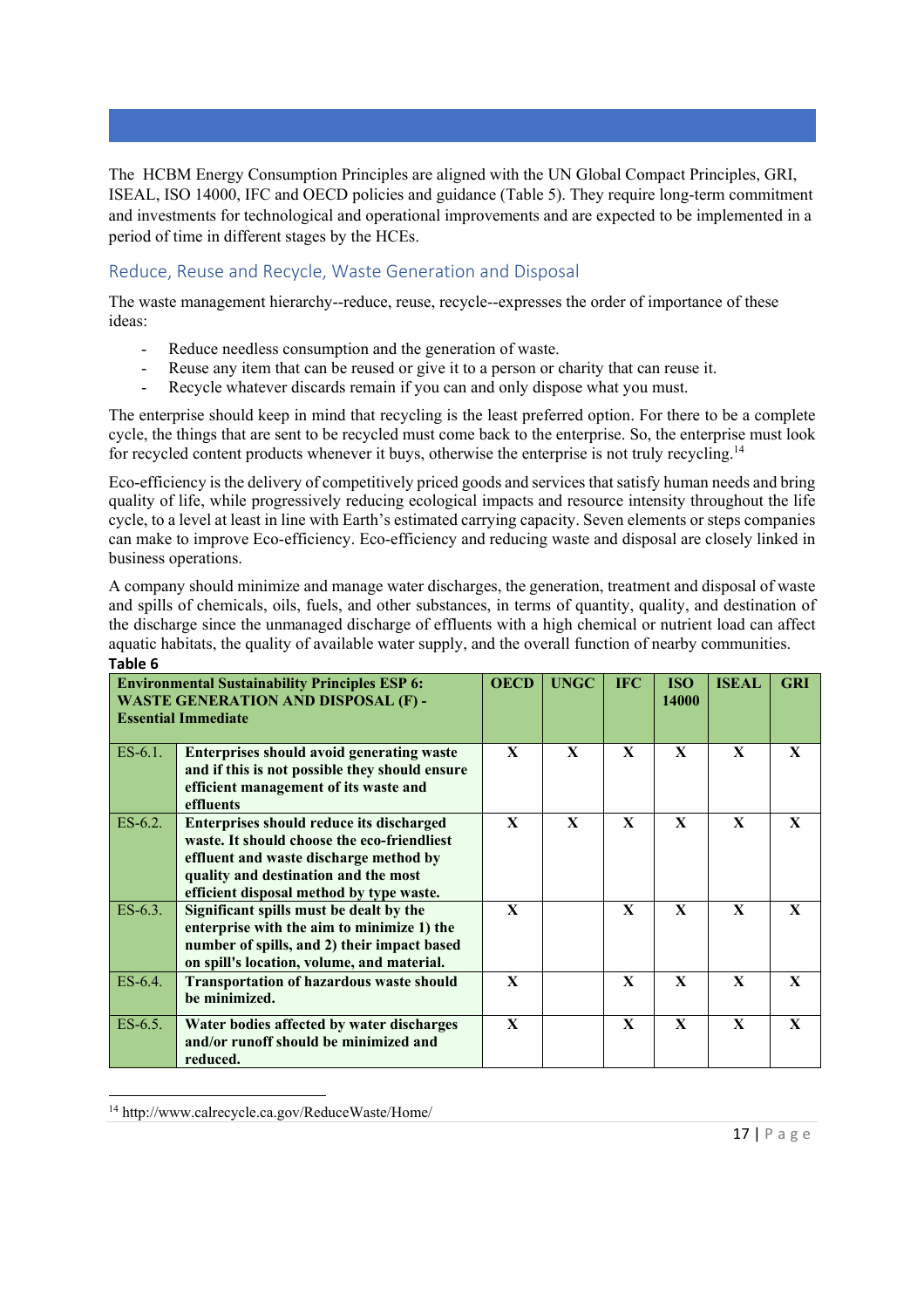The HCBM Energy Consumption Principles are aligned with the UN Global Compact Principles, GRI, ISEAL, ISO 14000, IFC and OECD policies and guidance (Table 5). They require long-term commitment and investments for technological and operational improvements and are expected to be implemented in a period of time in different stages by the HCEs.

## Reduce, Reuse and Recycle, Waste Generation and Disposal

The waste management hierarchy--reduce, reuse, recycle--expresses the order of importance of these ideas:

- Reduce needless consumption and the generation of waste.
- Reuse any item that can be reused or give it to a person or charity that can reuse it.
- Recycle whatever discards remain if you can and only dispose what you must.

The enterprise should keep in mind that recycling is the least preferred option. For there to be a complete cycle, the things that are sent to be recycled must come back to the enterprise. So, the enterprise must look for recycled content products whenever it buys, otherwise the enterprise is not truly recycling.[14]

Eco-efficiency is the delivery of competitively priced goods and services that satisfy human needs and bring quality of life, while progressively reducing ecological impacts and resource intensity throughout the life cycle, to a level at least in line with Earth's estimated carrying capacity. Seven elements or steps companies can make to improve Eco-efficiency. Eco-efficiency and reducing waste and disposal are closely linked in business operations.

A company should minimize and manage water discharges, the generation, treatment and disposal of waste and spills of chemicals, oils, fuels, and other substances, in terms of quantity, quality, and destination of the discharge since the unmanaged discharge of effluents with a high chemical or nutrient load can affect aquatic habitats, the quality of available water supply, and the overall function of nearby communities.

**Table 6**

| **Environmental Sustainability Principles ESP 6: WASTE GENERATION AND DISPOSAL (F) - Essential Immediate** | | **OECD** | **UNGC** | **IFC** | **ISO 14000** | **ISEAL** | **GRI** |
|---|---|---|---|---|---|---|---|
| ES-6.1. | **Enterprises should avoid generating waste and if this is not possible they should ensure efficient management of its waste and effluents** | **X** | **X** | **X** | **X** | **X** | **X** |
| ES-6.2. | **Enterprises should reduce its discharged waste. It should choose the eco-friendliest effluent and waste discharge method by quality and destination and the most efficient disposal method by type waste.** | **X** | **X** | **X** | **X** | **X** | **X** |
| ES-6.3. | **Significant spills must be dealt by the enterprise with the aim to minimize 1) the number of spills, and 2) their impact based on spill's location, volume, and material.** | **X** | | **X** | **X** | **X** | **X** |
| ES-6.4. | **Transportation of hazardous waste should be minimized.** | **X** | | **X** | **X** | **X** | **X** |
| ES-6.5. | **Water bodies affected by water discharges and/or runoff should be minimized and reduced.** | **X** | | **X** | **X** | **X** | **X** |

[14] http://www.calrecycle.ca.gov/ReduceWaste/Home/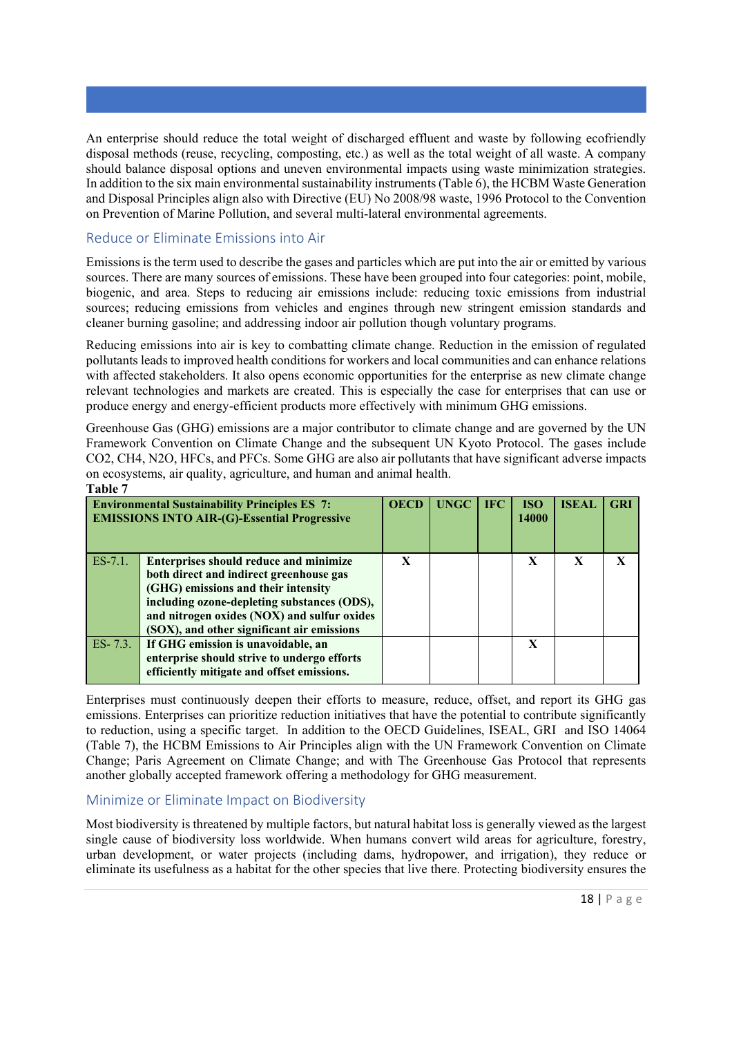An enterprise should reduce the total weight of discharged effluent and waste by following ecofriendly disposal methods (reuse, recycling, composting, etc.) as well as the total weight of all waste. A company should balance disposal options and uneven environmental impacts using waste minimization strategies. In addition to the six main environmental sustainability instruments (Table 6), the HCBM Waste Generation and Disposal Principles align also with Directive (EU) No 2008/98 waste, 1996 Protocol to the Convention on Prevention of Marine Pollution, and several multi-lateral environmental agreements.

## Reduce or Eliminate Emissions into Air

Emissions is the term used to describe the gases and particles which are put into the air or emitted by various sources. There are many sources of emissions. These have been grouped into four categories: point, mobile, biogenic, and area. Steps to reducing air emissions include: reducing toxic emissions from industrial sources; reducing emissions from vehicles and engines through new stringent emission standards and cleaner burning gasoline; and addressing indoor air pollution though voluntary programs.

Reducing emissions into air is key to combatting climate change. Reduction in the emission of regulated pollutants leads to improved health conditions for workers and local communities and can enhance relations with affected stakeholders. It also opens economic opportunities for the enterprise as new climate change relevant technologies and markets are created. This is especially the case for enterprises that can use or produce energy and energy-efficient products more effectively with minimum GHG emissions.

Greenhouse Gas (GHG) emissions are a major contributor to climate change and are governed by the UN Framework Convention on Climate Change and the subsequent UN Kyoto Protocol. The gases include CO2, CH4, N2O, HFCs, and PFCs. Some GHG are also air pollutants that have significant adverse impacts on ecosystems, air quality, agriculture, and human and animal health.

**Table 7**

| **Environmental Sustainability Principles ES 7: EMISSIONS INTO AIR-(G)-Essential Progressive** | | **OECD** | **UNGC** | **IFC** | **ISO 14000** | **ISEAL** | **GRI** |
|---|---|---|---|---|---|---|---|
| ES-7.1. | **Enterprises should reduce and minimize both direct and indirect greenhouse gas (GHG) emissions and their intensity including ozone-depleting substances (ODS), and nitrogen oxides (NOX) and sulfur oxides (SOX), and other significant air emissions** | X | | | X | X | X |
| ES- 7.3. | **If GHG emission is unavoidable, an enterprise should strive to undergo efforts efficiently mitigate and offset emissions.** | | | | X | | |

Enterprises must continuously deepen their efforts to measure, reduce, offset, and report its GHG gas emissions. Enterprises can prioritize reduction initiatives that have the potential to contribute significantly to reduction, using a specific target. In addition to the OECD Guidelines, ISEAL, GRI and ISO 14064 (Table 7), the HCBM Emissions to Air Principles align with the UN Framework Convention on Climate Change; Paris Agreement on Climate Change; and with The Greenhouse Gas Protocol that represents another globally accepted framework offering a methodology for GHG measurement.

## Minimize or Eliminate Impact on Biodiversity

Most biodiversity is threatened by multiple factors, but natural habitat loss is generally viewed as the largest single cause of biodiversity loss worldwide. When humans convert wild areas for agriculture, forestry, urban development, or water projects (including dams, hydropower, and irrigation), they reduce or eliminate its usefulness as a habitat for the other species that live there. Protecting biodiversity ensures the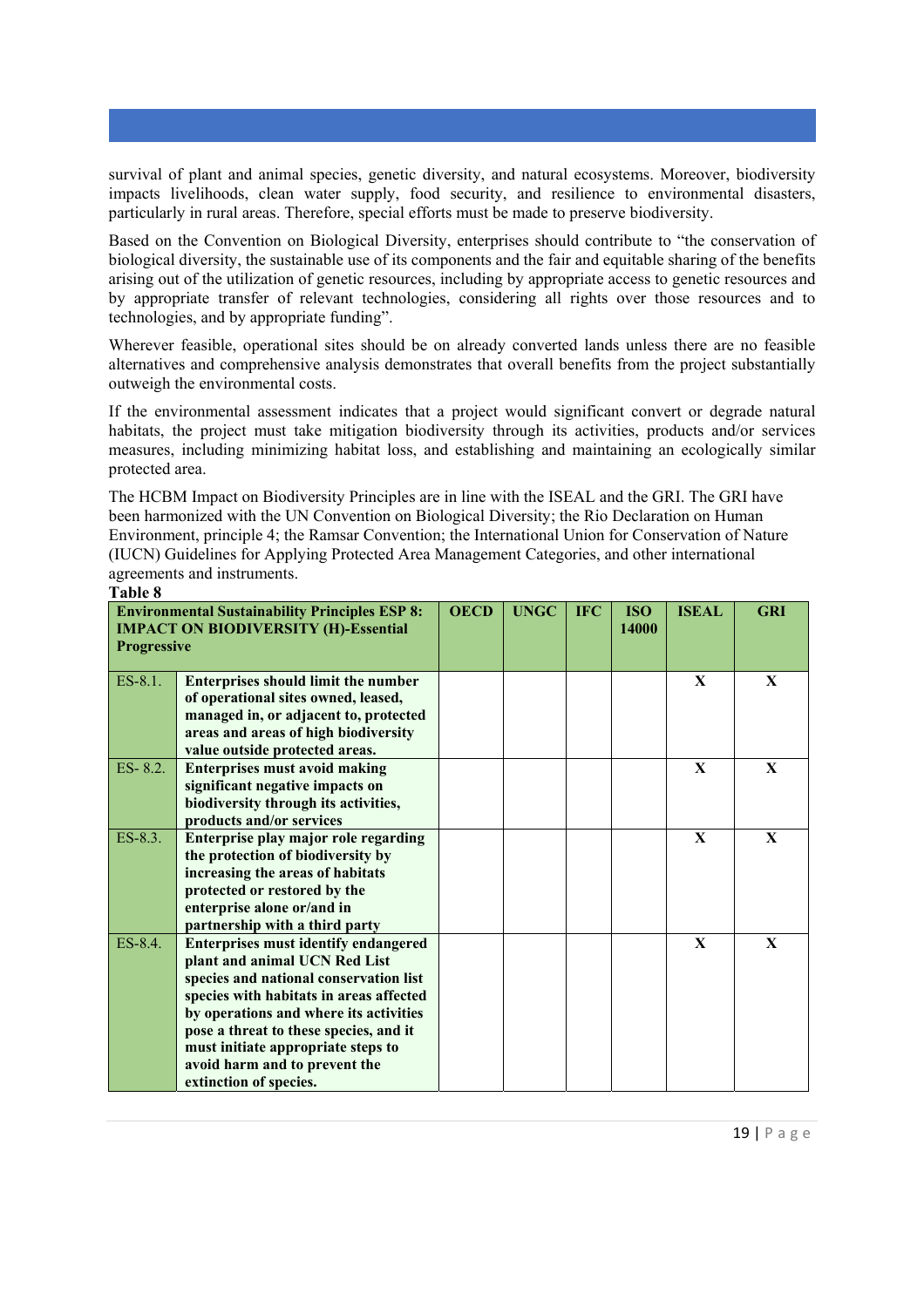survival of plant and animal species, genetic diversity, and natural ecosystems. Moreover, biodiversity impacts livelihoods, clean water supply, food security, and resilience to environmental disasters, particularly in rural areas. Therefore, special efforts must be made to preserve biodiversity.

Based on the Convention on Biological Diversity, enterprises should contribute to "the conservation of biological diversity, the sustainable use of its components and the fair and equitable sharing of the benefits arising out of the utilization of genetic resources, including by appropriate access to genetic resources and by appropriate transfer of relevant technologies, considering all rights over those resources and to technologies, and by appropriate funding".

Wherever feasible, operational sites should be on already converted lands unless there are no feasible alternatives and comprehensive analysis demonstrates that overall benefits from the project substantially outweigh the environmental costs.

If the environmental assessment indicates that a project would significant convert or degrade natural habitats, the project must take mitigation biodiversity through its activities, products and/or services measures, including minimizing habitat loss, and establishing and maintaining an ecologically similar protected area.

The HCBM Impact on Biodiversity Principles are in line with the ISEAL and the GRI. The GRI have been harmonized with the UN Convention on Biological Diversity; the Rio Declaration on Human Environment, principle 4; the Ramsar Convention; the International Union for Conservation of Nature (IUCN) Guidelines for Applying Protected Area Management Categories, and other international agreements and instruments.

**Table 8**

| **Environmental Sustainability Principles ESP 8: IMPACT ON BIODIVERSITY (H)-Essential Progressive** | | **OECD** | **UNGC** | **IFC** | **ISO 14000** | **ISEAL** | **GRI** |
|---|---|---|---|---|---|---|---|
| ES-8.1. | **Enterprises should limit the number of operational sites owned, leased, managed in, or adjacent to, protected areas and areas of high biodiversity value outside protected areas.** | | | | | **X** | **X** |
| ES- 8.2. | **Enterprises must avoid making significant negative impacts on biodiversity through its activities, products and/or services** | | | | | **X** | **X** |
| ES-8.3. | **Enterprise play major role regarding the protection of biodiversity by increasing the areas of habitats protected or restored by the enterprise alone or/and in partnership with a third party** | | | | | **X** | **X** |
| ES-8.4. | **Enterprises must identify endangered plant and animal UCN Red List species and national conservation list species with habitats in areas affected by operations and where its activities pose a threat to these species, and it must initiate appropriate steps to avoid harm and to prevent the extinction of species.** | | | | | **X** | **X** |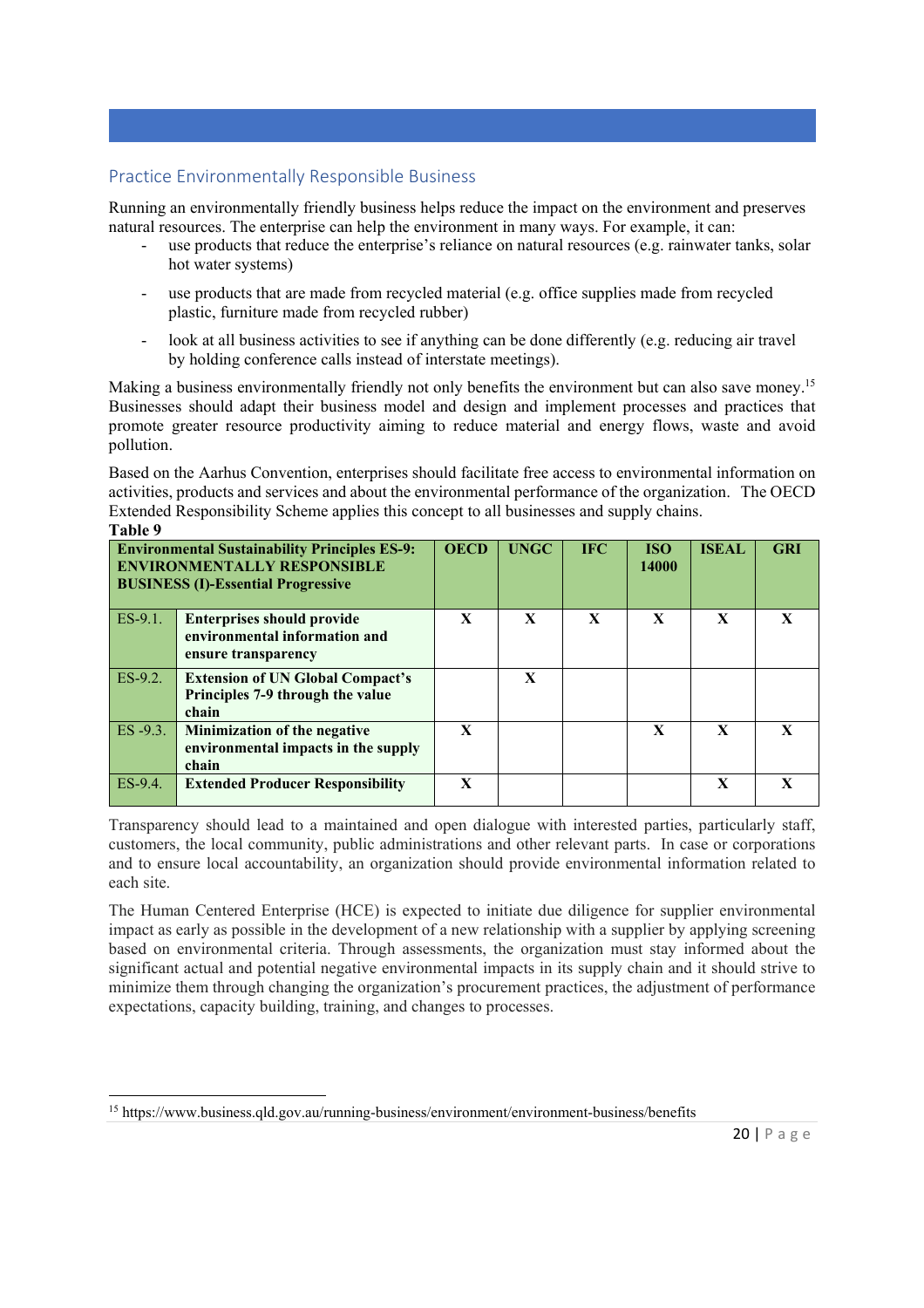## Practice Environmentally Responsible Business

Running an environmentally friendly business helps reduce the impact on the environment and preserves natural resources. The enterprise can help the environment in many ways. For example, it can:

- use products that reduce the enterprise's reliance on natural resources (e.g. rainwater tanks, solar hot water systems)
- use products that are made from recycled material (e.g. office supplies made from recycled plastic, furniture made from recycled rubber)
- look at all business activities to see if anything can be done differently (e.g. reducing air travel by holding conference calls instead of interstate meetings).

Making a business environmentally friendly not only benefits the environment but can also save money.[15] Businesses should adapt their business model and design and implement processes and practices that promote greater resource productivity aiming to reduce material and energy flows, waste and avoid pollution.

Based on the Aarhus Convention, enterprises should facilitate free access to environmental information on activities, products and services and about the environmental performance of the organization. The OECD Extended Responsibility Scheme applies this concept to all businesses and supply chains.

**Table 9**

| **Environmental Sustainability Principles ES-9: ENVIRONMENTALLY RESPONSIBLE BUSINESS (I)-Essential Progressive** | | **OECD** | **UNGC** | **IFC** | **ISO 14000** | **ISEAL** | **GRI** |
|---|---|---|---|---|---|---|---|
| ES-9.1. | **Enterprises should provide environmental information and ensure transparency** | X | X | X | X | X | X |
| ES-9.2. | **Extension of UN Global Compact's Principles 7-9 through the value chain** | | X | | | | |
| ES -9.3. | **Minimization of the negative environmental impacts in the supply chain** | X | | | X | X | X |
| ES-9.4. | **Extended Producer Responsibility** | X | | | | X | X |

Transparency should lead to a maintained and open dialogue with interested parties, particularly staff, customers, the local community, public administrations and other relevant parts. In case or corporations and to ensure local accountability, an organization should provide environmental information related to each site.

The Human Centered Enterprise (HCE) is expected to initiate due diligence for supplier environmental impact as early as possible in the development of a new relationship with a supplier by applying screening based on environmental criteria. Through assessments, the organization must stay informed about the significant actual and potential negative environmental impacts in its supply chain and it should strive to minimize them through changing the organization's procurement practices, the adjustment of performance expectations, capacity building, training, and changes to processes.

---

[15] https://www.business.qld.gov.au/running-business/environment/environment-business/benefits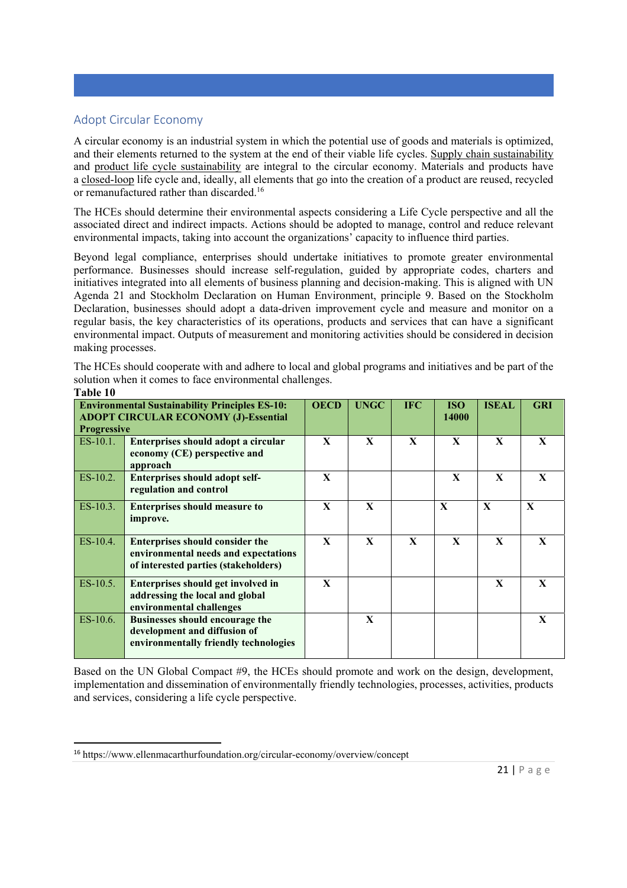## Adopt Circular Economy

A circular economy is an industrial system in which the potential use of goods and materials is optimized, and their elements returned to the system at the end of their viable life cycles. Supply chain sustainability and product life cycle sustainability are integral to the circular economy. Materials and products have a closed-loop life cycle and, ideally, all elements that go into the creation of a product are reused, recycled or remanufactured rather than discarded.[16]

The HCEs should determine their environmental aspects considering a Life Cycle perspective and all the associated direct and indirect impacts. Actions should be adopted to manage, control and reduce relevant environmental impacts, taking into account the organizations' capacity to influence third parties.

Beyond legal compliance, enterprises should undertake initiatives to promote greater environmental performance. Businesses should increase self-regulation, guided by appropriate codes, charters and initiatives integrated into all elements of business planning and decision-making. This is aligned with UN Agenda 21 and Stockholm Declaration on Human Environment, principle 9. Based on the Stockholm Declaration, businesses should adopt a data-driven improvement cycle and measure and monitor on a regular basis, the key characteristics of its operations, products and services that can have a significant environmental impact. Outputs of measurement and monitoring activities should be considered in decision making processes.

The HCEs should cooperate with and adhere to local and global programs and initiatives and be part of the solution when it comes to face environmental challenges.

**Table 10**

| **Environmental Sustainability Principles ES-10: ADOPT CIRCULAR ECONOMY (J)-Essential Progressive** | | **OECD** | **UNGC** | **IFC** | **ISO 14000** | **ISEAL** | **GRI** |
|---|---|---|---|---|---|---|---|
| ES-10.1. | **Enterprises should adopt a circular economy (CE) perspective and approach** | **X** | **X** | **X** | **X** | **X** | **X** |
| ES-10.2. | **Enterprises should adopt self-regulation and control** | **X** | | | **X** | **X** | **X** |
| ES-10.3. | **Enterprises should measure to improve.** | **X** | **X** | | **X** | **X** | **X** |
| ES-10.4. | **Enterprises should consider the environmental needs and expectations of interested parties (stakeholders)** | **X** | **X** | **X** | **X** | **X** | **X** |
| ES-10.5. | **Enterprises should get involved in addressing the local and global environmental challenges** | **X** | | | | **X** | **X** |
| ES-10.6. | **Businesses should encourage the development and diffusion of environmentally friendly technologies** | | **X** | | | | **X** |

Based on the UN Global Compact #9, the HCEs should promote and work on the design, development, implementation and dissemination of environmentally friendly technologies, processes, activities, products and services, considering a life cycle perspective.

[16] https://www.ellenmacarthurfoundation.org/circular-economy/overview/concept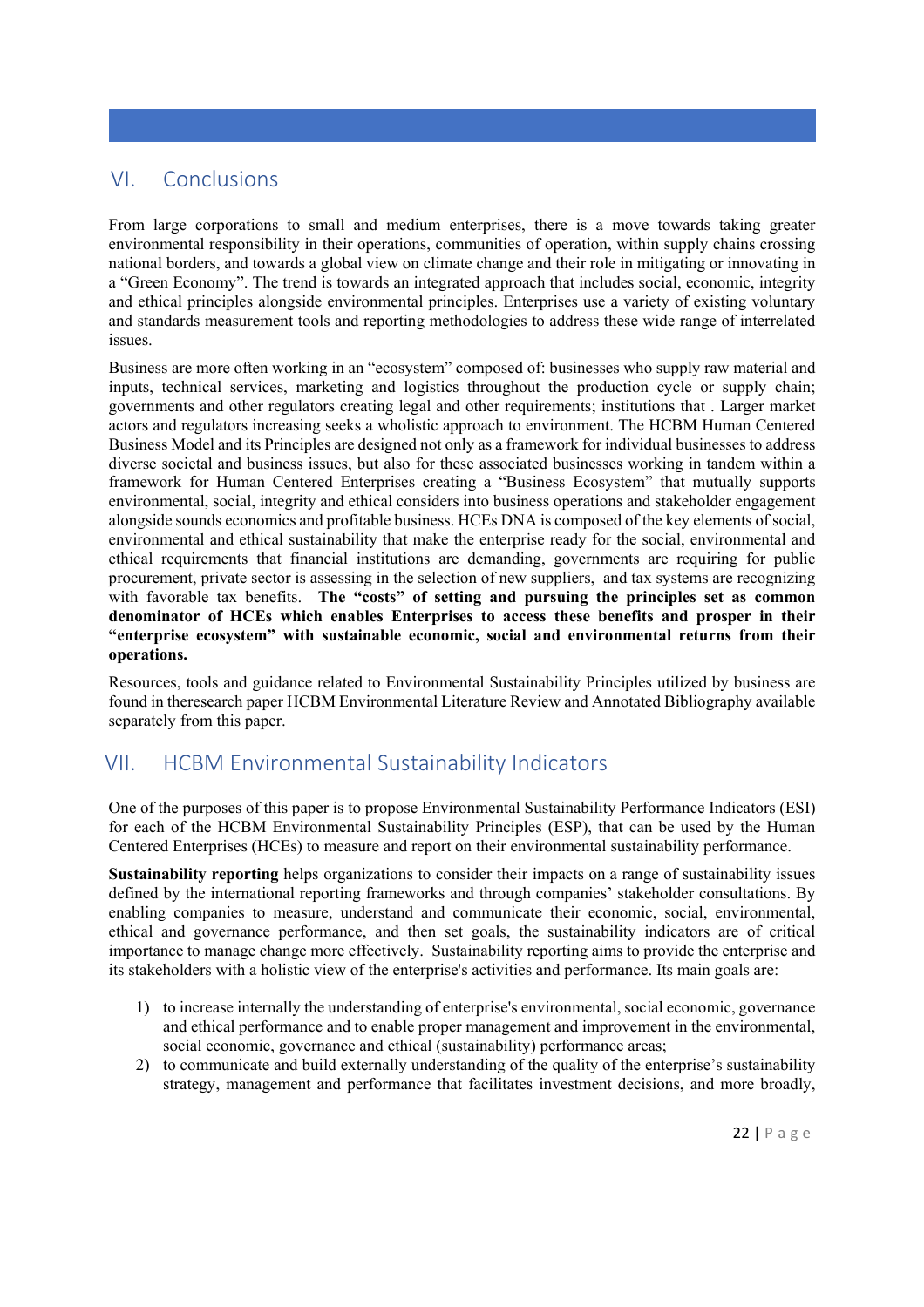## VI. Conclusions

From large corporations to small and medium enterprises, there is a move towards taking greater environmental responsibility in their operations, communities of operation, within supply chains crossing national borders, and towards a global view on climate change and their role in mitigating or innovating in a "Green Economy". The trend is towards an integrated approach that includes social, economic, integrity and ethical principles alongside environmental principles. Enterprises use a variety of existing voluntary and standards measurement tools and reporting methodologies to address these wide range of interrelated issues.

Business are more often working in an "ecosystem" composed of: businesses who supply raw material and inputs, technical services, marketing and logistics throughout the production cycle or supply chain; governments and other regulators creating legal and other requirements; institutions that . Larger market actors and regulators increasing seeks a wholistic approach to environment. The HCBM Human Centered Business Model and its Principles are designed not only as a framework for individual businesses to address diverse societal and business issues, but also for these associated businesses working in tandem within a framework for Human Centered Enterprises creating a "Business Ecosystem" that mutually supports environmental, social, integrity and ethical considers into business operations and stakeholder engagement alongside sounds economics and profitable business. HCEs DNA is composed of the key elements of social, environmental and ethical sustainability that make the enterprise ready for the social, environmental and ethical requirements that financial institutions are demanding, governments are requiring for public procurement, private sector is assessing in the selection of new suppliers, and tax systems are recognizing with favorable tax benefits. **The "costs" of setting and pursuing the principles set as common denominator of HCEs which enables Enterprises to access these benefits and prosper in their "enterprise ecosystem" with sustainable economic, social and environmental returns from their operations.**

Resources, tools and guidance related to Environmental Sustainability Principles utilized by business are found in theresearch paper HCBM Environmental Literature Review and Annotated Bibliography available separately from this paper.

## VII. HCBM Environmental Sustainability Indicators

One of the purposes of this paper is to propose Environmental Sustainability Performance Indicators (ESI) for each of the HCBM Environmental Sustainability Principles (ESP), that can be used by the Human Centered Enterprises (HCEs) to measure and report on their environmental sustainability performance.

**Sustainability reporting** helps organizations to consider their impacts on a range of sustainability issues defined by the international reporting frameworks and through companies' stakeholder consultations. By enabling companies to measure, understand and communicate their economic, social, environmental, ethical and governance performance, and then set goals, the sustainability indicators are of critical importance to manage change more effectively. Sustainability reporting aims to provide the enterprise and its stakeholders with a holistic view of the enterprise's activities and performance. Its main goals are:

1) to increase internally the understanding of enterprise's environmental, social economic, governance and ethical performance and to enable proper management and improvement in the environmental, social economic, governance and ethical (sustainability) performance areas;
2) to communicate and build externally understanding of the quality of the enterprise's sustainability strategy, management and performance that facilitates investment decisions, and more broadly,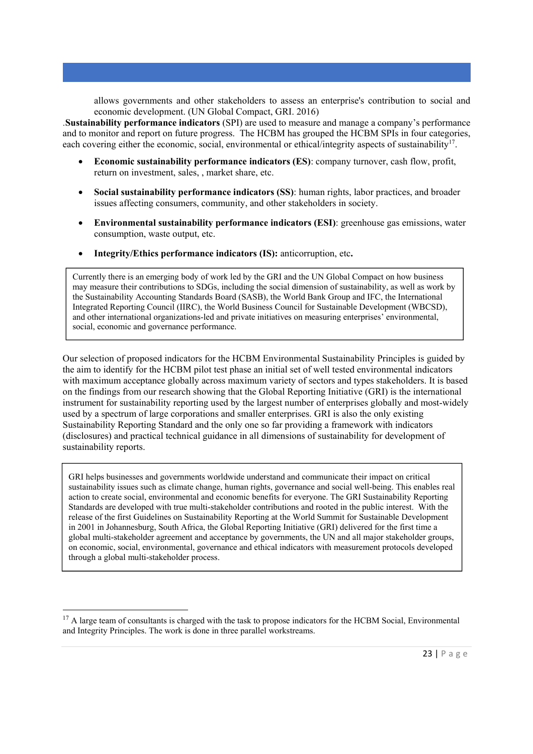allows governments and other stakeholders to assess an enterprise's contribution to social and economic development. (UN Global Compact, GRI. 2016)

.**Sustainability performance indicators** (SPI) are used to measure and manage a company's performance and to monitor and report on future progress. The HCBM has grouped the HCBM SPIs in four categories, each covering either the economic, social, environmental or ethical/integrity aspects of sustainability[17].

- **Economic sustainability performance indicators (ES)**: company turnover, cash flow, profit, return on investment, sales, , market share, etc.
- **Social sustainability performance indicators (SS)**: human rights, labor practices, and broader issues affecting consumers, community, and other stakeholders in society.
- **Environmental sustainability performance indicators (ESI)**: greenhouse gas emissions, water consumption, waste output, etc.
- **Integrity/Ethics performance indicators (IS):** anticorruption, etc**.**

> Currently there is an emerging body of work led by the GRI and the UN Global Compact on how business may measure their contributions to SDGs, including the social dimension of sustainability, as well as work by the Sustainability Accounting Standards Board (SASB), the World Bank Group and IFC, the International Integrated Reporting Council (IIRC), the World Business Council for Sustainable Development (WBCSD), and other international organizations-led and private initiatives on measuring enterprises' environmental, social, economic and governance performance.

Our selection of proposed indicators for the HCBM Environmental Sustainability Principles is guided by the aim to identify for the HCBM pilot test phase an initial set of well tested environmental indicators with maximum acceptance globally across maximum variety of sectors and types stakeholders. It is based on the findings from our research showing that the Global Reporting Initiative (GRI) is the international instrument for sustainability reporting used by the largest number of enterprises globally and most-widely used by a spectrum of large corporations and smaller enterprises. GRI is also the only existing Sustainability Reporting Standard and the only one so far providing a framework with indicators (disclosures) and practical technical guidance in all dimensions of sustainability for development of sustainability reports.

> GRI helps businesses and governments worldwide understand and communicate their impact on critical sustainability issues such as climate change, human rights, governance and social well-being. This enables real action to create social, environmental and economic benefits for everyone. The GRI Sustainability Reporting Standards are developed with true multi-stakeholder contributions and rooted in the public interest. With the release of the first Guidelines on Sustainability Reporting at the World Summit for Sustainable Development in 2001 in Johannesburg, South Africa, the Global Reporting Initiative (GRI) delivered for the first time a global multi-stakeholder agreement and acceptance by governments, the UN and all major stakeholder groups, on economic, social, environmental, governance and ethical indicators with measurement protocols developed through a global multi-stakeholder process.

---

[17] A large team of consultants is charged with the task to propose indicators for the HCBM Social, Environmental and Integrity Principles. The work is done in three parallel workstreams.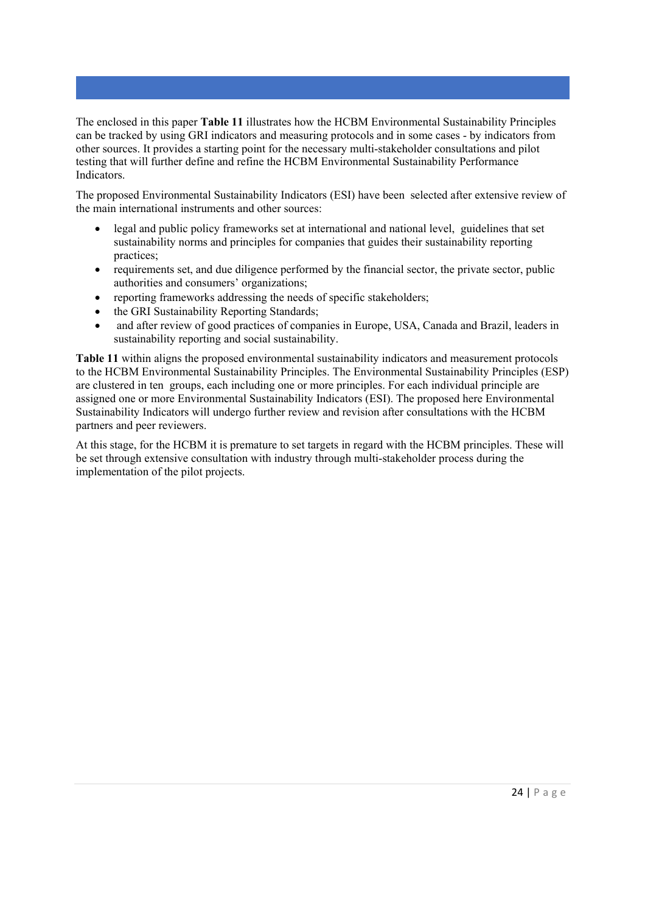The enclosed in this paper **Table 11** illustrates how the HCBM Environmental Sustainability Principles can be tracked by using GRI indicators and measuring protocols and in some cases - by indicators from other sources. It provides a starting point for the necessary multi-stakeholder consultations and pilot testing that will further define and refine the HCBM Environmental Sustainability Performance Indicators.

The proposed Environmental Sustainability Indicators (ESI) have been selected after extensive review of the main international instruments and other sources:

- legal and public policy frameworks set at international and national level, guidelines that set sustainability norms and principles for companies that guides their sustainability reporting practices;
- requirements set, and due diligence performed by the financial sector, the private sector, public authorities and consumers' organizations;
- reporting frameworks addressing the needs of specific stakeholders;
- the GRI Sustainability Reporting Standards;
- and after review of good practices of companies in Europe, USA, Canada and Brazil, leaders in sustainability reporting and social sustainability.

**Table 11** within aligns the proposed environmental sustainability indicators and measurement protocols to the HCBM Environmental Sustainability Principles. The Environmental Sustainability Principles (ESP) are clustered in ten groups, each including one or more principles. For each individual principle are assigned one or more Environmental Sustainability Indicators (ESI). The proposed here Environmental Sustainability Indicators will undergo further review and revision after consultations with the HCBM partners and peer reviewers.

At this stage, for the HCBM it is premature to set targets in regard with the HCBM principles. These will be set through extensive consultation with industry through multi-stakeholder process during the implementation of the pilot projects.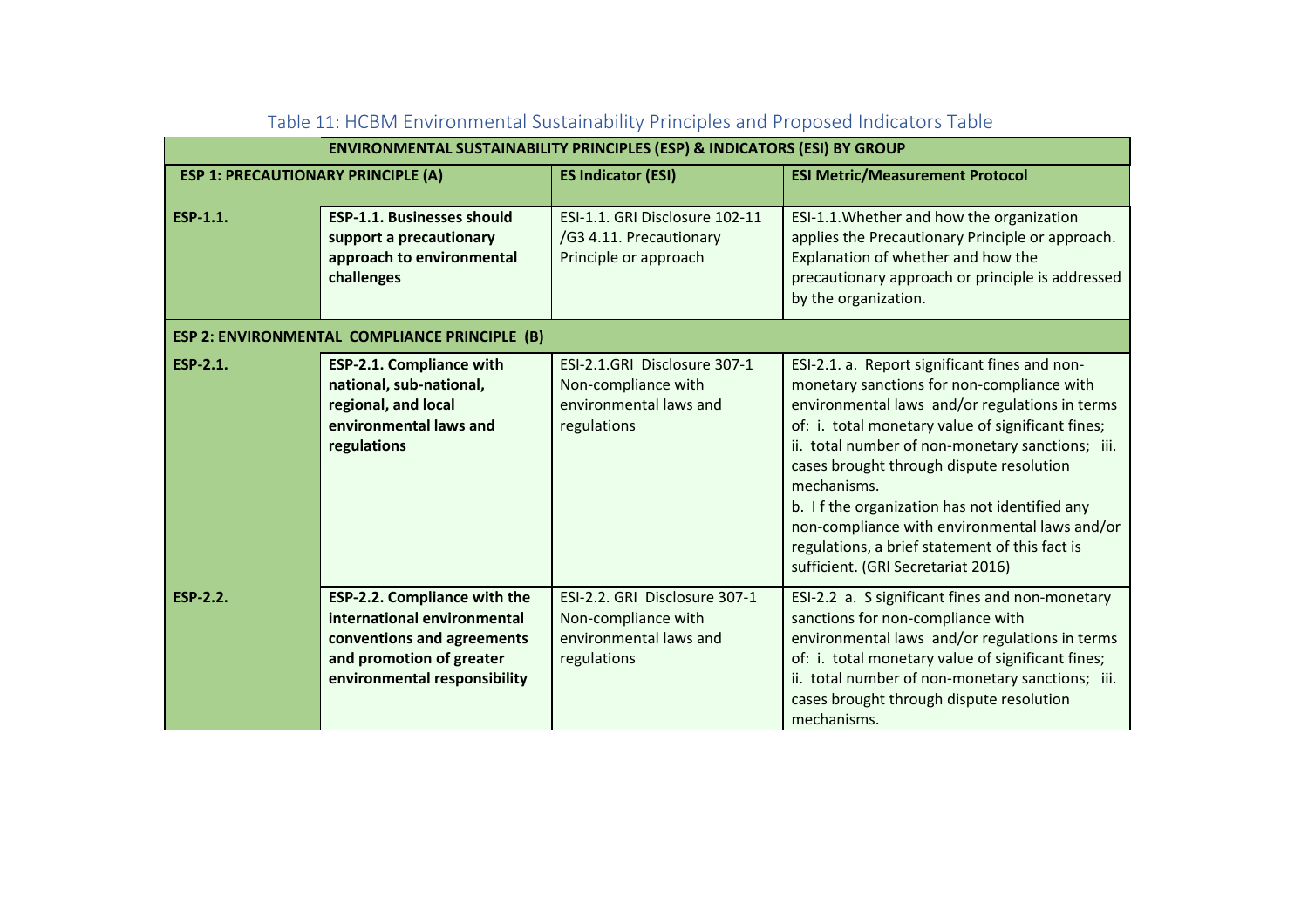Table 11: HCBM Environmental Sustainability Principles and Proposed Indicators Table

| ENVIRONMENTAL SUSTAINABILITY PRINCIPLES (ESP) & INDICATORS (ESI) BY GROUP | | | |
|---|---|---|---|
| **ESP 1: PRECAUTIONARY PRINCIPLE (A)** | | **ES Indicator (ESI)** | **ESI Metric/Measurement Protocol** |
| **ESP-1.1.** | **ESP-1.1. Businesses should support a precautionary approach to environmental challenges** | ESI-1.1. GRI Disclosure 102-11 /G3 4.11. Precautionary Principle or approach | ESI-1.1.Whether and how the organization applies the Precautionary Principle or approach. Explanation of whether and how the precautionary approach or principle is addressed by the organization. |
| **ESP 2: ENVIRONMENTAL COMPLIANCE PRINCIPLE (B)** | | | |
| **ESP-2.1.** | **ESP-2.1. Compliance with national, sub-national, regional, and local environmental laws and regulations** | ESI-2.1.GRI Disclosure 307-1 Non-compliance with environmental laws and regulations | ESI-2.1. a. Report significant fines and non-monetary sanctions for non-compliance with environmental laws and/or regulations in terms of: i. total monetary value of significant fines; ii. total number of non-monetary sanctions; iii. cases brought through dispute resolution mechanisms.<br>b. I f the organization has not identified any non-compliance with environmental laws and/or regulations, a brief statement of this fact is sufficient. (GRI Secretariat 2016) |
| **ESP-2.2.** | **ESP-2.2. Compliance with the international environmental conventions and agreements and promotion of greater environmental responsibility** | ESI-2.2. GRI Disclosure 307-1 Non-compliance with environmental laws and regulations | ESI-2.2 a. S significant fines and non-monetary sanctions for non-compliance with environmental laws and/or regulations in terms of: i. total monetary value of significant fines; ii. total number of non-monetary sanctions; iii. cases brought through dispute resolution mechanisms. |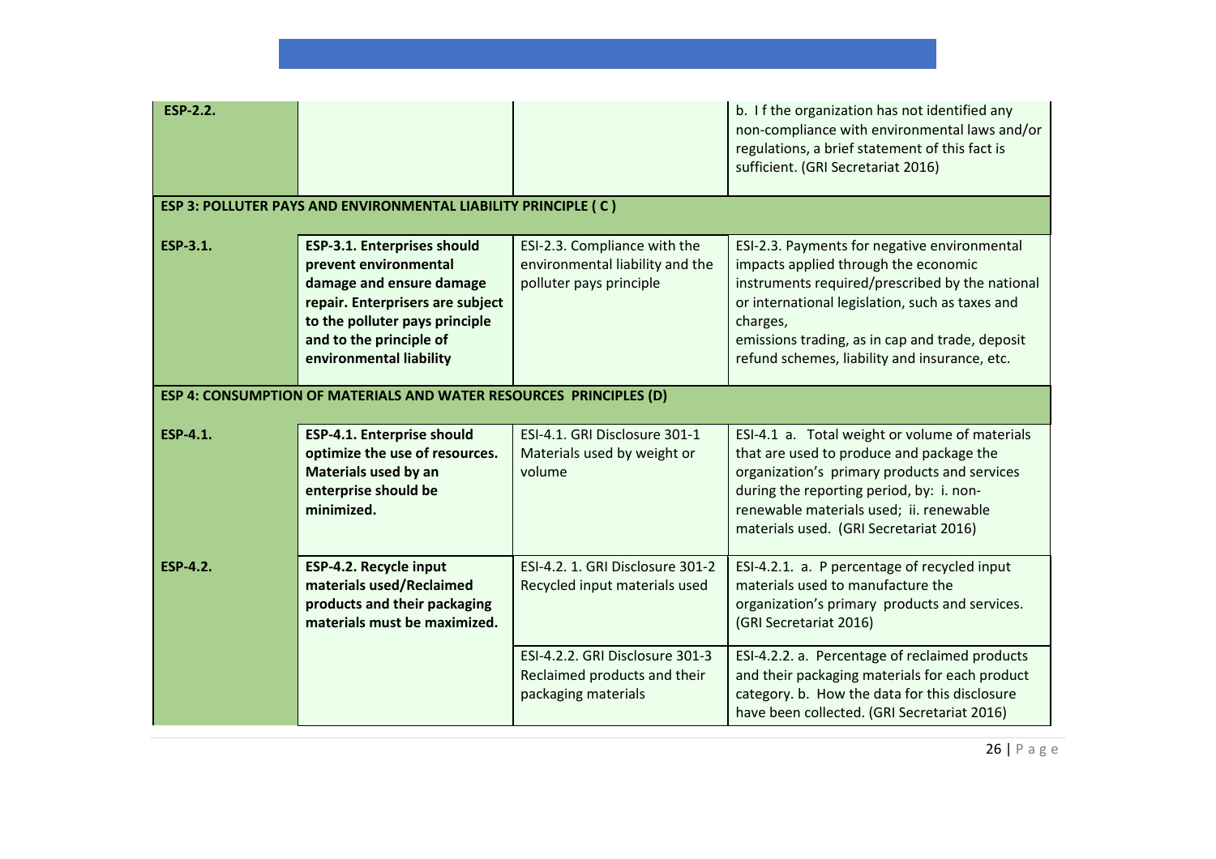| | | | |
|---|---|---|---|
| **ESP-2.2.** | | | b. I f the organization has not identified any non-compliance with environmental laws and/or regulations, a brief statement of this fact is sufficient. (GRI Secretariat 2016) |
| **ESP 3: POLLUTER PAYS AND ENVIRONMENTAL LIABILITY PRINCIPLE ( C )** | | | |
| **ESP-3.1.** | **ESP-3.1. Enterprises should prevent environmental damage and ensure damage repair. Enterprisers are subject to the polluter pays principle and to the principle of environmental liability** | ESI-2.3. Compliance with the environmental liability and the polluter pays principle | ESI-2.3. Payments for negative environmental impacts applied through the economic instruments required/prescribed by the national or international legislation, such as taxes and charges, emissions trading, as in cap and trade, deposit refund schemes, liability and insurance, etc. |
| **ESP 4: CONSUMPTION OF MATERIALS AND WATER RESOURCES PRINCIPLES (D)** | | | |
| **ESP-4.1.** | **ESP-4.1. Enterprise should optimize the use of resources. Materials used by an enterprise should be minimized.** | ESI-4.1. GRI Disclosure 301-1 Materials used by weight or volume | ESI-4.1 a. Total weight or volume of materials that are used to produce and package the organization's primary products and services during the reporting period, by: i. non-renewable materials used; ii. renewable materials used. (GRI Secretariat 2016) |
| **ESP-4.2.** | **ESP-4.2. Recycle input materials used/Reclaimed products and their packaging materials must be maximized.** | ESI-4.2. 1. GRI Disclosure 301-2 Recycled input materials used | ESI-4.2.1. a. P percentage of recycled input materials used to manufacture the organization's primary products and services. (GRI Secretariat 2016) |
| | | ESI-4.2.2. GRI Disclosure 301-3 Reclaimed products and their packaging materials | ESI-4.2.2. a. Percentage of reclaimed products and their packaging materials for each product category. b. How the data for this disclosure have been collected. (GRI Secretariat 2016) |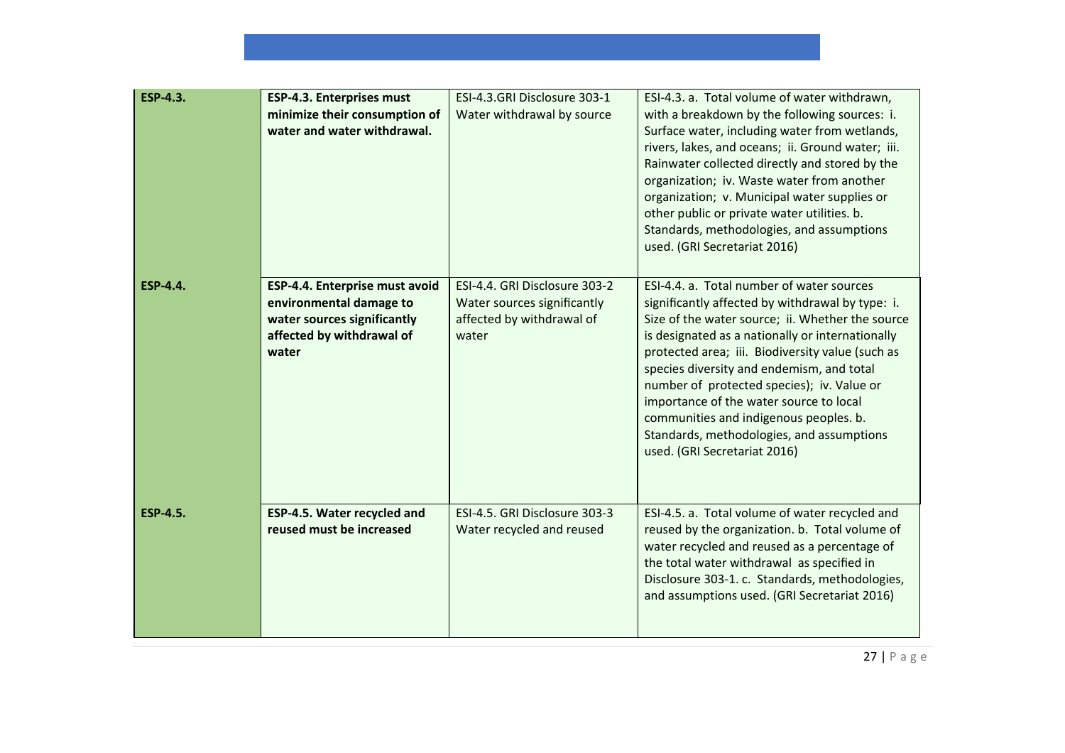| | | | |
|---|---|---|---|
| **ESP-4.3.** | **ESP-4.3. Enterprises must minimize their consumption of water and water withdrawal.** | ESI-4.3.GRI Disclosure 303-1 Water withdrawal by source | ESI-4.3. a. Total volume of water withdrawn, with a breakdown by the following sources: i. Surface water, including water from wetlands, rivers, lakes, and oceans; ii. Ground water; iii. Rainwater collected directly and stored by the organization; iv. Waste water from another organization; v. Municipal water supplies or other public or private water utilities. b. Standards, methodologies, and assumptions used. (GRI Secretariat 2016) |
| **ESP-4.4.** | **ESP-4.4. Enterprise must avoid environmental damage to water sources significantly affected by withdrawal of water** | ESI-4.4. GRI Disclosure 303-2 Water sources significantly affected by withdrawal of water | ESI-4.4. a. Total number of water sources significantly affected by withdrawal by type: i. Size of the water source; ii. Whether the source is designated as a nationally or internationally protected area; iii. Biodiversity value (such as species diversity and endemism, and total number of protected species); iv. Value or importance of the water source to local communities and indigenous peoples. b. Standards, methodologies, and assumptions used. (GRI Secretariat 2016) |
| **ESP-4.5.** | **ESP-4.5. Water recycled and reused must be increased** | ESI-4.5. GRI Disclosure 303-3 Water recycled and reused | ESI-4.5. a. Total volume of water recycled and reused by the organization. b. Total volume of water recycled and reused as a percentage of the total water withdrawal as specified in Disclosure 303-1. c. Standards, methodologies, and assumptions used. (GRI Secretariat 2016) |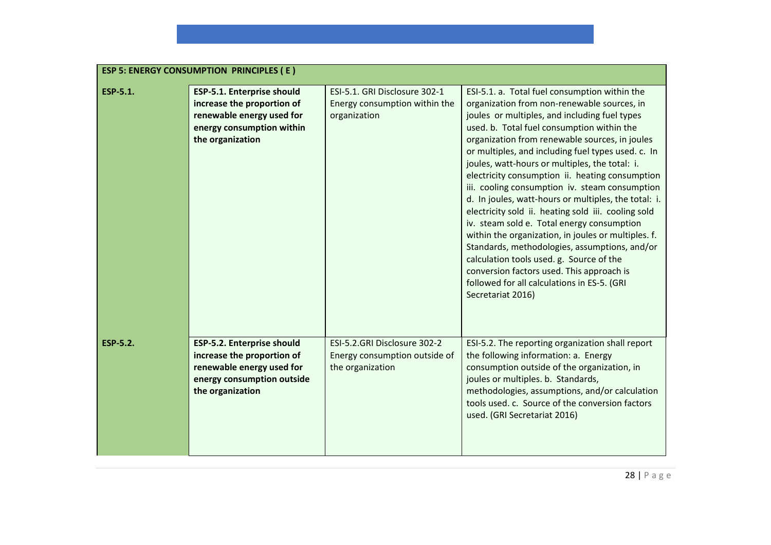| ESP 5: ENERGY CONSUMPTION PRINCIPLES ( E ) | | | |
|---|---|---|---|
| **ESP-5.1.** | **ESP-5.1. Enterprise should increase the proportion of renewable energy used for energy consumption within the organization** | ESI-5.1. GRI Disclosure 302-1 Energy consumption within the organization | ESI-5.1. a. Total fuel consumption within the organization from non-renewable sources, in joules or multiples, and including fuel types used. b. Total fuel consumption within the organization from renewable sources, in joules or multiples, and including fuel types used. c. In joules, watt-hours or multiples, the total: i. electricity consumption ii. heating consumption iii. cooling consumption iv. steam consumption d. In joules, watt-hours or multiples, the total: i. electricity sold ii. heating sold iii. cooling sold iv. steam sold e. Total energy consumption within the organization, in joules or multiples. f. Standards, methodologies, assumptions, and/or calculation tools used. g. Source of the conversion factors used. This approach is followed for all calculations in ES-5. (GRI Secretariat 2016) |
| **ESP-5.2.** | **ESP-5.2. Enterprise should increase the proportion of renewable energy used for energy consumption outside the organization** | ESI-5.2.GRI Disclosure 302-2 Energy consumption outside of the organization | ESI-5.2. The reporting organization shall report the following information: a. Energy consumption outside of the organization, in joules or multiples. b. Standards, methodologies, assumptions, and/or calculation tools used. c. Source of the conversion factors used. (GRI Secretariat 2016) |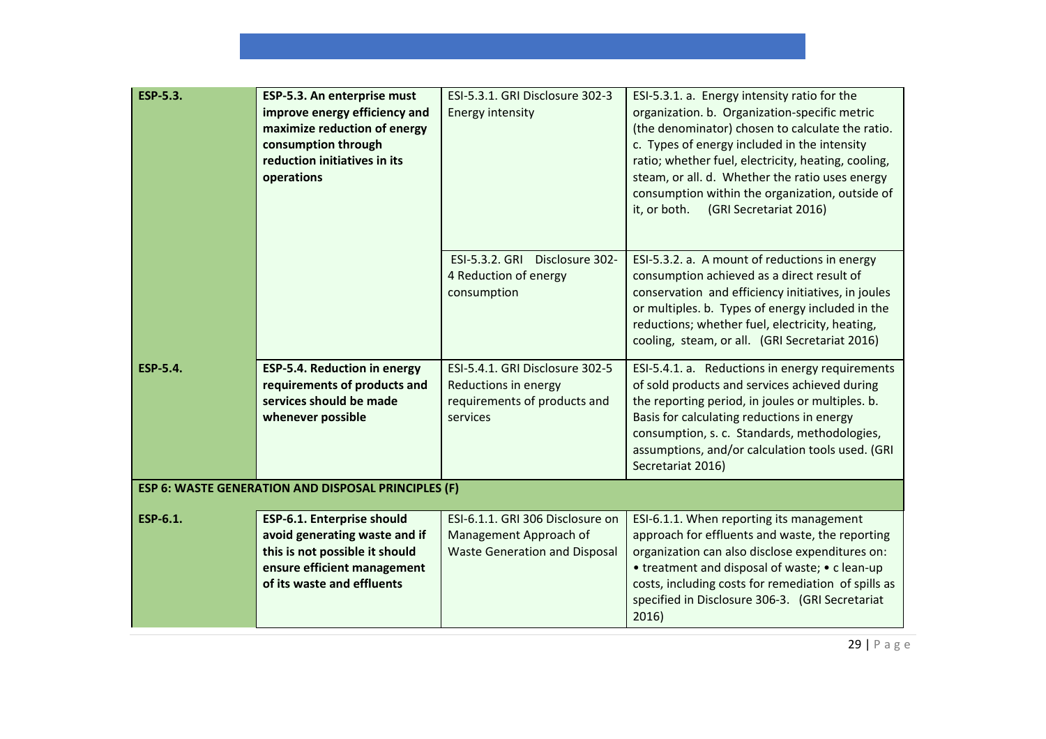| | | | |
|---|---|---|---|
| **ESP-5.3.** | **ESP-5.3. An enterprise must improve energy efficiency and maximize reduction of energy consumption through reduction initiatives in its operations** | ESI-5.3.1. GRI Disclosure 302-3 Energy intensity | ESI-5.3.1. a. Energy intensity ratio for the organization. b. Organization-specific metric (the denominator) chosen to calculate the ratio. c. Types of energy included in the intensity ratio; whether fuel, electricity, heating, cooling, steam, or all. d. Whether the ratio uses energy consumption within the organization, outside of it, or both. (GRI Secretariat 2016) |
| | | ESI-5.3.2. GRI Disclosure 302-4 Reduction of energy consumption | ESI-5.3.2. a. A mount of reductions in energy consumption achieved as a direct result of conservation and efficiency initiatives, in joules or multiples. b. Types of energy included in the reductions; whether fuel, electricity, heating, cooling, steam, or all. (GRI Secretariat 2016) |
| **ESP-5.4.** | **ESP-5.4. Reduction in energy requirements of products and services should be made whenever possible** | ESI-5.4.1. GRI Disclosure 302-5 Reductions in energy requirements of products and services | ESI-5.4.1. a. Reductions in energy requirements of sold products and services achieved during the reporting period, in joules or multiples. b. Basis for calculating reductions in energy consumption, s. c. Standards, methodologies, assumptions, and/or calculation tools used. (GRI Secretariat 2016) |
| **ESP 6: WASTE GENERATION AND DISPOSAL PRINCIPLES (F)** | | | |
| **ESP-6.1.** | **ESP-6.1. Enterprise should avoid generating waste and if this is not possible it should ensure efficient management of its waste and effluents** | ESI-6.1.1. GRI 306 Disclosure on Management Approach of Waste Generation and Disposal | ESI-6.1.1. When reporting its management approach for effluents and waste, the reporting organization can also disclose expenditures on: • treatment and disposal of waste; • c lean-up costs, including costs for remediation of spills as specified in Disclosure 306-3. (GRI Secretariat 2016) |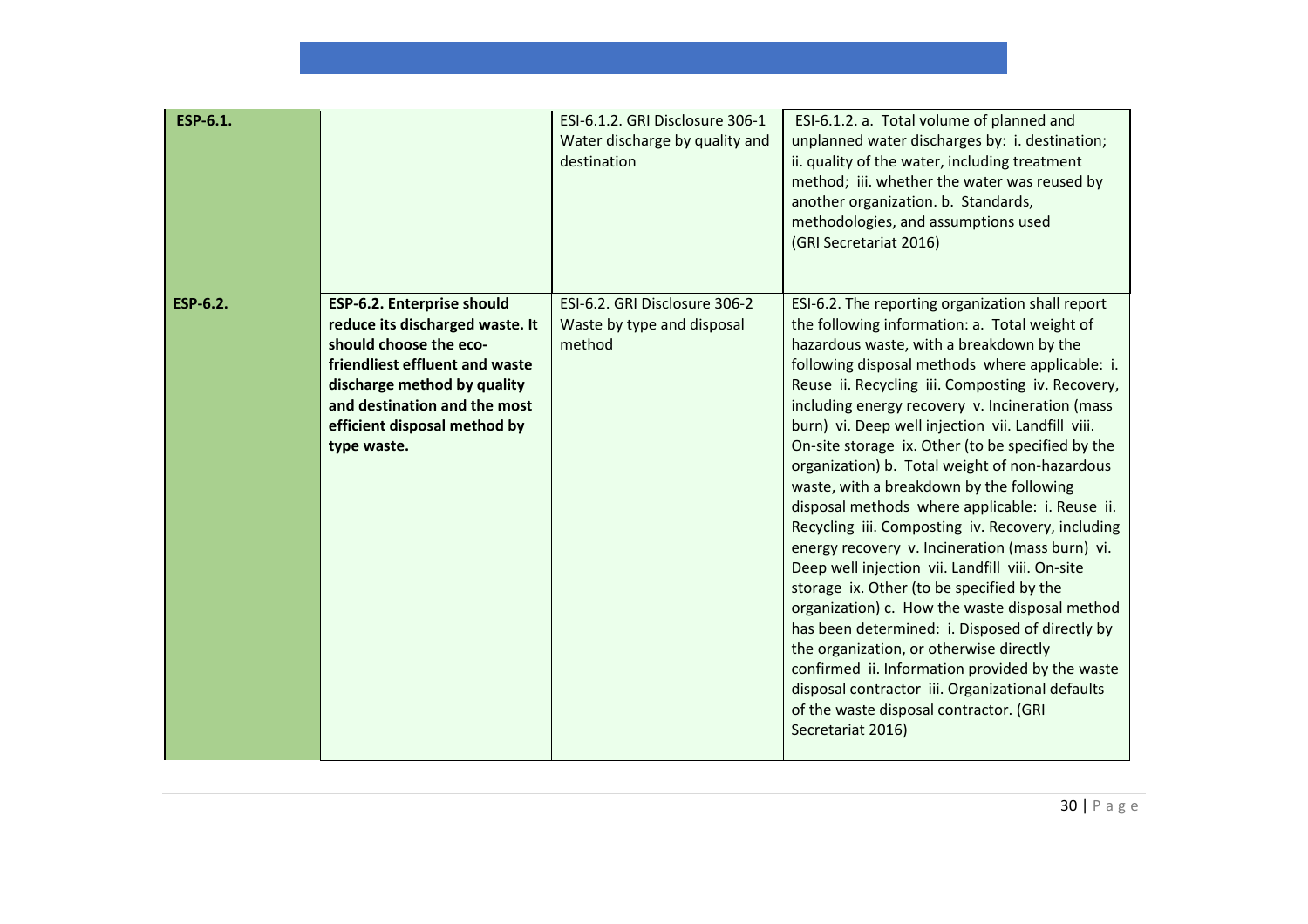| | | | |
|---|---|---|---|
| **ESP-6.1.** | | ESI-6.1.2. GRI Disclosure 306-1 Water discharge by quality and destination | ESI-6.1.2. a. Total volume of planned and unplanned water discharges by: i. destination; ii. quality of the water, including treatment method; iii. whether the water was reused by another organization. b. Standards, methodologies, and assumptions used (GRI Secretariat 2016) |
| **ESP-6.2.** | **ESP-6.2. Enterprise should reduce its discharged waste. It should choose the eco-friendliest effluent and waste discharge method by quality and destination and the most efficient disposal method by type waste.** | ESI-6.2. GRI Disclosure 306-2 Waste by type and disposal method | ESI-6.2. The reporting organization shall report the following information: a. Total weight of hazardous waste, with a breakdown by the following disposal methods where applicable: i. Reuse ii. Recycling iii. Composting iv. Recovery, including energy recovery v. Incineration (mass burn) vi. Deep well injection vii. Landfill viii. On-site storage ix. Other (to be specified by the organization) b. Total weight of non-hazardous waste, with a breakdown by the following disposal methods where applicable: i. Reuse ii. Recycling iii. Composting iv. Recovery, including energy recovery v. Incineration (mass burn) vi. Deep well injection vii. Landfill viii. On-site storage ix. Other (to be specified by the organization) c. How the waste disposal method has been determined: i. Disposed of directly by the organization, or otherwise directly confirmed ii. Information provided by the waste disposal contractor iii. Organizational defaults of the waste disposal contractor. (GRI Secretariat 2016) |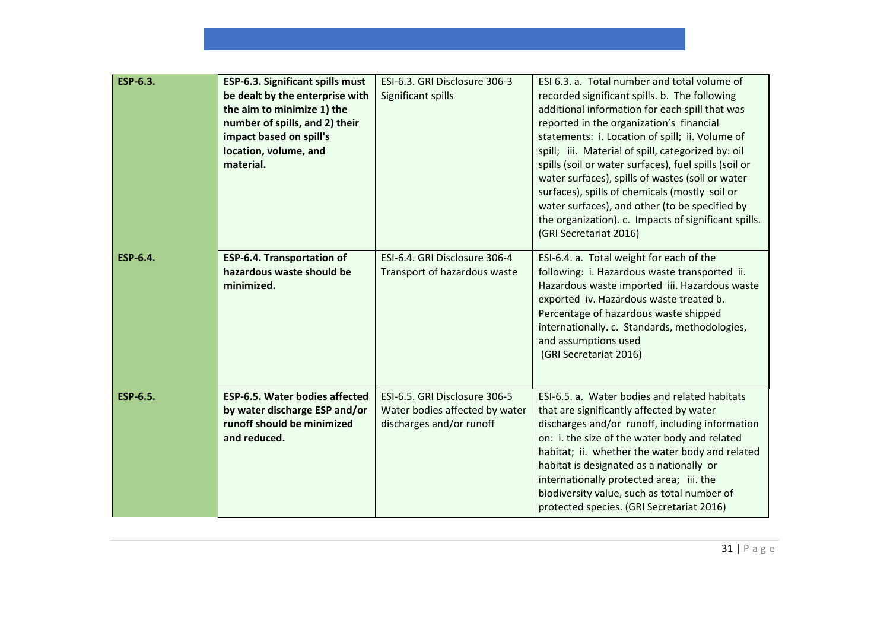| | | | |
|---|---|---|---|
| **ESP-6.3.** | **ESP-6.3. Significant spills must be dealt by the enterprise with the aim to minimize 1) the number of spills, and 2) their impact based on spill's location, volume, and material.** | ESI-6.3. GRI Disclosure 306-3 Significant spills | ESI 6.3. a. Total number and total volume of recorded significant spills. b. The following additional information for each spill that was reported in the organization's financial statements: i. Location of spill; ii. Volume of spill; iii. Material of spill, categorized by: oil spills (soil or water surfaces), fuel spills (soil or water surfaces), spills of wastes (soil or water surfaces), spills of chemicals (mostly soil or water surfaces), and other (to be specified by the organization). c. Impacts of significant spills. (GRI Secretariat 2016) |
| **ESP-6.4.** | **ESP-6.4. Transportation of hazardous waste should be minimized.** | ESI-6.4. GRI Disclosure 306-4 Transport of hazardous waste | ESI-6.4. a. Total weight for each of the following: i. Hazardous waste transported ii. Hazardous waste imported iii. Hazardous waste exported iv. Hazardous waste treated b. Percentage of hazardous waste shipped internationally. c. Standards, methodologies, and assumptions used (GRI Secretariat 2016) |
| **ESP-6.5.** | **ESP-6.5. Water bodies affected by water discharge ESP and/or runoff should be minimized and reduced.** | ESI-6.5. GRI Disclosure 306-5 Water bodies affected by water discharges and/or runoff | ESI-6.5. a. Water bodies and related habitats that are significantly affected by water discharges and/or runoff, including information on: i. the size of the water body and related habitat; ii. whether the water body and related habitat is designated as a nationally or internationally protected area; iii. the biodiversity value, such as total number of protected species. (GRI Secretariat 2016) |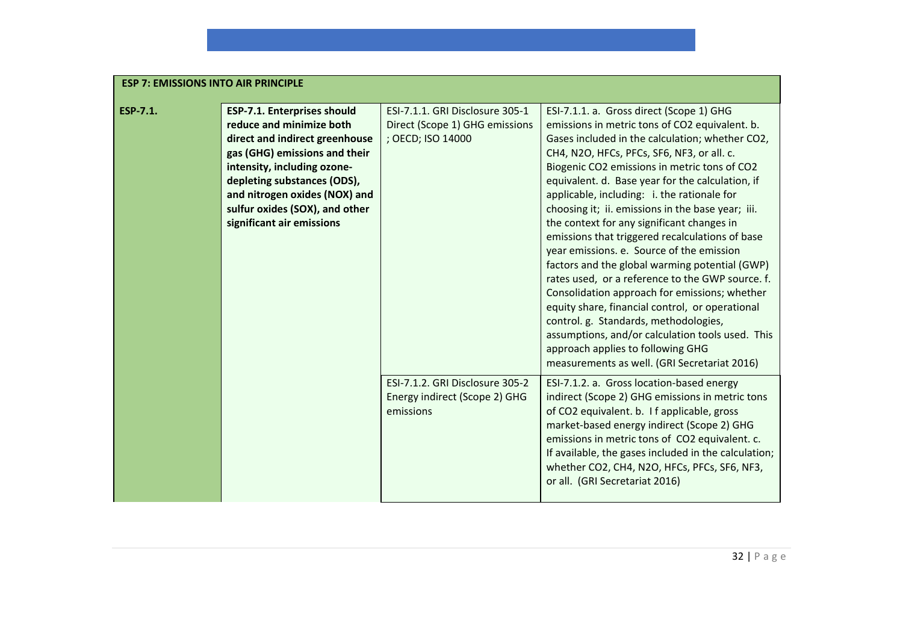| ESP 7: EMISSIONS INTO AIR PRINCIPLE | | | |
|---|---|---|---|
| **ESP-7.1.** | **ESP-7.1. Enterprises should reduce and minimize both direct and indirect greenhouse gas (GHG) emissions and their intensity, including ozone-depleting substances (ODS), and nitrogen oxides (NOX) and sulfur oxides (SOX), and other significant air emissions** | ESI-7.1.1. GRI Disclosure 305-1 Direct (Scope 1) GHG emissions ; OECD; ISO 14000 | ESI-7.1.1. a. Gross direct (Scope 1) GHG emissions in metric tons of $CO_2$ equivalent. b. Gases included in the calculation; whether $CO_2$, $CH_4$, $N_2O$, HFCs, PFCs, $SF_6$, $NF_3$, or all. c. Biogenic $CO_2$ emissions in metric tons of $CO_2$ equivalent. d. Base year for the calculation, if applicable, including: i. the rationale for choosing it; ii. emissions in the base year; iii. the context for any significant changes in emissions that triggered recalculations of base year emissions. e. Source of the emission factors and the global warming potential (GWP) rates used, or a reference to the GWP source. f. Consolidation approach for emissions; whether equity share, financial control, or operational control. g. Standards, methodologies, assumptions, and/or calculation tools used. This approach applies to following GHG measurements as well. (GRI Secretariat 2016) |
| | | ESI-7.1.2. GRI Disclosure 305-2 Energy indirect (Scope 2) GHG emissions | ESI-7.1.2. a. Gross location-based energy indirect (Scope 2) GHG emissions in metric tons of $CO_2$ equivalent. b. I f applicable, gross market-based energy indirect (Scope 2) GHG emissions in metric tons of $CO_2$ equivalent. c. If available, the gases included in the calculation; whether $CO_2$, $CH_4$, $N_2O$, HFCs, PFCs, $SF_6$, $NF_3$, or all. (GRI Secretariat 2016) |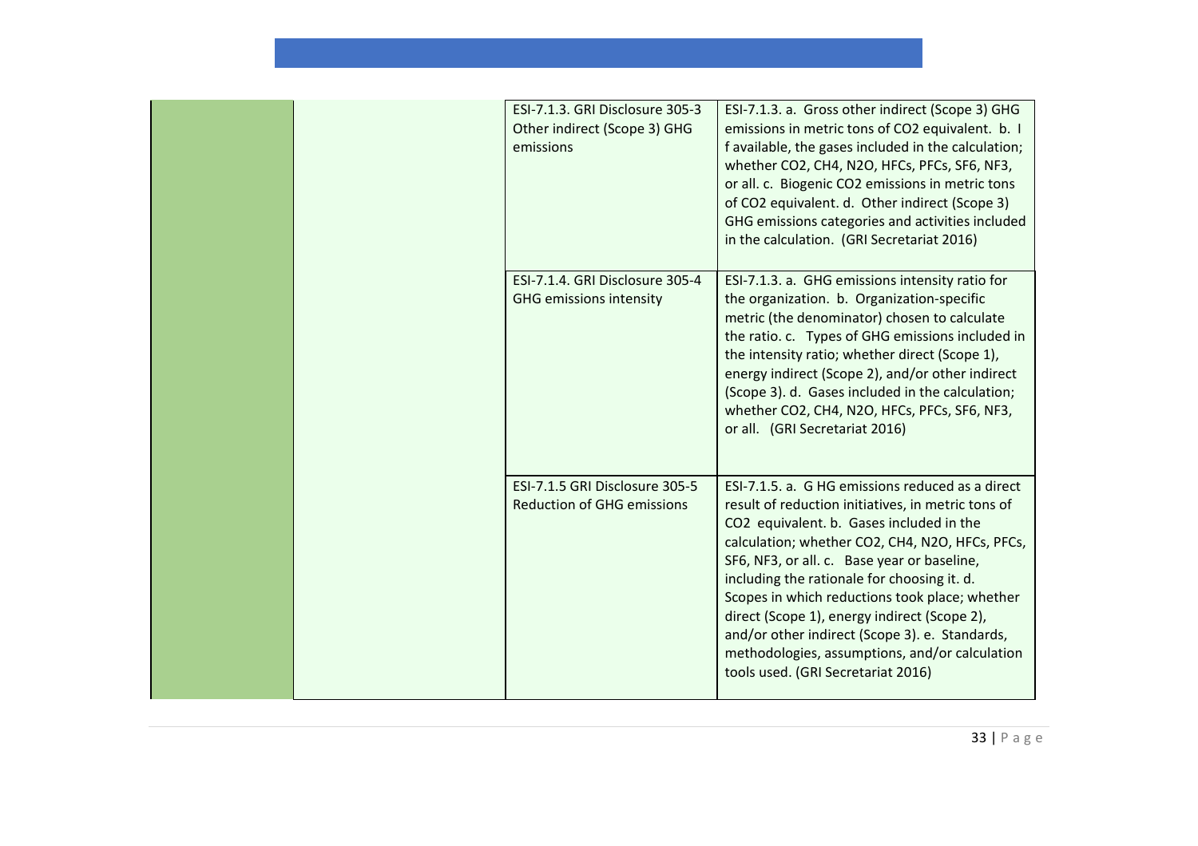| | | | |
|---|---|---|---|
| | | ESI-7.1.3. GRI Disclosure 305-3 Other indirect (Scope 3) GHG emissions | ESI-7.1.3. a. Gross other indirect (Scope 3) GHG emissions in metric tons of $CO_2$ equivalent. b. I f available, the gases included in the calculation; whether $CO_2$, $CH_4$, $N_2O$, HFCs, PFCs, $SF_6$, $NF_3$, or all. c. Biogenic $CO_2$ emissions in metric tons of $CO_2$ equivalent. d. Other indirect (Scope 3) GHG emissions categories and activities included in the calculation. (GRI Secretariat 2016) |
| | | ESI-7.1.4. GRI Disclosure 305-4 GHG emissions intensity | ESI-7.1.3. a. GHG emissions intensity ratio for the organization. b. Organization-specific metric (the denominator) chosen to calculate the ratio. c. Types of GHG emissions included in the intensity ratio; whether direct (Scope 1), energy indirect (Scope 2), and/or other indirect (Scope 3). d. Gases included in the calculation; whether $CO_2$, $CH_4$, $N_2O$, HFCs, PFCs, $SF_6$, $NF_3$, or all. (GRI Secretariat 2016) |
| | | ESI-7.1.5 GRI Disclosure 305-5 Reduction of GHG emissions | ESI-7.1.5. a. G HG emissions reduced as a direct result of reduction initiatives, in metric tons of $CO_2$ equivalent. b. Gases included in the calculation; whether $CO_2$, $CH_4$, $N_2O$, HFCs, PFCs, $SF_6$, $NF_3$, or all. c. Base year or baseline, including the rationale for choosing it. d. Scopes in which reductions took place; whether direct (Scope 1), energy indirect (Scope 2), and/or other indirect (Scope 3). e. Standards, methodologies, assumptions, and/or calculation tools used. (GRI Secretariat 2016) |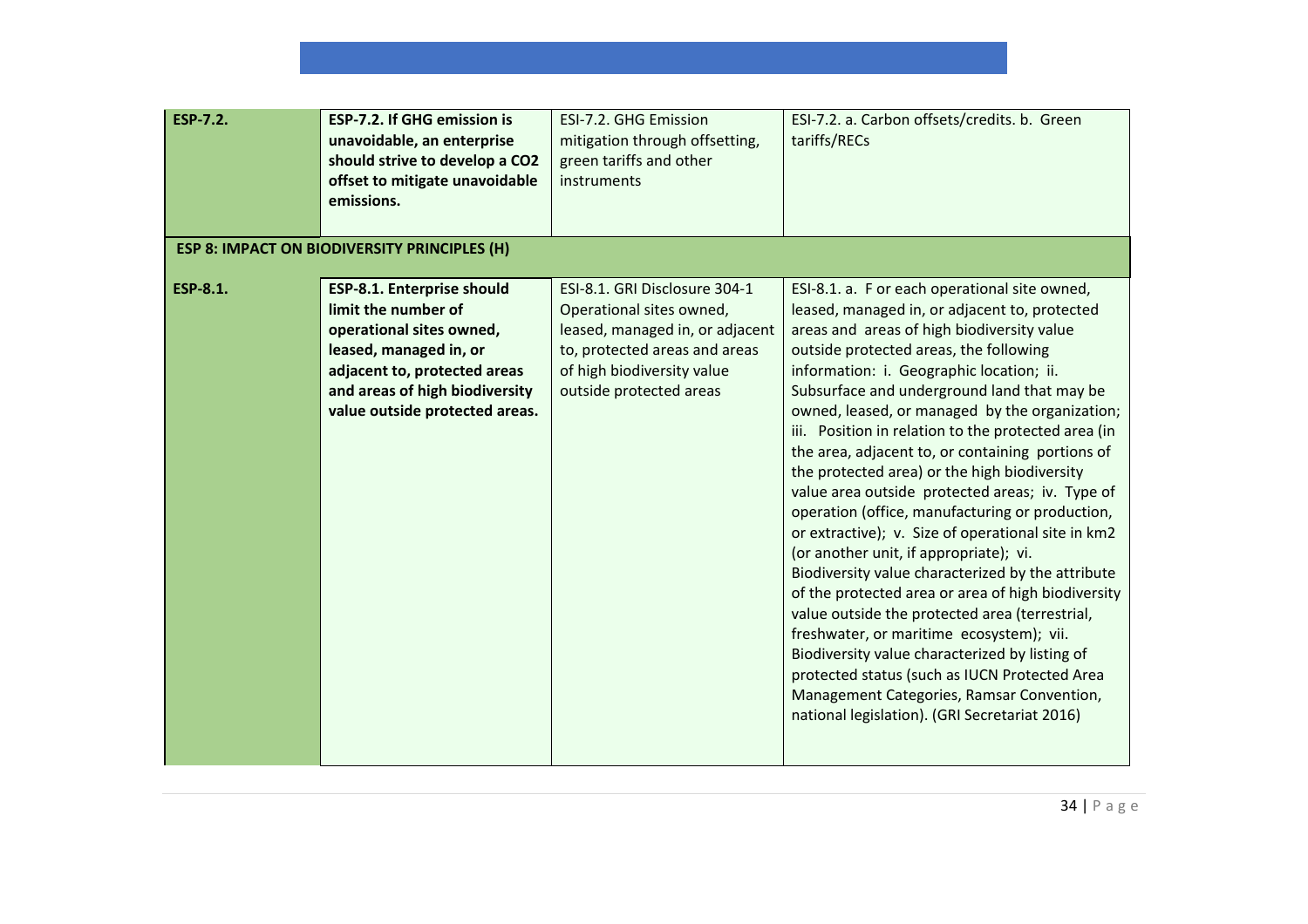| | | | |
|---|---|---|---|
| **ESP-7.2.** | **ESP-7.2. If GHG emission is unavoidable, an enterprise should strive to develop a $CO_2$ offset to mitigate unavoidable emissions.** | ESI-7.2. GHG Emission mitigation through offsetting, green tariffs and other instruments | ESI-7.2. a. Carbon offsets/credits. b. Green tariffs/RECs |
| **ESP 8: IMPACT ON BIODIVERSITY PRINCIPLES (H)** | | | |
| **ESP-8.1.** | **ESP-8.1. Enterprise should limit the number of operational sites owned, leased, managed in, or adjacent to, protected areas and areas of high biodiversity value outside protected areas.** | ESI-8.1. GRI Disclosure 304-1 Operational sites owned, leased, managed in, or adjacent to, protected areas and areas of high biodiversity value outside protected areas | ESI-8.1. a. F or each operational site owned, leased, managed in, or adjacent to, protected areas and areas of high biodiversity value outside protected areas, the following information: i. Geographic location; ii. Subsurface and underground land that may be owned, leased, or managed by the organization; iii. Position in relation to the protected area (in the area, adjacent to, or containing portions of the protected area) or the high biodiversity value area outside protected areas; iv. Type of operation (office, manufacturing or production, or extractive); v. Size of operational site in km2 (or another unit, if appropriate); vi. Biodiversity value characterized by the attribute of the protected area or area of high biodiversity value outside the protected area (terrestrial, freshwater, or maritime ecosystem); vii. Biodiversity value characterized by listing of protected status (such as IUCN Protected Area Management Categories, Ramsar Convention, national legislation). (GRI Secretariat 2016) |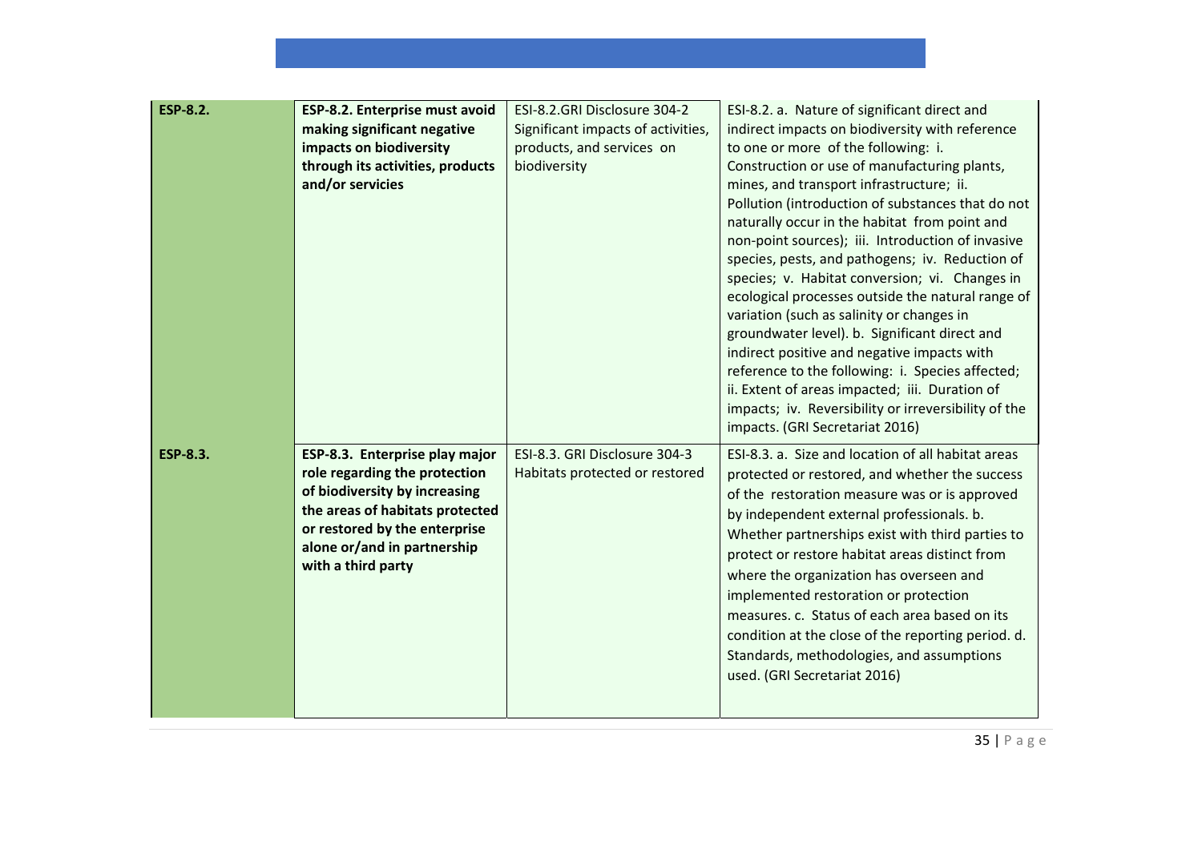| | | | |
|---|---|---|---|
| **ESP-8.2.** | **ESP-8.2. Enterprise must avoid making significant negative impacts on biodiversity through its activities, products and/or servicies** | ESI-8.2.GRI Disclosure 304-2 Significant impacts of activities, products, and services on biodiversity | ESI-8.2. a. Nature of significant direct and indirect impacts on biodiversity with reference to one or more of the following: i. Construction or use of manufacturing plants, mines, and transport infrastructure; ii. Pollution (introduction of substances that do not naturally occur in the habitat from point and non-point sources); iii. Introduction of invasive species, pests, and pathogens; iv. Reduction of species; v. Habitat conversion; vi. Changes in ecological processes outside the natural range of variation (such as salinity or changes in groundwater level). b. Significant direct and indirect positive and negative impacts with reference to the following: i. Species affected; ii. Extent of areas impacted; iii. Duration of impacts; iv. Reversibility or irreversibility of the impacts. (GRI Secretariat 2016) |
| **ESP-8.3.** | **ESP-8.3. Enterprise play major role regarding the protection of biodiversity by increasing the areas of habitats protected or restored by the enterprise alone or/and in partnership with a third party** | ESI-8.3. GRI Disclosure 304-3 Habitats protected or restored | ESI-8.3. a. Size and location of all habitat areas protected or restored, and whether the success of the restoration measure was or is approved by independent external professionals. b. Whether partnerships exist with third parties to protect or restore habitat areas distinct from where the organization has overseen and implemented restoration or protection measures. c. Status of each area based on its condition at the close of the reporting period. d. Standards, methodologies, and assumptions used. (GRI Secretariat 2016) |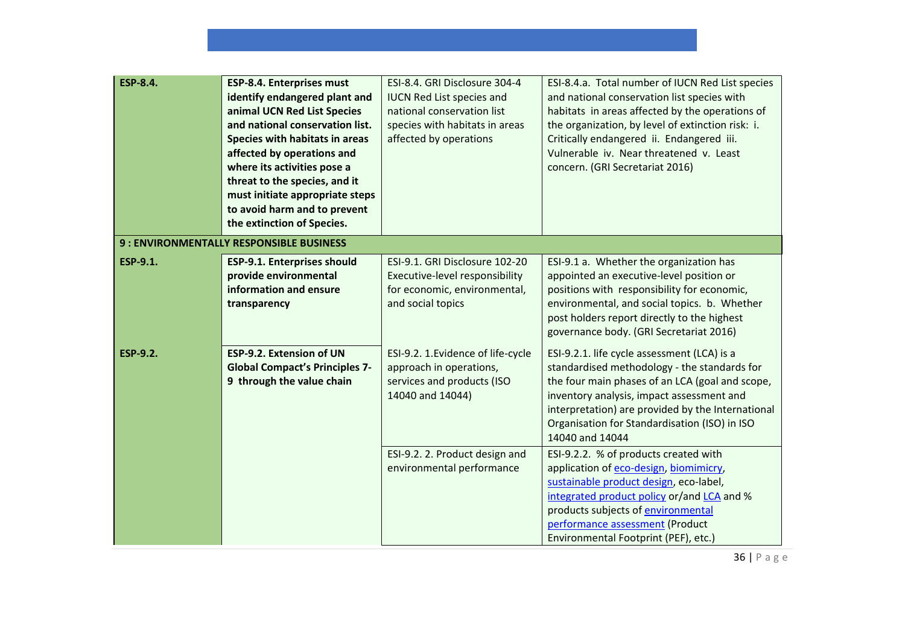| | | | |
|---|---|---|---|
| **ESP-8.4.** | **ESP-8.4. Enterprises must identify endangered plant and animal UCN Red List Species and national conservation list. Species with habitats in areas affected by operations and where its activities pose a threat to the species, and it must initiate appropriate steps to avoid harm and to prevent the extinction of Species.** | ESI-8.4. GRI Disclosure 304-4 IUCN Red List species and national conservation list species with habitats in areas affected by operations | ESI-8.4.a. Total number of IUCN Red List species and national conservation list species with habitats in areas affected by the operations of the organization, by level of extinction risk: i. Critically endangered ii. Endangered iii. Vulnerable iv. Near threatened v. Least concern. (GRI Secretariat 2016) |
| **9 : ENVIRONMENTALLY RESPONSIBLE BUSINESS** | | | |
| **ESP-9.1.** | **ESP-9.1. Enterprises should provide environmental information and ensure transparency** | ESI-9.1. GRI Disclosure 102-20 Executive-level responsibility for economic, environmental, and social topics | ESI-9.1 a. Whether the organization has appointed an executive-level position or positions with responsibility for economic, environmental, and social topics. b. Whether post holders report directly to the highest governance body. (GRI Secretariat 2016) |
| **ESP-9.2.** | **ESP-9.2. Extension of UN Global Compact's Principles 7-9 through the value chain** | ESI-9.2. 1.Evidence of life-cycle approach in operations, services and products (ISO 14040 and 14044) | ESI-9.2.1. life cycle assessment (LCA) is a standardised methodology - the standards for the four main phases of an LCA (goal and scope, inventory analysis, impact assessment and interpretation) are provided by the International Organisation for Standardisation (ISO) in ISO 14040 and 14044 |
| | | ESI-9.2. 2. Product design and environmental performance | ESI-9.2.2. % of products created with application of eco-design, biomimicry, sustainable product design, eco-label, integrated product policy or/and LCA and % products subjects of environmental performance assessment (Product Environmental Footprint (PEF), etc.) |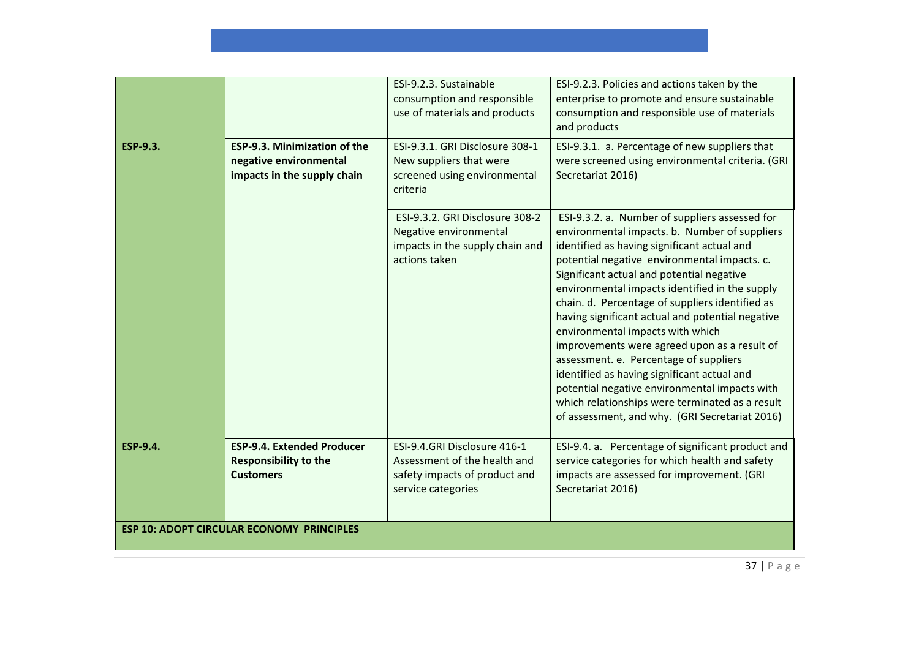| | | | |
|---|---|---|---|
| | | ESI-9.2.3. Sustainable consumption and responsible use of materials and products | ESI-9.2.3. Policies and actions taken by the enterprise to promote and ensure sustainable consumption and responsible use of materials and products |
| **ESP-9.3.** | **ESP-9.3. Minimization of the negative environmental impacts in the supply chain** | ESI-9.3.1. GRI Disclosure 308-1 New suppliers that were screened using environmental criteria | ESI-9.3.1. a. Percentage of new suppliers that were screened using environmental criteria. (GRI Secretariat 2016) |
| | | ESI-9.3.2. GRI Disclosure 308-2 Negative environmental impacts in the supply chain and actions taken | ESI-9.3.2. a. Number of suppliers assessed for environmental impacts. b. Number of suppliers identified as having significant actual and potential negative environmental impacts. c. Significant actual and potential negative environmental impacts identified in the supply chain. d. Percentage of suppliers identified as having significant actual and potential negative environmental impacts with which improvements were agreed upon as a result of assessment. e. Percentage of suppliers identified as having significant actual and potential negative environmental impacts with which relationships were terminated as a result of assessment, and why. (GRI Secretariat 2016) |
| **ESP-9.4.** | **ESP-9.4. Extended Producer Responsibility to the Customers** | ESI-9.4.GRI Disclosure 416-1 Assessment of the health and safety impacts of product and service categories | ESI-9.4. a. Percentage of significant product and service categories for which health and safety impacts are assessed for improvement. (GRI Secretariat 2016) |
| **ESP 10: ADOPT CIRCULAR ECONOMY PRINCIPLES** | | | |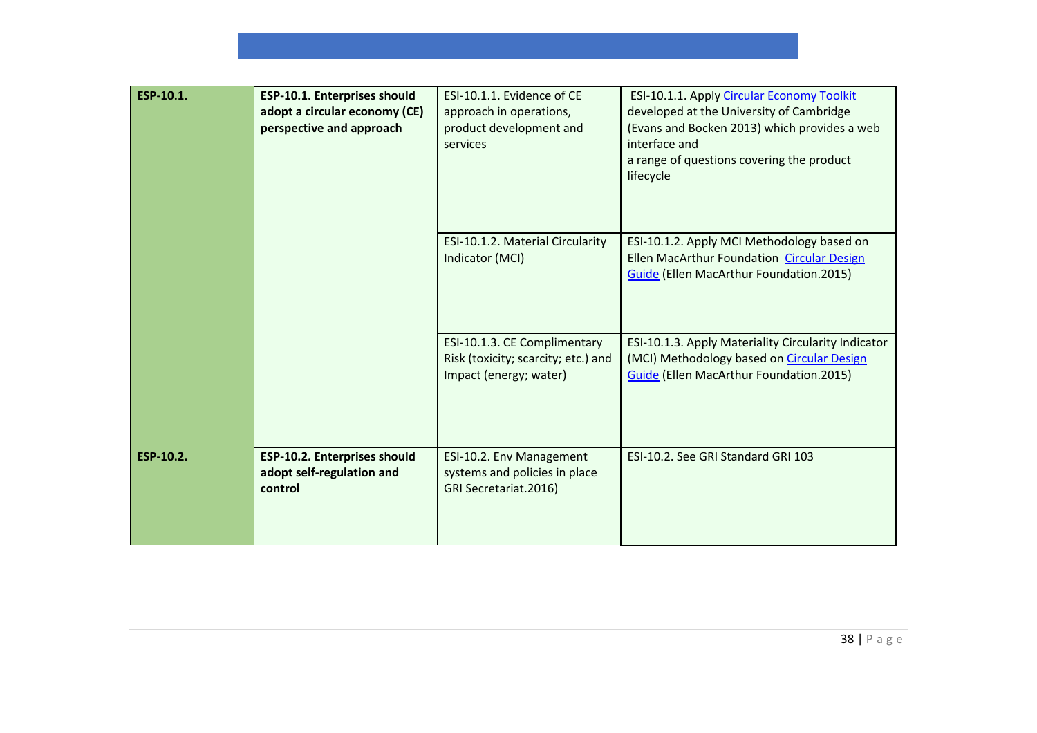| | | | |
|---|---|---|---|
| **ESP-10.1.** | **ESP-10.1. Enterprises should adopt a circular economy (CE) perspective and approach** | ESI-10.1.1. Evidence of CE approach in operations, product development and services | ESI-10.1.1. Apply Circular Economy Toolkit developed at the University of Cambridge (Evans and Bocken 2013) which provides a web interface and a range of questions covering the product lifecycle |
| | | ESI-10.1.2. Material Circularity Indicator (MCI) | ESI-10.1.2. Apply MCI Methodology based on Ellen MacArthur Foundation Circular Design Guide (Ellen MacArthur Foundation.2015) |
| | | ESI-10.1.3. CE Complimentary Risk (toxicity; scarcity; etc.) and Impact (energy; water) | ESI-10.1.3. Apply Materiality Circularity Indicator (MCI) Methodology based on Circular Design Guide (Ellen MacArthur Foundation.2015) |
| **ESP-10.2.** | **ESP-10.2. Enterprises should adopt self-regulation and control** | ESI-10.2. Env Management systems and policies in place GRI Secretariat.2016) | ESI-10.2. See GRI Standard GRI 103 |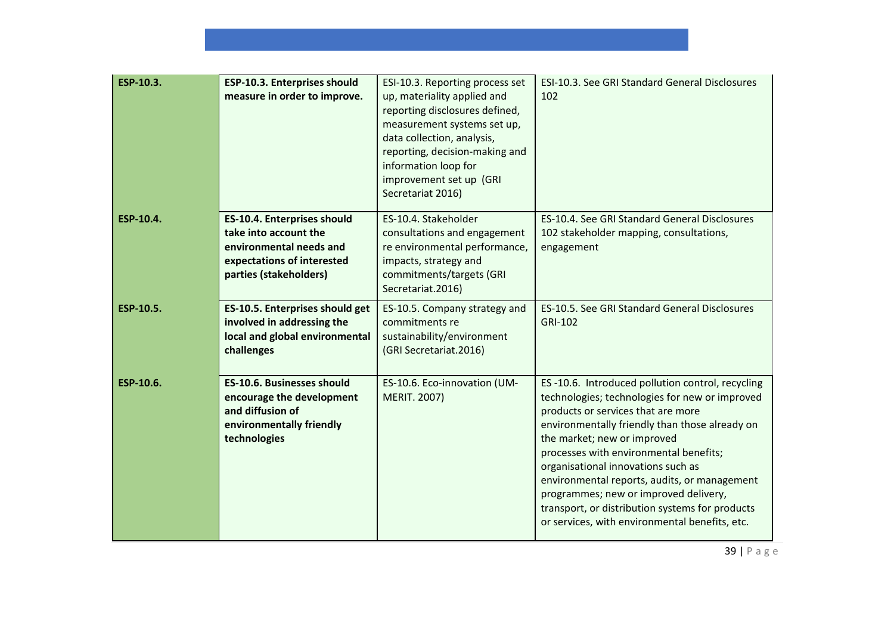| | | | |
|---|---|---|---|
| **ESP-10.3.** | **ESP-10.3. Enterprises should measure in order to improve.** | ESI-10.3. Reporting process set up, materiality applied and reporting disclosures defined, measurement systems set up, data collection, analysis, reporting, decision-making and information loop for improvement set up (GRI Secretariat 2016) | ESI-10.3. See GRI Standard General Disclosures 102 |
| **ESP-10.4.** | **ES-10.4. Enterprises should take into account the environmental needs and expectations of interested parties (stakeholders)** | ES-10.4. Stakeholder consultations and engagement re environmental performance, impacts, strategy and commitments/targets (GRI Secretariat.2016) | ES-10.4. See GRI Standard General Disclosures 102 stakeholder mapping, consultations, engagement |
| **ESP-10.5.** | **ES-10.5. Enterprises should get involved in addressing the local and global environmental challenges** | ES-10.5. Company strategy and commitments re sustainability/environment (GRI Secretariat.2016) | ES-10.5. See GRI Standard General Disclosures GRI-102 |
| **ESP-10.6.** | **ES-10.6. Businesses should encourage the development and diffusion of environmentally friendly technologies** | ES-10.6. Eco-innovation (UM-MERIT. 2007) | ES -10.6. Introduced pollution control, recycling technologies; technologies for new or improved products or services that are more environmentally friendly than those already on the market; new or improved processes with environmental benefits; organisational innovations such as environmental reports, audits, or management programmes; new or improved delivery, transport, or distribution systems for products or services, with environmental benefits, etc. |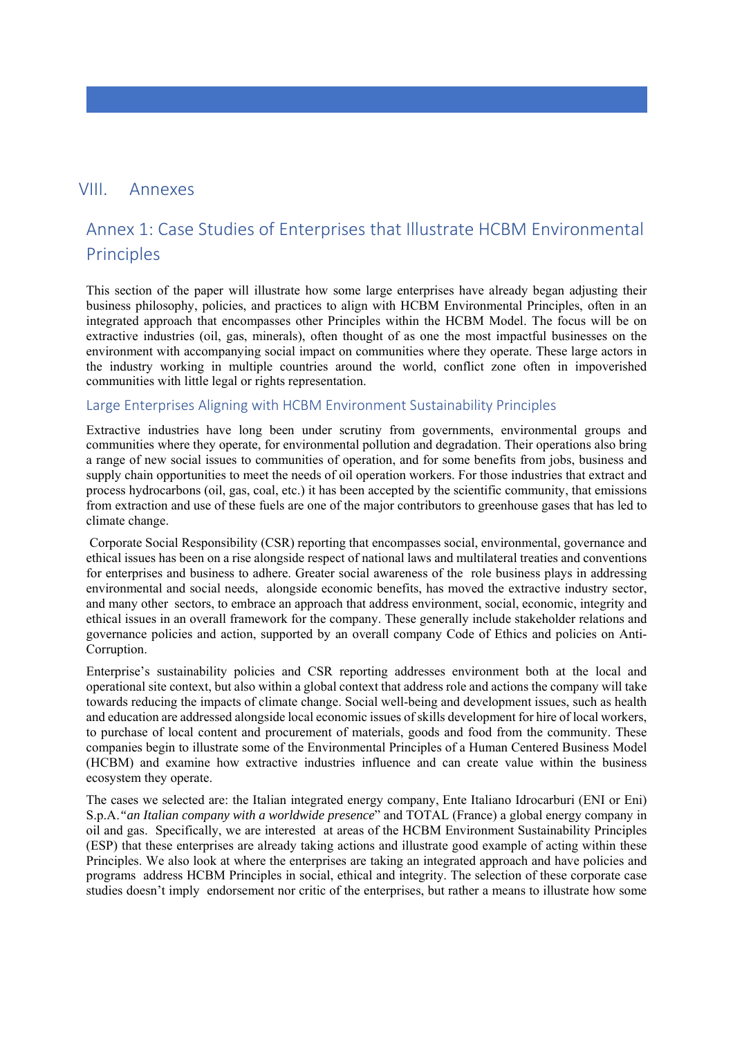# VIII. Annexes

## Annex 1: Case Studies of Enterprises that Illustrate HCBM Environmental Principles

This section of the paper will illustrate how some large enterprises have already began adjusting their business philosophy, policies, and practices to align with HCBM Environmental Principles, often in an integrated approach that encompasses other Principles within the HCBM Model. The focus will be on extractive industries (oil, gas, minerals), often thought of as one the most impactful businesses on the environment with accompanying social impact on communities where they operate. These large actors in the industry working in multiple countries around the world, conflict zone often in impoverished communities with little legal or rights representation.

### Large Enterprises Aligning with HCBM Environment Sustainability Principles

Extractive industries have long been under scrutiny from governments, environmental groups and communities where they operate, for environmental pollution and degradation. Their operations also bring a range of new social issues to communities of operation, and for some benefits from jobs, business and supply chain opportunities to meet the needs of oil operation workers. For those industries that extract and process hydrocarbons (oil, gas, coal, etc.) it has been accepted by the scientific community, that emissions from extraction and use of these fuels are one of the major contributors to greenhouse gases that has led to climate change.

Corporate Social Responsibility (CSR) reporting that encompasses social, environmental, governance and ethical issues has been on a rise alongside respect of national laws and multilateral treaties and conventions for enterprises and business to adhere. Greater social awareness of the role business plays in addressing environmental and social needs, alongside economic benefits, has moved the extractive industry sector, and many other sectors, to embrace an approach that address environment, social, economic, integrity and ethical issues in an overall framework for the company. These generally include stakeholder relations and governance policies and action, supported by an overall company Code of Ethics and policies on Anti-Corruption.

Enterprise's sustainability policies and CSR reporting addresses environment both at the local and operational site context, but also within a global context that address role and actions the company will take towards reducing the impacts of climate change. Social well-being and development issues, such as health and education are addressed alongside local economic issues of skills development for hire of local workers, to purchase of local content and procurement of materials, goods and food from the community. These companies begin to illustrate some of the Environmental Principles of a Human Centered Business Model (HCBM) and examine how extractive industries influence and can create value within the business ecosystem they operate.

The cases we selected are: the Italian integrated energy company, Ente Italiano Idrocarburi (ENI or Eni) S.p.A.*"an Italian company with a worldwide presence*" and TOTAL (France) a global energy company in oil and gas. Specifically, we are interested at areas of the HCBM Environment Sustainability Principles (ESP) that these enterprises are already taking actions and illustrate good example of acting within these Principles. We also look at where the enterprises are taking an integrated approach and have policies and programs address HCBM Principles in social, ethical and integrity. The selection of these corporate case studies doesn't imply endorsement nor critic of the enterprises, but rather a means to illustrate how some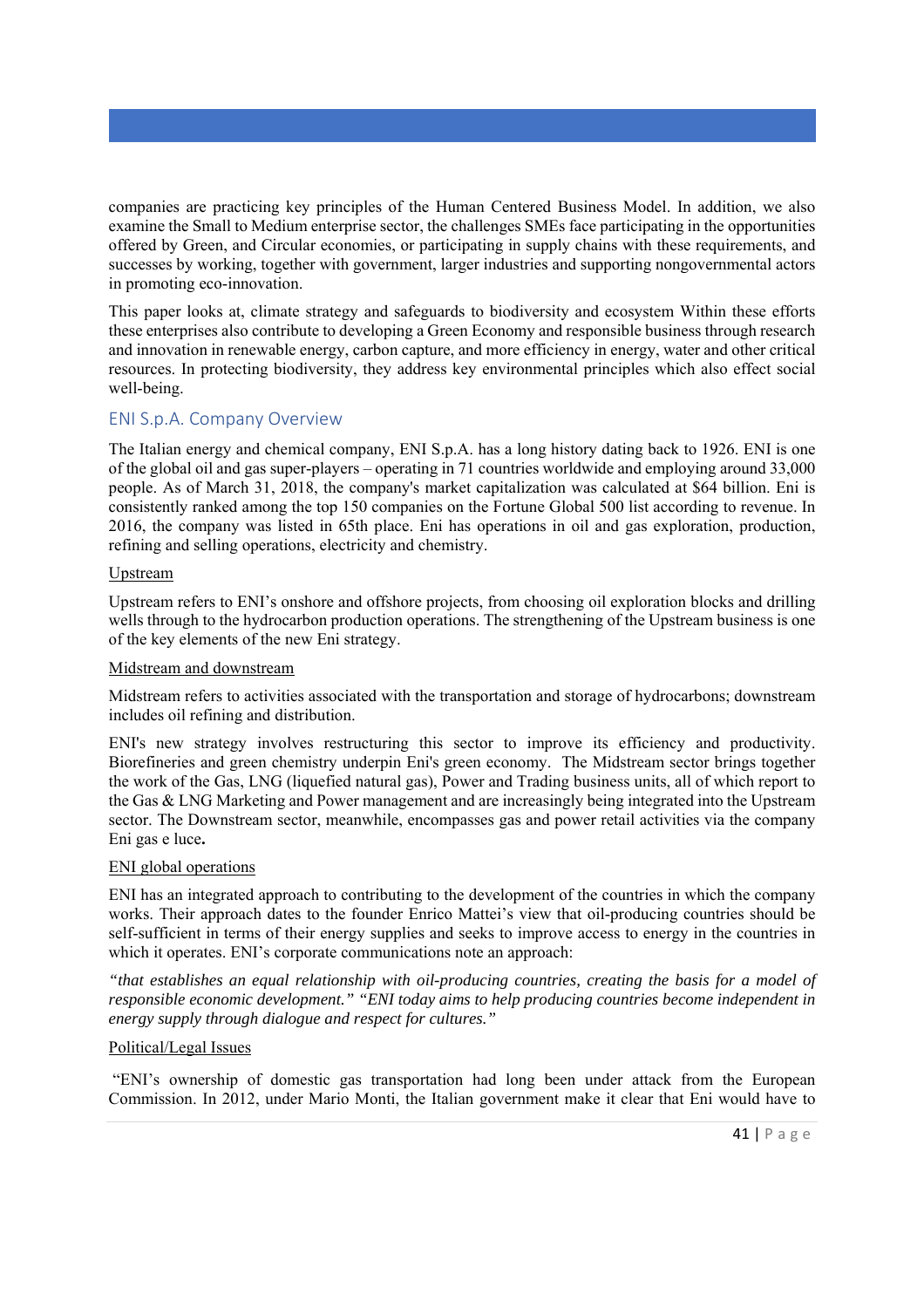companies are practicing key principles of the Human Centered Business Model. In addition, we also examine the Small to Medium enterprise sector, the challenges SMEs face participating in the opportunities offered by Green, and Circular economies, or participating in supply chains with these requirements, and successes by working, together with government, larger industries and supporting nongovernmental actors in promoting eco-innovation.

This paper looks at, climate strategy and safeguards to biodiversity and ecosystem Within these efforts these enterprises also contribute to developing a Green Economy and responsible business through research and innovation in renewable energy, carbon capture, and more efficiency in energy, water and other critical resources. In protecting biodiversity, they address key environmental principles which also effect social well-being.

## ENI S.p.A. Company Overview

The Italian energy and chemical company, ENI S.p.A. has a long history dating back to 1926. ENI is one of the global oil and gas super-players – operating in 71 countries worldwide and employing around 33,000 people. As of March 31, 2018, the company's market capitalization was calculated at $64 billion. Eni is consistently ranked among the top 150 companies on the Fortune Global 500 list according to revenue. In 2016, the company was listed in 65th place. Eni has operations in oil and gas exploration, production, refining and selling operations, electricity and chemistry.

### Upstream

Upstream refers to ENI's onshore and offshore projects, from choosing oil exploration blocks and drilling wells through to the hydrocarbon production operations. The strengthening of the Upstream business is one of the key elements of the new Eni strategy.

### Midstream and downstream

Midstream refers to activities associated with the transportation and storage of hydrocarbons; downstream includes oil refining and distribution.

ENI's new strategy involves restructuring this sector to improve its efficiency and productivity. Biorefineries and green chemistry underpin Eni's green economy. The Midstream sector brings together the work of the Gas, LNG (liquefied natural gas), Power and Trading business units, all of which report to the Gas & LNG Marketing and Power management and are increasingly being integrated into the Upstream sector. The Downstream sector, meanwhile, encompasses gas and power retail activities via the company Eni gas e luce**.**

### ENI global operations

ENI has an integrated approach to contributing to the development of the countries in which the company works. Their approach dates to the founder Enrico Mattei's view that oil-producing countries should be self-sufficient in terms of their energy supplies and seeks to improve access to energy in the countries in which it operates. ENI's corporate communications note an approach:

*"that establishes an equal relationship with oil-producing countries, creating the basis for a model of responsible economic development." "ENI today aims to help producing countries become independent in energy supply through dialogue and respect for cultures."*

### Political/Legal Issues

"ENI's ownership of domestic gas transportation had long been under attack from the European Commission. In 2012, under Mario Monti, the Italian government make it clear that Eni would have to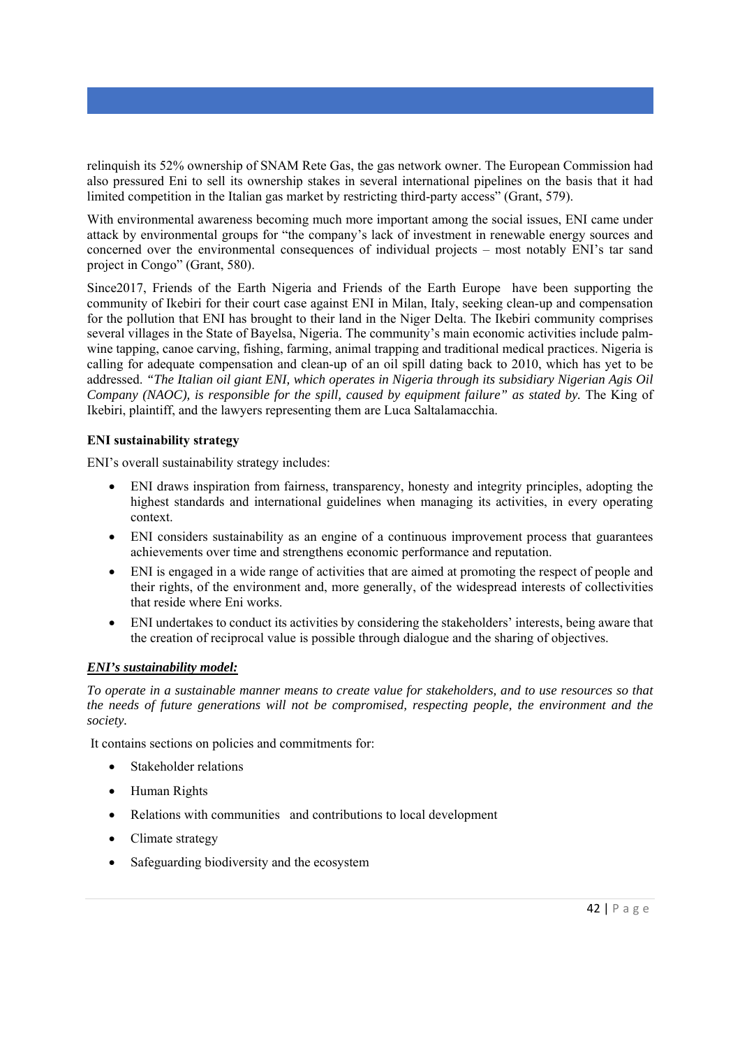relinquish its 52% ownership of SNAM Rete Gas, the gas network owner. The European Commission had also pressured Eni to sell its ownership stakes in several international pipelines on the basis that it had limited competition in the Italian gas market by restricting third-party access" (Grant, 579).

With environmental awareness becoming much more important among the social issues, ENI came under attack by environmental groups for "the company's lack of investment in renewable energy sources and concerned over the environmental consequences of individual projects – most notably ENI's tar sand project in Congo" (Grant, 580).

Since2017, Friends of the Earth Nigeria and Friends of the Earth Europe have been supporting the community of Ikebiri for their court case against ENI in Milan, Italy, seeking clean-up and compensation for the pollution that ENI has brought to their land in the Niger Delta. The Ikebiri community comprises several villages in the State of Bayelsa, Nigeria. The community's main economic activities include palm-wine tapping, canoe carving, fishing, farming, animal trapping and traditional medical practices. Nigeria is calling for adequate compensation and clean-up of an oil spill dating back to 2010, which has yet to be addressed. *"The Italian oil giant ENI, which operates in Nigeria through its subsidiary Nigerian Agis Oil Company (NAOC), is responsible for the spill, caused by equipment failure" as stated by.* The King of Ikebiri, plaintiff, and the lawyers representing them are Luca Saltalamacchia.

**ENI sustainability strategy**

ENI's overall sustainability strategy includes:

- ENI draws inspiration from fairness, transparency, honesty and integrity principles, adopting the highest standards and international guidelines when managing its activities, in every operating context.
- ENI considers sustainability as an engine of a continuous improvement process that guarantees achievements over time and strengthens economic performance and reputation.
- ENI is engaged in a wide range of activities that are aimed at promoting the respect of people and their rights, of the environment and, more generally, of the widespread interests of collectivities that reside where Eni works.
- ENI undertakes to conduct its activities by considering the stakeholders' interests, being aware that the creation of reciprocal value is possible through dialogue and the sharing of objectives.

***ENI's sustainability model:***

*To operate in a sustainable manner means to create value for stakeholders, and to use resources so that the needs of future generations will not be compromised, respecting people, the environment and the society.*

It contains sections on policies and commitments for:

- Stakeholder relations
- Human Rights
- Relations with communities and contributions to local development
- Climate strategy
- Safeguarding biodiversity and the ecosystem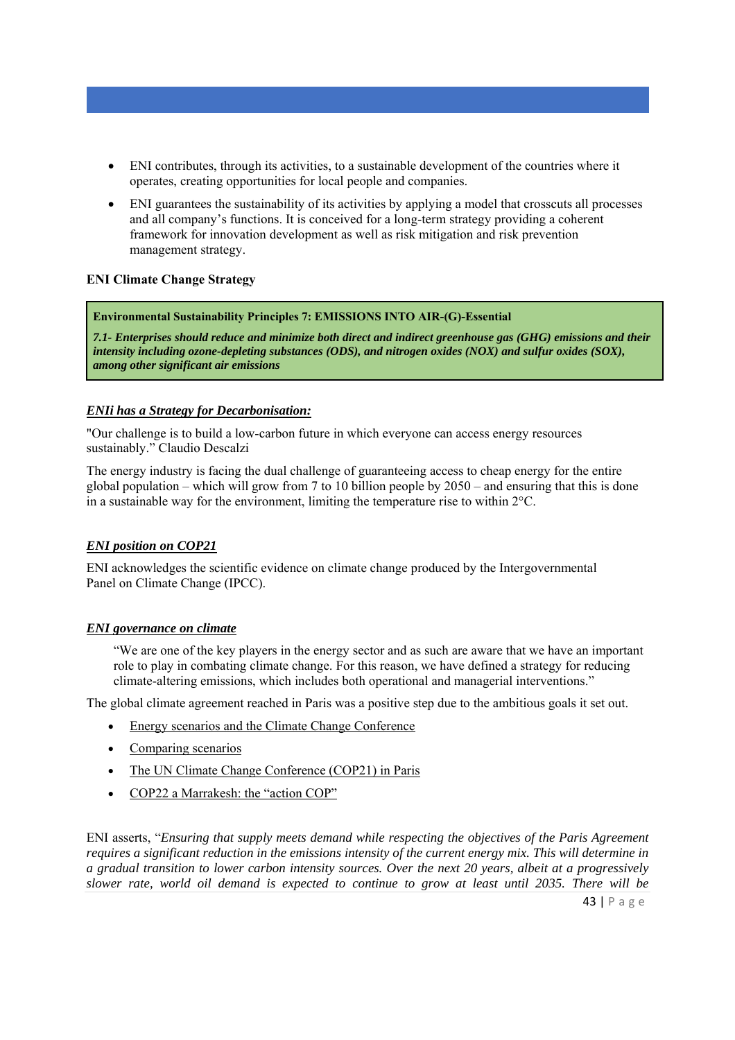- ENI contributes, through its activities, to a sustainable development of the countries where it operates, creating opportunities for local people and companies.
- ENI guarantees the sustainability of its activities by applying a model that crosscuts all processes and all company's functions. It is conceived for a long-term strategy providing a coherent framework for innovation development as well as risk mitigation and risk prevention management strategy.

**ENI Climate Change Strategy**

> **Environmental Sustainability Principles 7: EMISSIONS INTO AIR-(G)-Essential**
>
> ***7.1- Enterprises should reduce and minimize both direct and indirect greenhouse gas (GHG) emissions and their intensity including ozone-depleting substances (ODS), and nitrogen oxides (NOX) and sulfur oxides (SOX), among other significant air emissions***

***ENIi has a Strategy for Decarbonisation:***

"Our challenge is to build a low-carbon future in which everyone can access energy resources sustainably." Claudio Descalzi

The energy industry is facing the dual challenge of guaranteeing access to cheap energy for the entire global population – which will grow from 7 to 10 billion people by 2050 – and ensuring that this is done in a sustainable way for the environment, limiting the temperature rise to within 2°C.

***ENI position on COP21***

ENI acknowledges the scientific evidence on climate change produced by the Intergovernmental Panel on Climate Change (IPCC).

***ENI governance on climate***

> "We are one of the key players in the energy sector and as such are aware that we have an important role to play in combating climate change. For this reason, we have defined a strategy for reducing climate-altering emissions, which includes both operational and managerial interventions."

The global climate agreement reached in Paris was a positive step due to the ambitious goals it set out.

- Energy scenarios and the Climate Change Conference
- Comparing scenarios
- The UN Climate Change Conference (COP21) in Paris
- COP22 a Marrakesh: the "action COP"

ENI asserts, "*Ensuring that supply meets demand while respecting the objectives of the Paris Agreement requires a significant reduction in the emissions intensity of the current energy mix. This will determine in a gradual transition to lower carbon intensity sources. Over the next 20 years, albeit at a progressively slower rate, world oil demand is expected to continue to grow at least until 2035. There will be*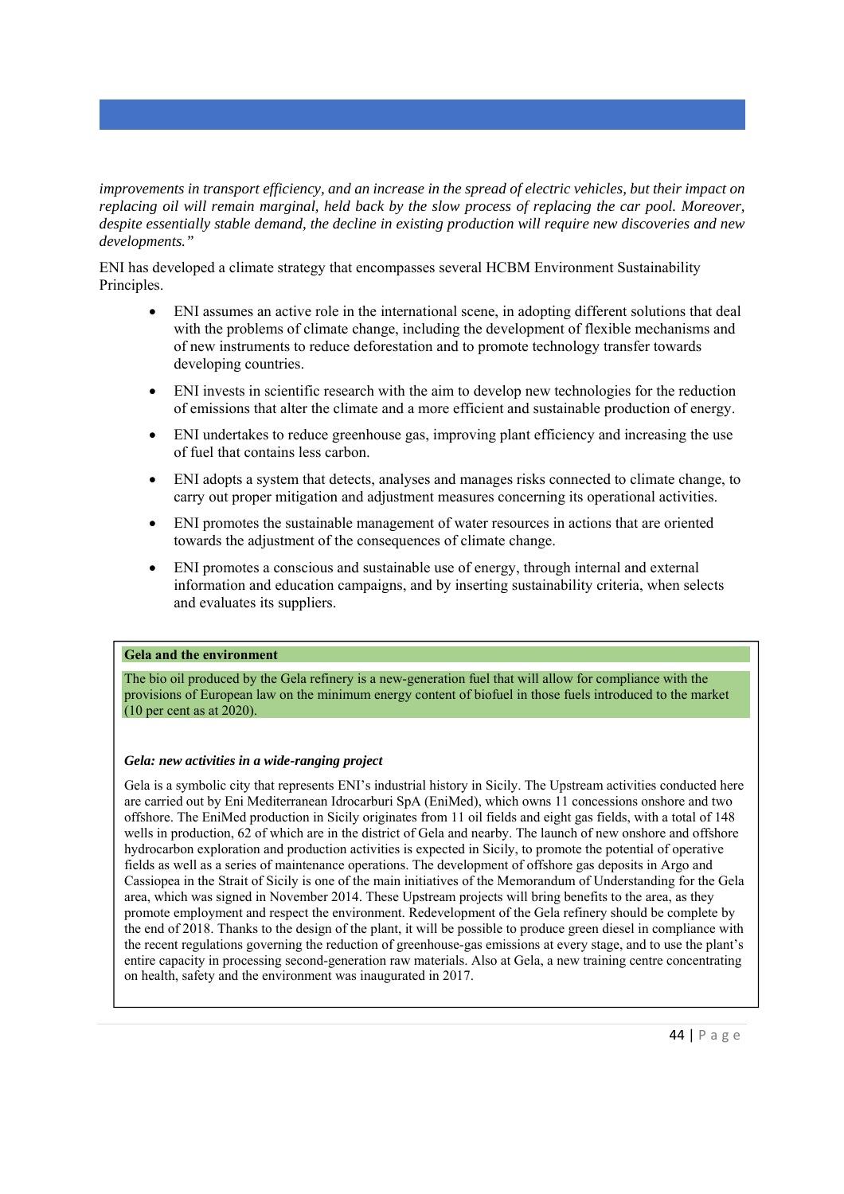*improvements in transport efficiency, and an increase in the spread of electric vehicles, but their impact on replacing oil will remain marginal, held back by the slow process of replacing the car pool. Moreover, despite essentially stable demand, the decline in existing production will require new discoveries and new developments."*

ENI has developed a climate strategy that encompasses several HCBM Environment Sustainability Principles.

- ENI assumes an active role in the international scene, in adopting different solutions that deal with the problems of climate change, including the development of flexible mechanisms and of new instruments to reduce deforestation and to promote technology transfer towards developing countries.
- ENI invests in scientific research with the aim to develop new technologies for the reduction of emissions that alter the climate and a more efficient and sustainable production of energy.
- ENI undertakes to reduce greenhouse gas, improving plant efficiency and increasing the use of fuel that contains less carbon.
- ENI adopts a system that detects, analyses and manages risks connected to climate change, to carry out proper mitigation and adjustment measures concerning its operational activities.
- ENI promotes the sustainable management of water resources in actions that are oriented towards the adjustment of the consequences of climate change.
- ENI promotes a conscious and sustainable use of energy, through internal and external information and education campaigns, and by inserting sustainability criteria, when selects and evaluates its suppliers.

**Gela and the environment**

The bio oil produced by the Gela refinery is a new-generation fuel that will allow for compliance with the provisions of European law on the minimum energy content of biofuel in those fuels introduced to the market (10 per cent as at 2020).

***Gela: new activities in a wide-ranging project***

Gela is a symbolic city that represents ENI's industrial history in Sicily. The Upstream activities conducted here are carried out by Eni Mediterranean Idrocarburi SpA (EniMed), which owns 11 concessions onshore and two offshore. The EniMed production in Sicily originates from 11 oil fields and eight gas fields, with a total of 148 wells in production, 62 of which are in the district of Gela and nearby. The launch of new onshore and offshore hydrocarbon exploration and production activities is expected in Sicily, to promote the potential of operative fields as well as a series of maintenance operations. The development of offshore gas deposits in Argo and Cassiopea in the Strait of Sicily is one of the main initiatives of the Memorandum of Understanding for the Gela area, which was signed in November 2014. These Upstream projects will bring benefits to the area, as they promote employment and respect the environment. Redevelopment of the Gela refinery should be complete by the end of 2018. Thanks to the design of the plant, it will be possible to produce green diesel in compliance with the recent regulations governing the reduction of greenhouse-gas emissions at every stage, and to use the plant's entire capacity in processing second-generation raw materials. Also at Gela, a new training centre concentrating on health, safety and the environment was inaugurated in 2017.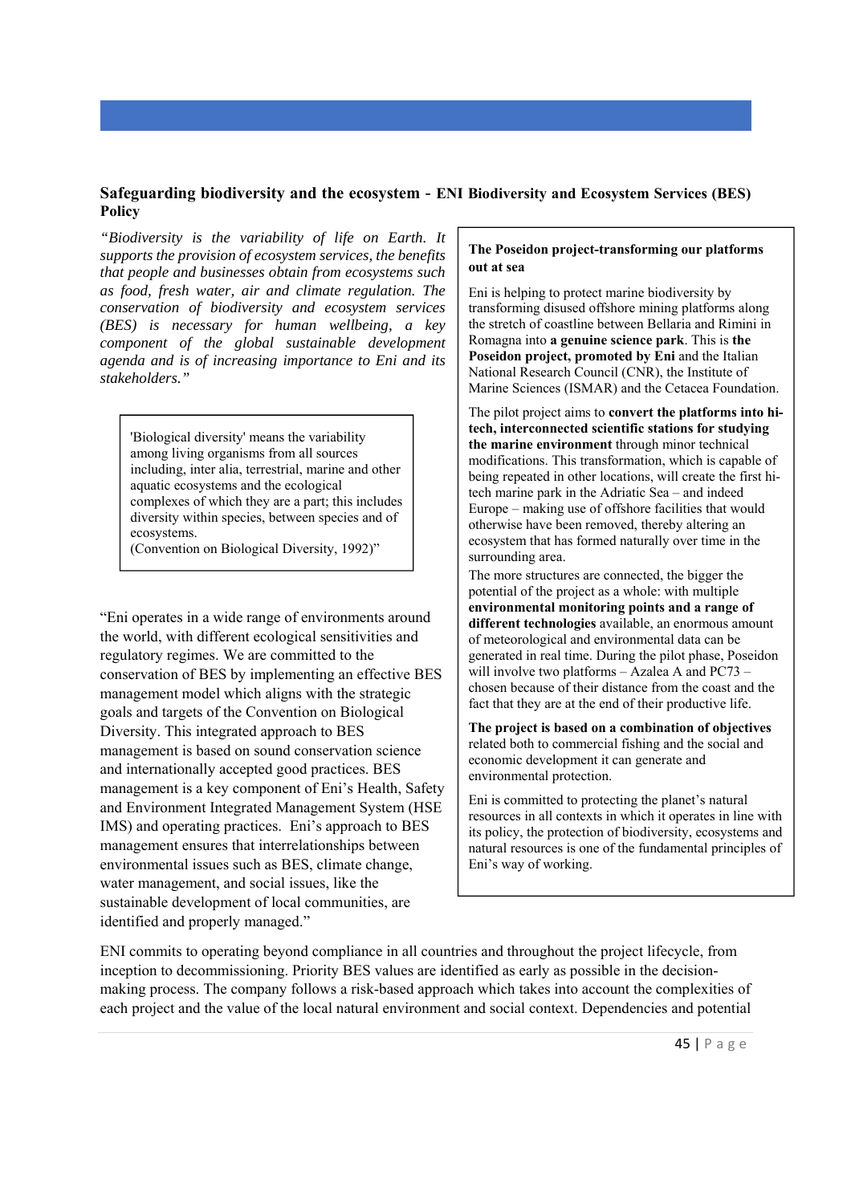### Safeguarding biodiversity and the ecosystem - ENI Biodiversity and Ecosystem Services (BES) Policy

*"Biodiversity is the variability of life on Earth. It supports the provision of ecosystem services, the benefits that people and businesses obtain from ecosystems such as food, fresh water, air and climate regulation. The conservation of biodiversity and ecosystem services (BES) is necessary for human wellbeing, a key component of the global sustainable development agenda and is of increasing importance to Eni and its stakeholders."*

> 'Biological diversity' means the variability among living organisms from all sources including, inter alia, terrestrial, marine and other aquatic ecosystems and the ecological complexes of which they are a part; this includes diversity within species, between species and of ecosystems.
> (Convention on Biological Diversity, 1992)"

"Eni operates in a wide range of environments around the world, with different ecological sensitivities and regulatory regimes. We are committed to the conservation of BES by implementing an effective BES management model which aligns with the strategic goals and targets of the Convention on Biological Diversity. This integrated approach to BES management is based on sound conservation science and internationally accepted good practices. BES management is a key component of Eni's Health, Safety and Environment Integrated Management System (HSE IMS) and operating practices. Eni's approach to BES management ensures that interrelationships between environmental issues such as BES, climate change, water management, and social issues, like the sustainable development of local communities, are identified and properly managed."

> **The Poseidon project-transforming our platforms out at sea**
>
> Eni is helping to protect marine biodiversity by transforming disused offshore mining platforms along the stretch of coastline between Bellaria and Rimini in Romagna into **a genuine science park**. This is **the Poseidon project, promoted by Eni** and the Italian National Research Council (CNR), the Institute of Marine Sciences (ISMAR) and the Cetacea Foundation.
>
> The pilot project aims to **convert the platforms into hi-tech, interconnected scientific stations for studying the marine environment** through minor technical modifications. This transformation, which is capable of being repeated in other locations, will create the first hi-tech marine park in the Adriatic Sea – and indeed Europe – making use of offshore facilities that would otherwise have been removed, thereby altering an ecosystem that has formed naturally over time in the surrounding area.
>
> The more structures are connected, the bigger the potential of the project as a whole: with multiple **environmental monitoring points and a range of different technologies** available, an enormous amount of meteorological and environmental data can be generated in real time. During the pilot phase, Poseidon will involve two platforms – Azalea A and PC73 – chosen because of their distance from the coast and the fact that they are at the end of their productive life.
>
> **The project is based on a combination of objectives** related both to commercial fishing and the social and economic development it can generate and environmental protection.
>
> Eni is committed to protecting the planet's natural resources in all contexts in which it operates in line with its policy, the protection of biodiversity, ecosystems and natural resources is one of the fundamental principles of Eni's way of working.

ENI commits to operating beyond compliance in all countries and throughout the project lifecycle, from inception to decommissioning. Priority BES values are identified as early as possible in the decision-making process. The company follows a risk-based approach which takes into account the complexities of each project and the value of the local natural environment and social context. Dependencies and potential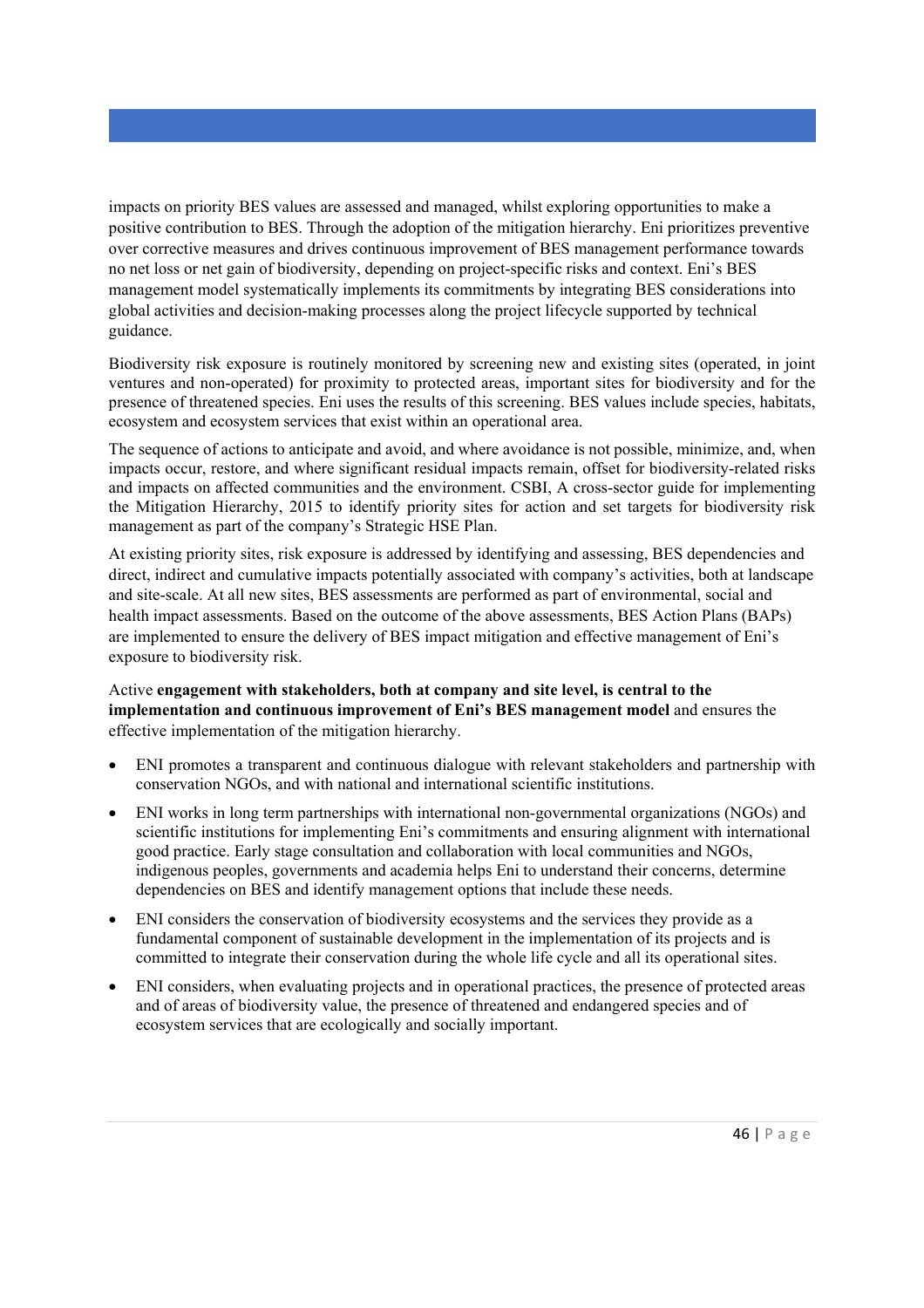impacts on priority BES values are assessed and managed, whilst exploring opportunities to make a positive contribution to BES. Through the adoption of the mitigation hierarchy. Eni prioritizes preventive over corrective measures and drives continuous improvement of BES management performance towards no net loss or net gain of biodiversity, depending on project-specific risks and context. Eni's BES management model systematically implements its commitments by integrating BES considerations into global activities and decision-making processes along the project lifecycle supported by technical guidance.

Biodiversity risk exposure is routinely monitored by screening new and existing sites (operated, in joint ventures and non-operated) for proximity to protected areas, important sites for biodiversity and for the presence of threatened species. Eni uses the results of this screening. BES values include species, habitats, ecosystem and ecosystem services that exist within an operational area.

The sequence of actions to anticipate and avoid, and where avoidance is not possible, minimize, and, when impacts occur, restore, and where significant residual impacts remain, offset for biodiversity-related risks and impacts on affected communities and the environment. CSBI, A cross-sector guide for implementing the Mitigation Hierarchy, 2015 to identify priority sites for action and set targets for biodiversity risk management as part of the company's Strategic HSE Plan.

At existing priority sites, risk exposure is addressed by identifying and assessing, BES dependencies and direct, indirect and cumulative impacts potentially associated with company's activities, both at landscape and site-scale. At all new sites, BES assessments are performed as part of environmental, social and health impact assessments. Based on the outcome of the above assessments, BES Action Plans (BAPs) are implemented to ensure the delivery of BES impact mitigation and effective management of Eni's exposure to biodiversity risk.

Active **engagement with stakeholders, both at company and site level, is central to the implementation and continuous improvement of Eni's BES management model** and ensures the effective implementation of the mitigation hierarchy.

- ENI promotes a transparent and continuous dialogue with relevant stakeholders and partnership with conservation NGOs, and with national and international scientific institutions.
- ENI works in long term partnerships with international non-governmental organizations (NGOs) and scientific institutions for implementing Eni's commitments and ensuring alignment with international good practice. Early stage consultation and collaboration with local communities and NGOs, indigenous peoples, governments and academia helps Eni to understand their concerns, determine dependencies on BES and identify management options that include these needs.
- ENI considers the conservation of biodiversity ecosystems and the services they provide as a fundamental component of sustainable development in the implementation of its projects and is committed to integrate their conservation during the whole life cycle and all its operational sites.
- ENI considers, when evaluating projects and in operational practices, the presence of protected areas and of areas of biodiversity value, the presence of threatened and endangered species and of ecosystem services that are ecologically and socially important.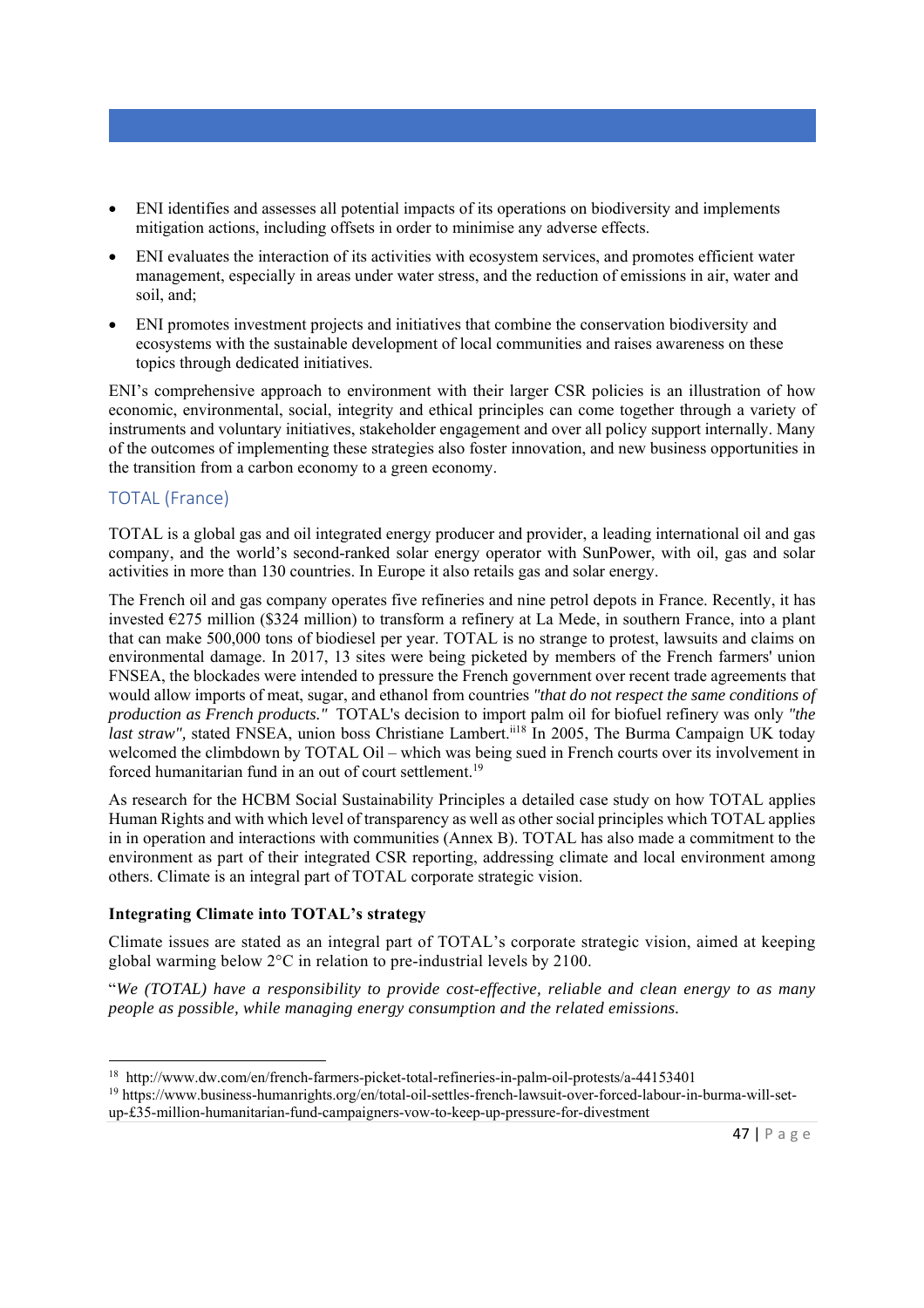- ENI identifies and assesses all potential impacts of its operations on biodiversity and implements mitigation actions, including offsets in order to minimise any adverse effects.
- ENI evaluates the interaction of its activities with ecosystem services, and promotes efficient water management, especially in areas under water stress, and the reduction of emissions in air, water and soil, and;
- ENI promotes investment projects and initiatives that combine the conservation biodiversity and ecosystems with the sustainable development of local communities and raises awareness on these topics through dedicated initiatives.

ENI's comprehensive approach to environment with their larger CSR policies is an illustration of how economic, environmental, social, integrity and ethical principles can come together through a variety of instruments and voluntary initiatives, stakeholder engagement and over all policy support internally. Many of the outcomes of implementing these strategies also foster innovation, and new business opportunities in the transition from a carbon economy to a green economy.

## TOTAL (France)

TOTAL is a global gas and oil integrated energy producer and provider, a leading international oil and gas company, and the world's second-ranked solar energy operator with SunPower, with oil, gas and solar activities in more than 130 countries. In Europe it also retails gas and solar energy.

The French oil and gas company operates five refineries and nine petrol depots in France. Recently, it has invested €275 million ($324 million) to transform a refinery at La Mede, in southern France, into a plant that can make 500,000 tons of biodiesel per year. TOTAL is no strange to protest, lawsuits and claims on environmental damage. In 2017, 13 sites were being picketed by members of the French farmers' union FNSEA, the blockades were intended to pressure the French government over recent trade agreements that would allow imports of meat, sugar, and ethanol from countries *"that do not respect the same conditions of production as French products."* TOTAL's decision to import palm oil for biofuel refinery was only *"the last straw"*, stated FNSEA, union boss Christiane Lambert.[ii18] In 2005, The Burma Campaign UK today welcomed the climbdown by TOTAL Oil – which was being sued in French courts over its involvement in forced humanitarian fund in an out of court settlement.[19]

As research for the HCBM Social Sustainability Principles a detailed case study on how TOTAL applies Human Rights and with which level of transparency as well as other social principles which TOTAL applies in in operation and interactions with communities (Annex B). TOTAL has also made a commitment to the environment as part of their integrated CSR reporting, addressing climate and local environment among others. Climate is an integral part of TOTAL corporate strategic vision.

**Integrating Climate into TOTAL's strategy**

Climate issues are stated as an integral part of TOTAL's corporate strategic vision, aimed at keeping global warming below 2°C in relation to pre-industrial levels by 2100.

"*We (TOTAL) have a responsibility to provide cost-effective, reliable and clean energy to as many people as possible, while managing energy consumption and the related emissions.*

---

[18] http://www.dw.com/en/french-farmers-picket-total-refineries-in-palm-oil-protests/a-44153401

[19] https://www.business-humanrights.org/en/total-oil-settles-french-lawsuit-over-forced-labour-in-burma-will-set-up-£35-million-humanitarian-fund-campaigners-vow-to-keep-up-pressure-for-divestment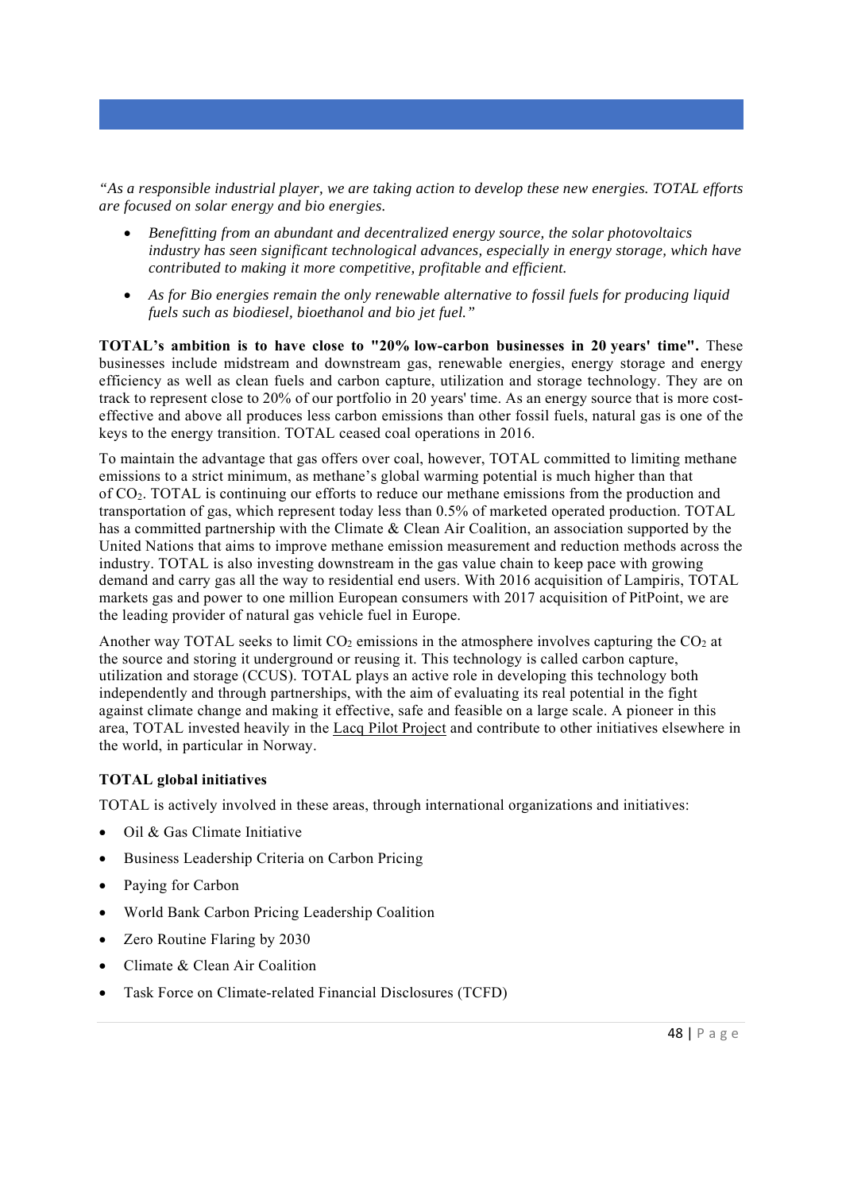*"As a responsible industrial player, we are taking action to develop these new energies. TOTAL efforts are focused on solar energy and bio energies.*

- *Benefitting from an abundant and decentralized energy source, the solar photovoltaics industry has seen significant technological advances, especially in energy storage, which have contributed to making it more competitive, profitable and efficient.*
- *As for Bio energies remain the only renewable alternative to fossil fuels for producing liquid fuels such as biodiesel, bioethanol and bio jet fuel."*

**TOTAL's ambition is to have close to "20% low-carbon businesses in 20 years' time".** These businesses include midstream and downstream gas, renewable energies, energy storage and energy efficiency as well as clean fuels and carbon capture, utilization and storage technology. They are on track to represent close to 20% of our portfolio in 20 years' time. As an energy source that is more cost-effective and above all produces less carbon emissions than other fossil fuels, natural gas is one of the keys to the energy transition. TOTAL ceased coal operations in 2016.

To maintain the advantage that gas offers over coal, however, TOTAL committed to limiting methane emissions to a strict minimum, as methane's global warming potential is much higher than that of $CO_2$. TOTAL is continuing our efforts to reduce our methane emissions from the production and transportation of gas, which represent today less than 0.5% of marketed operated production. TOTAL has a committed partnership with the Climate & Clean Air Coalition, an association supported by the United Nations that aims to improve methane emission measurement and reduction methods across the industry. TOTAL is also investing downstream in the gas value chain to keep pace with growing demand and carry gas all the way to residential end users. With 2016 acquisition of Lampiris, TOTAL markets gas and power to one million European consumers with 2017 acquisition of PitPoint, we are the leading provider of natural gas vehicle fuel in Europe.

Another way TOTAL seeks to limit $CO_2$ emissions in the atmosphere involves capturing the $CO_2$ at the source and storing it underground or reusing it. This technology is called carbon capture, utilization and storage (CCUS). TOTAL plays an active role in developing this technology both independently and through partnerships, with the aim of evaluating its real potential in the fight against climate change and making it effective, safe and feasible on a large scale. A pioneer in this area, TOTAL invested heavily in the Lacq Pilot Project and contribute to other initiatives elsewhere in the world, in particular in Norway.

**TOTAL global initiatives**

TOTAL is actively involved in these areas, through international organizations and initiatives:

- Oil & Gas Climate Initiative
- Business Leadership Criteria on Carbon Pricing
- Paying for Carbon
- World Bank Carbon Pricing Leadership Coalition
- Zero Routine Flaring by 2030
- Climate & Clean Air Coalition
- Task Force on Climate-related Financial Disclosures (TCFD)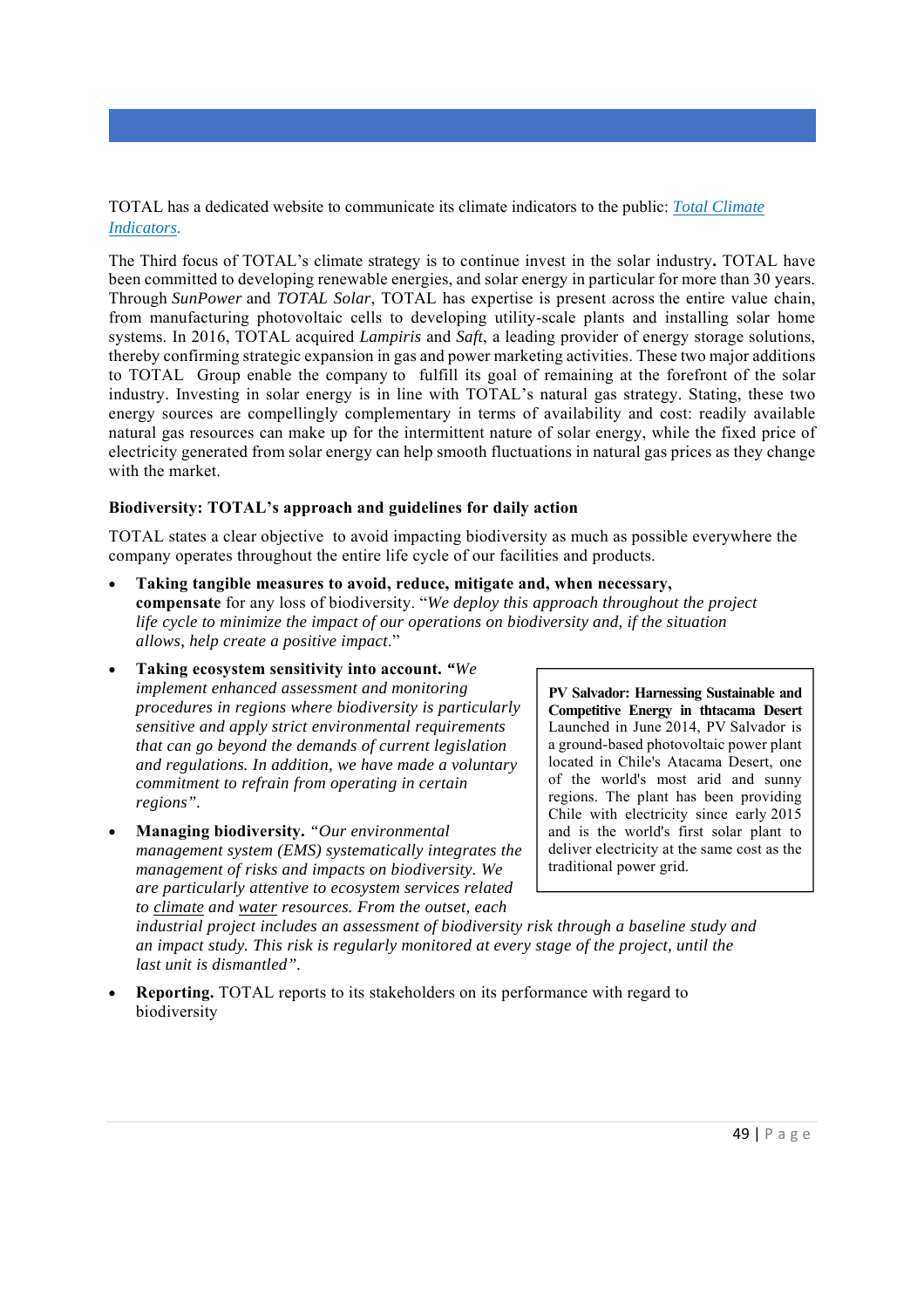TOTAL has a dedicated website to communicate its climate indicators to the public: *Total Climate Indicators*.

The Third focus of TOTAL's climate strategy is to continue invest in the solar industry**.** TOTAL have been committed to developing renewable energies, and solar energy in particular for more than 30 years. Through *SunPower* and *TOTAL Solar*, TOTAL has expertise is present across the entire value chain, from manufacturing photovoltaic cells to developing utility-scale plants and installing solar home systems. In 2016, TOTAL acquired *Lampiris* and *Saft*, a leading provider of energy storage solutions, thereby confirming strategic expansion in gas and power marketing activities. These two major additions to TOTAL Group enable the company to fulfill its goal of remaining at the forefront of the solar industry. Investing in solar energy is in line with TOTAL's natural gas strategy. Stating, these two energy sources are compellingly complementary in terms of availability and cost: readily available natural gas resources can make up for the intermittent nature of solar energy, while the fixed price of electricity generated from solar energy can help smooth fluctuations in natural gas prices as they change with the market.

**Biodiversity: TOTAL's approach and guidelines for daily action**

TOTAL states a clear objective to avoid impacting biodiversity as much as possible everywhere the company operates throughout the entire life cycle of our facilities and products.

- **Taking tangible measures to avoid, reduce, mitigate and, when necessary, compensate** for any loss of biodiversity. "*We deploy this approach throughout the project life cycle to minimize the impact of our operations on biodiversity and, if the situation allows, help create a positive impact.*"
- **Taking ecosystem sensitivity into account. "***We implement enhanced assessment and monitoring procedures in regions where biodiversity is particularly sensitive and apply strict environmental requirements that can go beyond the demands of current legislation and regulations. In addition, we have made a voluntary commitment to refrain from operating in certain regions".*
- **Managing biodiversity.** *"Our environmental management system (EMS) systematically integrates the management of risks and impacts on biodiversity. We are particularly attentive to ecosystem services related to climate and water resources. From the outset, each industrial project includes an assessment of biodiversity risk through a baseline study and an impact study. This risk is regularly monitored at every stage of the project, until the last unit is dismantled".*
- **Reporting.** TOTAL reports to its stakeholders on its performance with regard to biodiversity

> **PV Salvador: Harnessing Sustainable and Competitive Energy in thtacama Desert**
> Launched in June 2014, PV Salvador is a ground-based photovoltaic power plant located in Chile's Atacama Desert, one of the world's most arid and sunny regions. The plant has been providing Chile with electricity since early 2015 and is the world's first solar plant to deliver electricity at the same cost as the traditional power grid.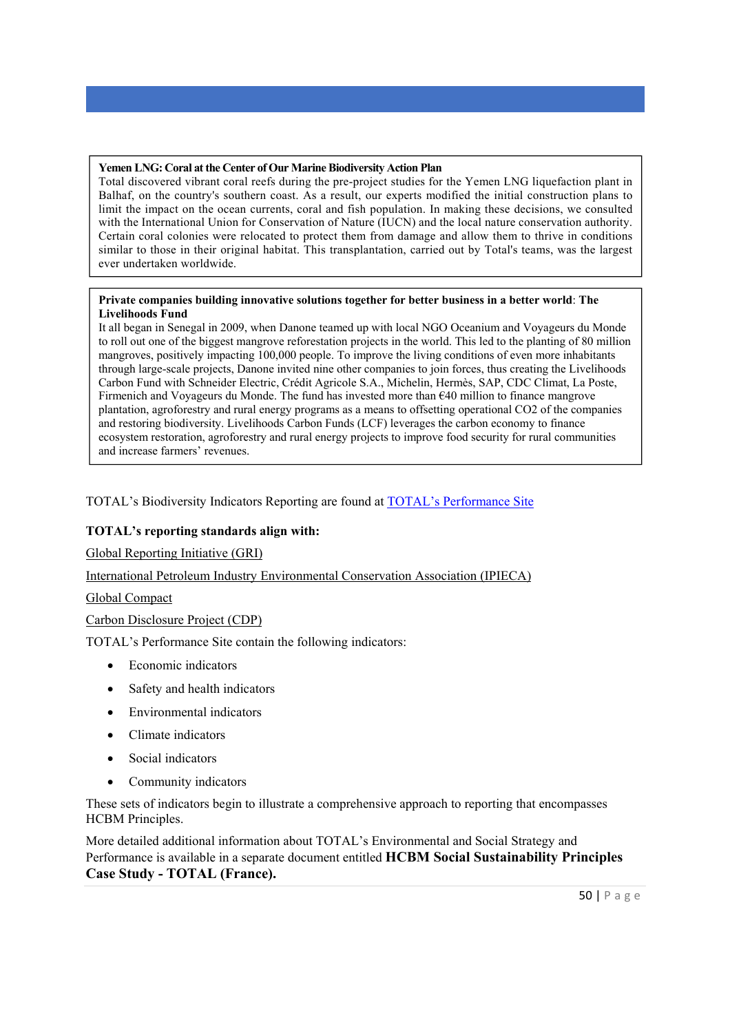**Yemen LNG: Coral at the Center of Our Marine Biodiversity Action Plan**

Total discovered vibrant coral reefs during the pre-project studies for the Yemen LNG liquefaction plant in Balhaf, on the country's southern coast. As a result, our experts modified the initial construction plans to limit the impact on the ocean currents, coral and fish population. In making these decisions, we consulted with the International Union for Conservation of Nature (IUCN) and the local nature conservation authority. Certain coral colonies were relocated to protect them from damage and allow them to thrive in conditions similar to those in their original habitat. This transplantation, carried out by Total's teams, was the largest ever undertaken worldwide.

**Private companies building innovative solutions together for better business in a better world**: **The Livelihoods Fund**

It all began in Senegal in 2009, when Danone teamed up with local NGO Oceanium and Voyageurs du Monde to roll out one of the biggest mangrove reforestation projects in the world. This led to the planting of 80 million mangroves, positively impacting 100,000 people. To improve the living conditions of even more inhabitants through large-scale projects, Danone invited nine other companies to join forces, thus creating the Livelihoods Carbon Fund with Schneider Electric, Crédit Agricole S.A., Michelin, Hermès, SAP, CDC Climat, La Poste, Firmenich and Voyageurs du Monde. The fund has invested more than €40 million to finance mangrove plantation, agroforestry and rural energy programs as a means to offsetting operational $CO_2$ of the companies and restoring biodiversity. Livelihoods Carbon Funds (LCF) leverages the carbon economy to finance ecosystem restoration, agroforestry and rural energy projects to improve food security for rural communities and increase farmers' revenues.

TOTAL's Biodiversity Indicators Reporting are found at [TOTAL's Performance Site]

**TOTAL's reporting standards align with:**

Global Reporting Initiative (GRI)

International Petroleum Industry Environmental Conservation Association (IPIECA)

Global Compact

Carbon Disclosure Project (CDP)

TOTAL's Performance Site contain the following indicators:

- Economic indicators
- Safety and health indicators
- Environmental indicators
- Climate indicators
- Social indicators
- Community indicators

These sets of indicators begin to illustrate a comprehensive approach to reporting that encompasses HCBM Principles.

More detailed additional information about TOTAL's Environmental and Social Strategy and Performance is available in a separate document entitled **HCBM Social Sustainability Principles Case Study - TOTAL (France).**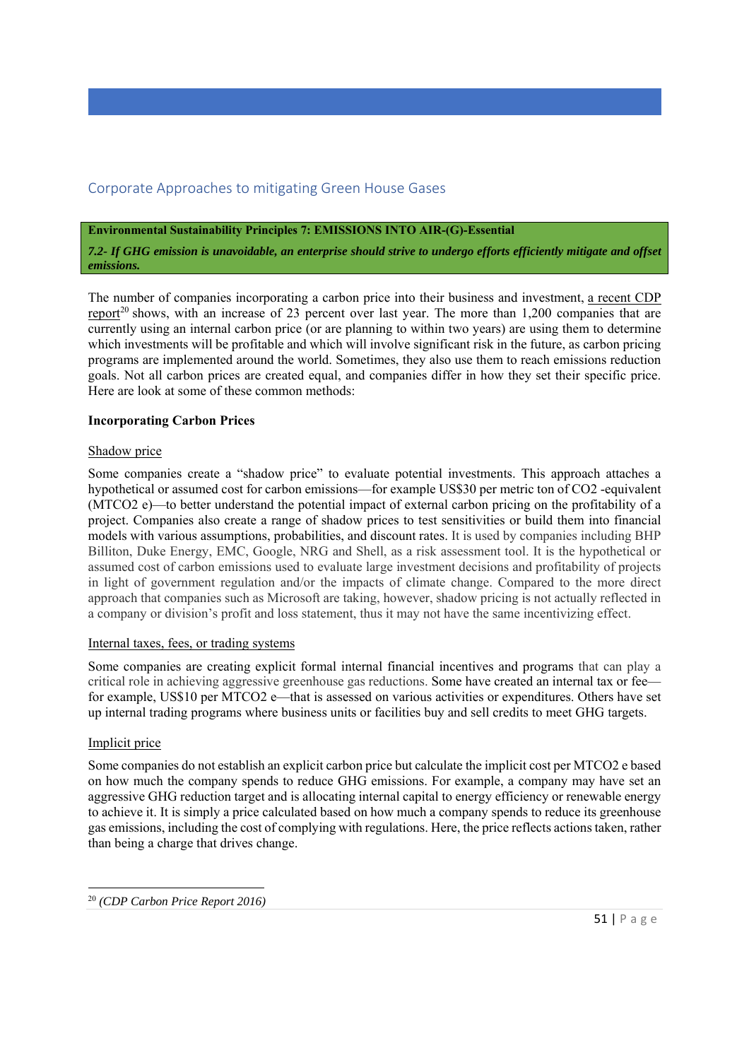## Corporate Approaches to mitigating Green House Gases

**Environmental Sustainability Principles 7: EMISSIONS INTO AIR-(G)-Essential**

***7.2- If GHG emission is unavoidable, an enterprise should strive to undergo efforts efficiently mitigate and offset emissions.***

The number of companies incorporating a carbon price into their business and investment, a recent CDP report[20] shows, with an increase of 23 percent over last year. The more than 1,200 companies that are currently using an internal carbon price (or are planning to within two years) are using them to determine which investments will be profitable and which will involve significant risk in the future, as carbon pricing programs are implemented around the world. Sometimes, they also use them to reach emissions reduction goals. Not all carbon prices are created equal, and companies differ in how they set their specific price. Here are look at some of these common methods:

**Incorporating Carbon Prices**

Shadow price

Some companies create a "shadow price" to evaluate potential investments. This approach attaches a hypothetical or assumed cost for carbon emissions—for example US$30 per metric ton of CO2 -equivalent (MTCO2 e)—to better understand the potential impact of external carbon pricing on the profitability of a project. Companies also create a range of shadow prices to test sensitivities or build them into financial models with various assumptions, probabilities, and discount rates. It is used by companies including BHP Billiton, Duke Energy, EMC, Google, NRG and Shell, as a risk assessment tool. It is the hypothetical or assumed cost of carbon emissions used to evaluate large investment decisions and profitability of projects in light of government regulation and/or the impacts of climate change. Compared to the more direct approach that companies such as Microsoft are taking, however, shadow pricing is not actually reflected in a company or division's profit and loss statement, thus it may not have the same incentivizing effect.

Internal taxes, fees, or trading systems

Some companies are creating explicit formal internal financial incentives and programs that can play a critical role in achieving aggressive greenhouse gas reductions. Some have created an internal tax or fee—for example, US$10 per MTCO2 e—that is assessed on various activities or expenditures. Others have set up internal trading programs where business units or facilities buy and sell credits to meet GHG targets.

Implicit price

Some companies do not establish an explicit carbon price but calculate the implicit cost per MTCO2 e based on how much the company spends to reduce GHG emissions. For example, a company may have set an aggressive GHG reduction target and is allocating internal capital to energy efficiency or renewable energy to achieve it. It is simply a price calculated based on how much a company spends to reduce its greenhouse gas emissions, including the cost of complying with regulations. Here, the price reflects actions taken, rather than being a charge that drives change.

---

[20] *(CDP Carbon Price Report 2016)*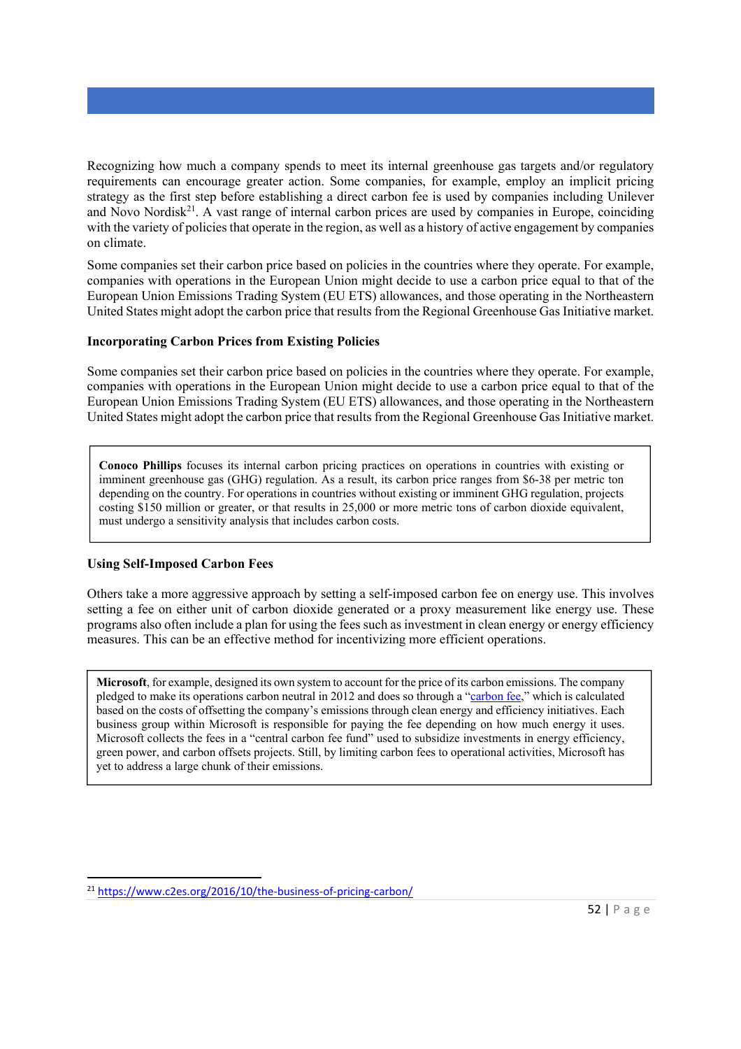Recognizing how much a company spends to meet its internal greenhouse gas targets and/or regulatory requirements can encourage greater action. Some companies, for example, employ an implicit pricing strategy as the first step before establishing a direct carbon fee is used by companies including Unilever and Novo Nordisk[21]. A vast range of internal carbon prices are used by companies in Europe, coinciding with the variety of policies that operate in the region, as well as a history of active engagement by companies on climate.

Some companies set their carbon price based on policies in the countries where they operate. For example, companies with operations in the European Union might decide to use a carbon price equal to that of the European Union Emissions Trading System (EU ETS) allowances, and those operating in the Northeastern United States might adopt the carbon price that results from the Regional Greenhouse Gas Initiative market.

### Incorporating Carbon Prices from Existing Policies

Some companies set their carbon price based on policies in the countries where they operate. For example, companies with operations in the European Union might decide to use a carbon price equal to that of the European Union Emissions Trading System (EU ETS) allowances, and those operating in the Northeastern United States might adopt the carbon price that results from the Regional Greenhouse Gas Initiative market.

> **Conoco Phillips** focuses its internal carbon pricing practices on operations in countries with existing or imminent greenhouse gas (GHG) regulation. As a result, its carbon price ranges from $6-38 per metric ton depending on the country. For operations in countries without existing or imminent GHG regulation, projects costing $150 million or greater, or that results in 25,000 or more metric tons of carbon dioxide equivalent, must undergo a sensitivity analysis that includes carbon costs.

### Using Self-Imposed Carbon Fees

Others take a more aggressive approach by setting a self-imposed carbon fee on energy use. This involves setting a fee on either unit of carbon dioxide generated or a proxy measurement like energy use. These programs also often include a plan for using the fees such as investment in clean energy or energy efficiency measures. This can be an effective method for incentivizing more efficient operations.

> **Microsoft**, for example, designed its own system to account for the price of its carbon emissions. The company pledged to make its operations carbon neutral in 2012 and does so through a "carbon fee," which is calculated based on the costs of offsetting the company's emissions through clean energy and efficiency initiatives. Each business group within Microsoft is responsible for paying the fee depending on how much energy it uses. Microsoft collects the fees in a "central carbon fee fund" used to subsidize investments in energy efficiency, green power, and carbon offsets projects. Still, by limiting carbon fees to operational activities, Microsoft has yet to address a large chunk of their emissions.

[21] https://www.c2es.org/2016/10/the-business-of-pricing-carbon/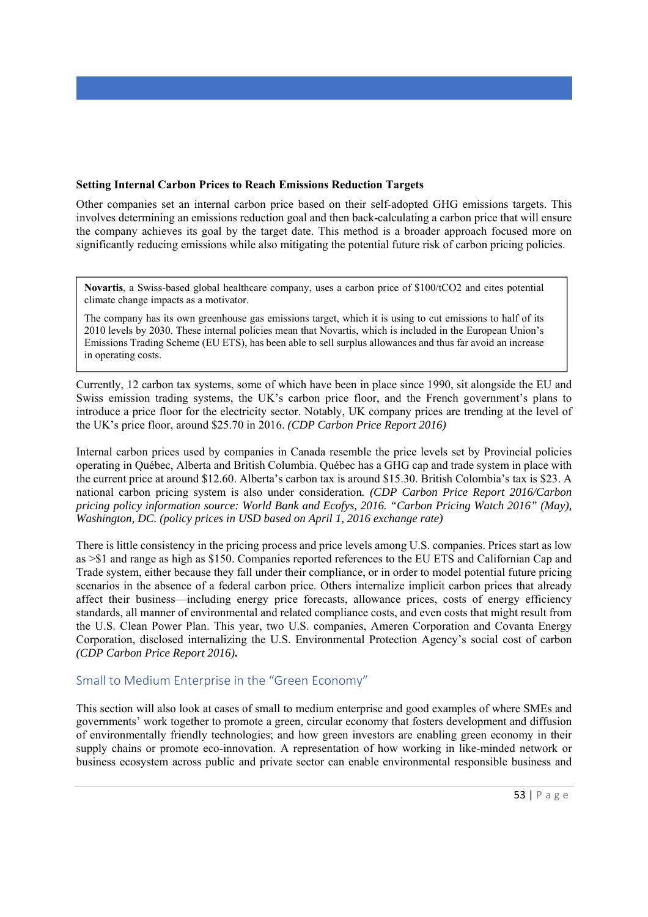**Setting Internal Carbon Prices to Reach Emissions Reduction Targets**

Other companies set an internal carbon price based on their self-adopted GHG emissions targets. This involves determining an emissions reduction goal and then back-calculating a carbon price that will ensure the company achieves its goal by the target date. This method is a broader approach focused more on significantly reducing emissions while also mitigating the potential future risk of carbon pricing policies.

> **Novartis**, a Swiss-based global healthcare company, uses a carbon price of \$100/t$CO_2$ and cites potential climate change impacts as a motivator.
>
> The company has its own greenhouse gas emissions target, which it is using to cut emissions to half of its 2010 levels by 2030. These internal policies mean that Novartis, which is included in the European Union's Emissions Trading Scheme (EU ETS), has been able to sell surplus allowances and thus far avoid an increase in operating costs.

Currently, 12 carbon tax systems, some of which have been in place since 1990, sit alongside the EU and Swiss emission trading systems, the UK's carbon price floor, and the French government's plans to introduce a price floor for the electricity sector. Notably, UK company prices are trending at the level of the UK's price floor, around \$25.70 in 2016. *(CDP Carbon Price Report 2016)*

Internal carbon prices used by companies in Canada resemble the price levels set by Provincial policies operating in Québec, Alberta and British Columbia. Québec has a GHG cap and trade system in place with the current price at around \$12.60. Alberta's carbon tax is around \$15.30. British Colombia's tax is \$23. A national carbon pricing system is also under consideration. *(CDP Carbon Price Report 2016/Carbon pricing policy information source: World Bank and Ecofys, 2016. "Carbon Pricing Watch 2016" (May), Washington, DC. (policy prices in USD based on April 1, 2016 exchange rate)*

There is little consistency in the pricing process and price levels among U.S. companies. Prices start as low as >\$1 and range as high as \$150. Companies reported references to the EU ETS and Californian Cap and Trade system, either because they fall under their compliance, or in order to model potential future pricing scenarios in the absence of a federal carbon price. Others internalize implicit carbon prices that already affect their business—including energy price forecasts, allowance prices, costs of energy efficiency standards, all manner of environmental and related compliance costs, and even costs that might result from the U.S. Clean Power Plan. This year, two U.S. companies, Ameren Corporation and Covanta Energy Corporation, disclosed internalizing the U.S. Environmental Protection Agency's social cost of carbon ***(CDP Carbon Price Report 2016).***

## Small to Medium Enterprise in the "Green Economy"

This section will also look at cases of small to medium enterprise and good examples of where SMEs and governments' work together to promote a green, circular economy that fosters development and diffusion of environmentally friendly technologies; and how green investors are enabling green economy in their supply chains or promote eco-innovation. A representation of how working in like-minded network or business ecosystem across public and private sector can enable environmental responsible business and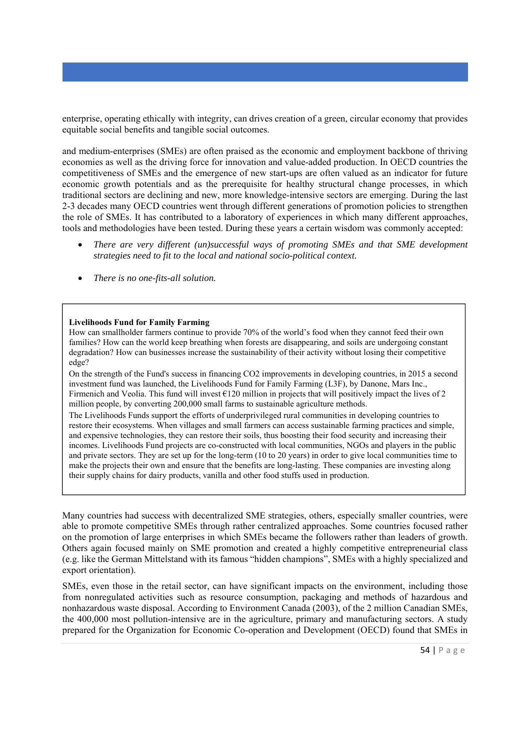enterprise, operating ethically with integrity, can drives creation of a green, circular economy that provides equitable social benefits and tangible social outcomes.

and medium-enterprises (SMEs) are often praised as the economic and employment backbone of thriving economies as well as the driving force for innovation and value-added production. In OECD countries the competitiveness of SMEs and the emergence of new start-ups are often valued as an indicator for future economic growth potentials and as the prerequisite for healthy structural change processes, in which traditional sectors are declining and new, more knowledge-intensive sectors are emerging. During the last 2-3 decades many OECD countries went through different generations of promotion policies to strengthen the role of SMEs. It has contributed to a laboratory of experiences in which many different approaches, tools and methodologies have been tested. During these years a certain wisdom was commonly accepted:

- *There are very different (un)successful ways of promoting SMEs and that SME development strategies need to fit to the local and national socio-political context.*
- *There is no one-fits-all solution.*

> **Livelihoods Fund for Family Farming**
>
> How can smallholder farmers continue to provide 70% of the world's food when they cannot feed their own families? How can the world keep breathing when forests are disappearing, and soils are undergoing constant degradation? How can businesses increase the sustainability of their activity without losing their competitive edge?
>
> On the strength of the Fund's success in financing CO2 improvements in developing countries, in 2015 a second investment fund was launched, the Livelihoods Fund for Family Farming (L3F), by Danone, Mars Inc., Firmenich and Veolia. This fund will invest €120 million in projects that will positively impact the lives of 2 million people, by converting 200,000 small farms to sustainable agriculture methods.
>
> The Livelihoods Funds support the efforts of underprivileged rural communities in developing countries to restore their ecosystems. When villages and small farmers can access sustainable farming practices and simple, and expensive technologies, they can restore their soils, thus boosting their food security and increasing their incomes. Livelihoods Fund projects are co-constructed with local communities, NGOs and players in the public and private sectors. They are set up for the long-term (10 to 20 years) in order to give local communities time to make the projects their own and ensure that the benefits are long-lasting. These companies are investing along their supply chains for dairy products, vanilla and other food stuffs used in production.

Many countries had success with decentralized SME strategies, others, especially smaller countries, were able to promote competitive SMEs through rather centralized approaches. Some countries focused rather on the promotion of large enterprises in which SMEs became the followers rather than leaders of growth. Others again focused mainly on SME promotion and created a highly competitive entrepreneurial class (e.g. like the German Mittelstand with its famous "hidden champions", SMEs with a highly specialized and export orientation).

SMEs, even those in the retail sector, can have significant impacts on the environment, including those from nonregulated activities such as resource consumption, packaging and methods of hazardous and nonhazardous waste disposal. According to Environment Canada (2003), of the 2 million Canadian SMEs, the 400,000 most pollution-intensive are in the agriculture, primary and manufacturing sectors. A study prepared for the Organization for Economic Co-operation and Development (OECD) found that SMEs in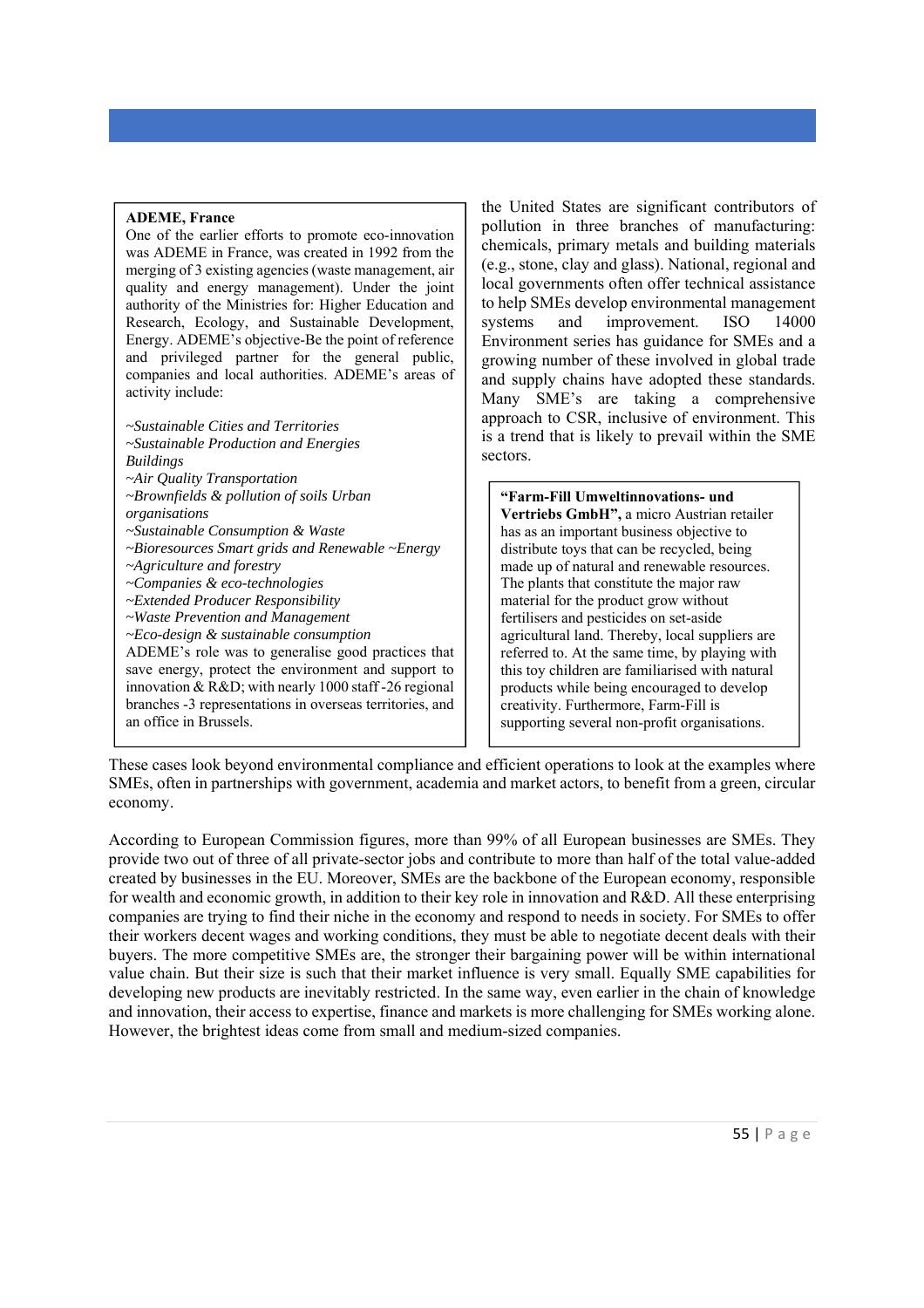**ADEME, France**

One of the earlier efforts to promote eco-innovation was ADEME in France, was created in 1992 from the merging of 3 existing agencies (waste management, air quality and energy management). Under the joint authority of the Ministries for: Higher Education and Research, Ecology, and Sustainable Development, Energy. ADEME's objective-Be the point of reference and privileged partner for the general public, companies and local authorities. ADEME's areas of activity include:

*~Sustainable Cities and Territories*
*~Sustainable Production and Energies Buildings*
*~Air Quality Transportation*
*~Brownfields & pollution of soils Urban organisations*
*~Sustainable Consumption & Waste*
*~Bioresources Smart grids and Renewable ~Energy*
*~Agriculture and forestry*
*~Companies & eco-technologies*
*~Extended Producer Responsibility*
*~Waste Prevention and Management*
*~Eco-design & sustainable consumption*

ADEME's role was to generalise good practices that save energy, protect the environment and support to innovation & R&D; with nearly 1000 staff -26 regional branches -3 representations in overseas territories, and an office in Brussels.

the United States are significant contributors of pollution in three branches of manufacturing: chemicals, primary metals and building materials (e.g., stone, clay and glass). National, regional and local governments often offer technical assistance to help SMEs develop environmental management systems and improvement. ISO 14000 Environment series has guidance for SMEs and a growing number of these involved in global trade and supply chains have adopted these standards. Many SME's are taking a comprehensive approach to CSR, inclusive of environment. This is a trend that is likely to prevail within the SME sectors.

**"Farm-Fill Umweltinnovations- und Vertriebs GmbH",** a micro Austrian retailer has as an important business objective to distribute toys that can be recycled, being made up of natural and renewable resources. The plants that constitute the major raw material for the product grow without fertilisers and pesticides on set-aside agricultural land. Thereby, local suppliers are referred to. At the same time, by playing with this toy children are familiarised with natural products while being encouraged to develop creativity. Furthermore, Farm-Fill is supporting several non-profit organisations.

These cases look beyond environmental compliance and efficient operations to look at the examples where SMEs, often in partnerships with government, academia and market actors, to benefit from a green, circular economy.

According to European Commission figures, more than 99% of all European businesses are SMEs. They provide two out of three of all private-sector jobs and contribute to more than half of the total value-added created by businesses in the EU. Moreover, SMEs are the backbone of the European economy, responsible for wealth and economic growth, in addition to their key role in innovation and R&D. All these enterprising companies are trying to find their niche in the economy and respond to needs in society. For SMEs to offer their workers decent wages and working conditions, they must be able to negotiate decent deals with their buyers. The more competitive SMEs are, the stronger their bargaining power will be within international value chain. But their size is such that their market influence is very small. Equally SME capabilities for developing new products are inevitably restricted. In the same way, even earlier in the chain of knowledge and innovation, their access to expertise, finance and markets is more challenging for SMEs working alone. However, the brightest ideas come from small and medium-sized companies.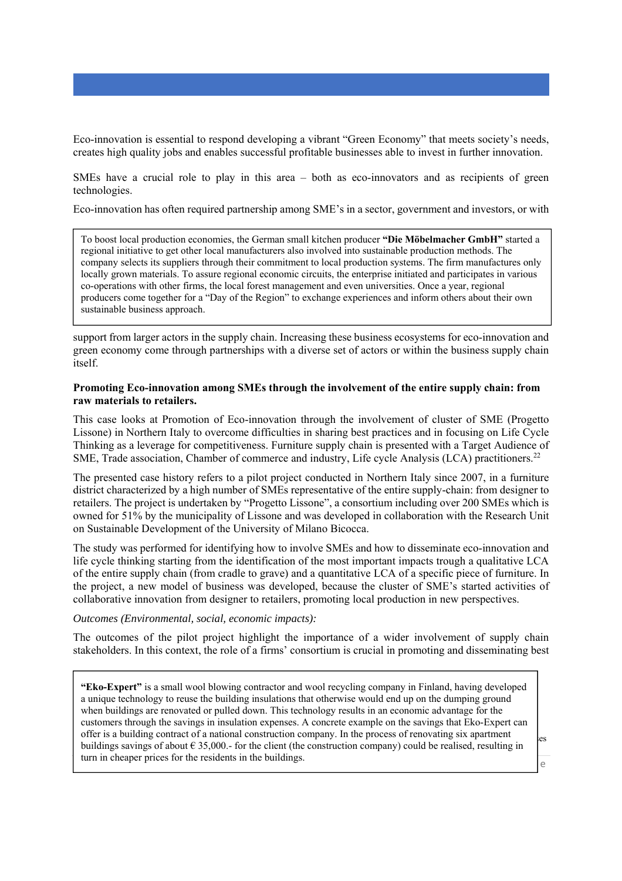Eco-innovation is essential to respond developing a vibrant "Green Economy" that meets society's needs, creates high quality jobs and enables successful profitable businesses able to invest in further innovation.

SMEs have a crucial role to play in this area – both as eco-innovators and as recipients of green technologies.

Eco-innovation has often required partnership among SME's in a sector, government and investors, or with support from larger actors in the supply chain. Increasing these business ecosystems for eco-innovation and green economy come through partnerships with a diverse set of actors or within the business supply chain itself.

> To boost local production economies, the German small kitchen producer **"Die Möbelmacher GmbH"** started a regional initiative to get other local manufacturers also involved into sustainable production methods. The company selects its suppliers through their commitment to local production systems. The firm manufactures only locally grown materials. To assure regional economic circuits, the enterprise initiated and participates in various co-operations with other firms, the local forest management and even universities. Once a year, regional producers come together for a "Day of the Region" to exchange experiences and inform others about their own sustainable business approach.

**Promoting Eco-innovation among SMEs through the involvement of the entire supply chain: from raw materials to retailers.**

This case looks at Promotion of Eco-innovation through the involvement of cluster of SME (Progetto Lissone) in Northern Italy to overcome difficulties in sharing best practices and in focusing on Life Cycle Thinking as a leverage for competitiveness. Furniture supply chain is presented with a Target Audience of SME, Trade association, Chamber of commerce and industry, Life cycle Analysis (LCA) practitioners.[22]

The presented case history refers to a pilot project conducted in Northern Italy since 2007, in a furniture district characterized by a high number of SMEs representative of the entire supply-chain: from designer to retailers. The project is undertaken by "Progetto Lissone", a consortium including over 200 SMEs which is owned for 51% by the municipality of Lissone and was developed in collaboration with the Research Unit on Sustainable Development of the University of Milano Bicocca.

The study was performed for identifying how to involve SMEs and how to disseminate eco-innovation and life cycle thinking starting from the identification of the most important impacts trough a qualitative LCA of the entire supply chain (from cradle to grave) and a quantitative LCA of a specific piece of furniture. In the project, a new model of business was developed, because the cluster of SME's started activities of collaborative innovation from designer to retailers, promoting local production in new perspectives.

*Outcomes (Environmental, social, economic impacts):*

The outcomes of the pilot project highlight the importance of a wider involvement of supply chain stakeholders. In this context, the role of a firms' consortium is crucial in promoting and disseminating best

> **"Eko-Expert"** is a small wool blowing contractor and wool recycling company in Finland, having developed a unique technology to reuse the building insulations that otherwise would end up on the dumping ground when buildings are renovated or pulled down. This technology results in an economic advantage for the customers through the savings in insulation expenses. A concrete example on the savings that Eko-Expert can offer is a building contract of a national construction company. In the process of renovating six apartment buildings savings of about € 35,000.- for the client (the construction company) could be realised, resulting in turn in cheaper prices for the residents in the buildings.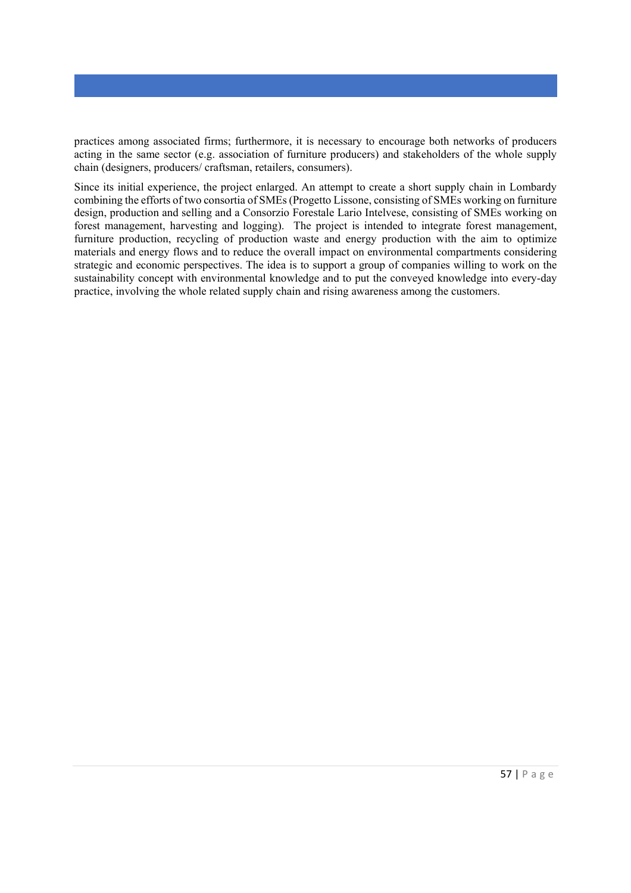practices among associated firms; furthermore, it is necessary to encourage both networks of producers acting in the same sector (e.g. association of furniture producers) and stakeholders of the whole supply chain (designers, producers/ craftsman, retailers, consumers).

Since its initial experience, the project enlarged. An attempt to create a short supply chain in Lombardy combining the efforts of two consortia of SMEs (Progetto Lissone, consisting of SMEs working on furniture design, production and selling and a Consorzio Forestale Lario Intelvese, consisting of SMEs working on forest management, harvesting and logging). The project is intended to integrate forest management, furniture production, recycling of production waste and energy production with the aim to optimize materials and energy flows and to reduce the overall impact on environmental compartments considering strategic and economic perspectives. The idea is to support a group of companies willing to work on the sustainability concept with environmental knowledge and to put the conveyed knowledge into every-day practice, involving the whole related supply chain and rising awareness among the customers.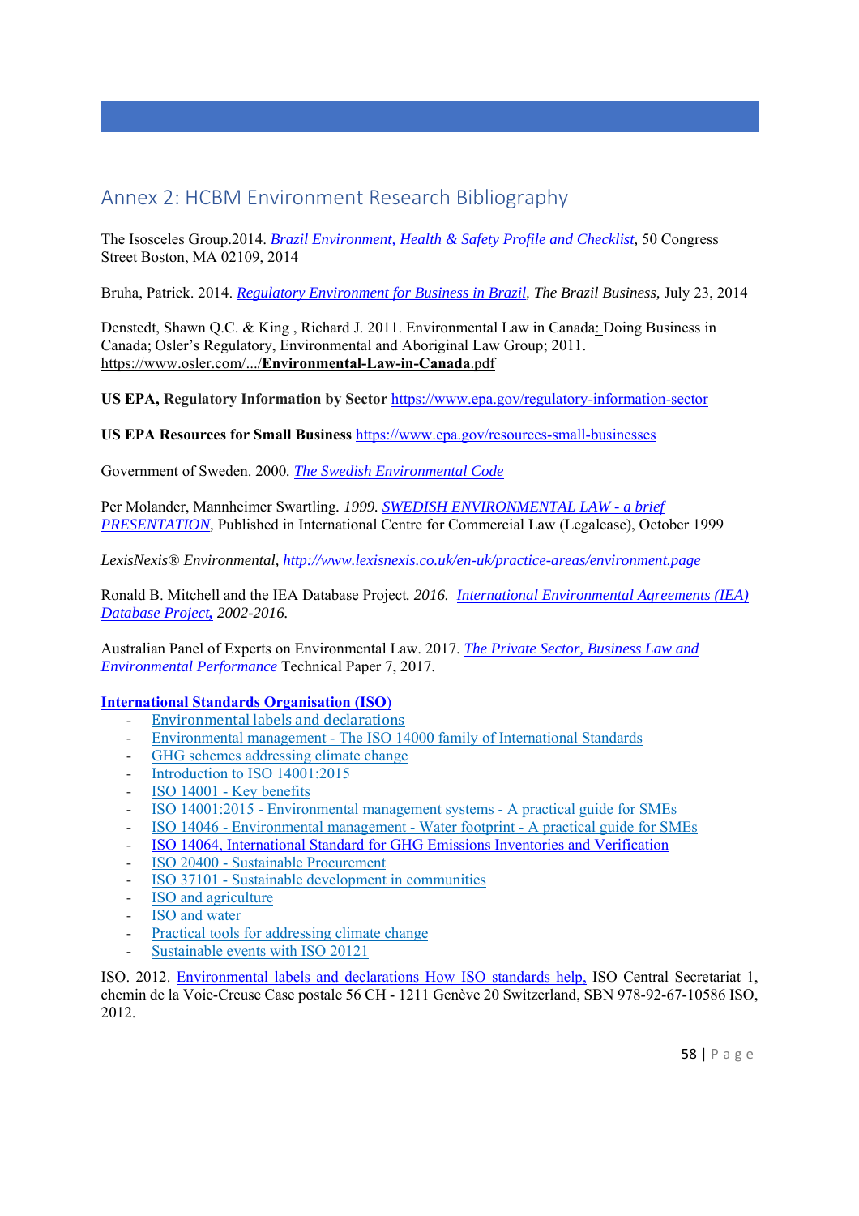## Annex 2: HCBM Environment Research Bibliography

The Isosceles Group.2014. *Brazil Environment, Health & Safety Profile and Checklist*, 50 Congress Street Boston, MA 02109, 2014

Bruha, Patrick. 2014. *Regulatory Environment for Business in Brazil*, *The Brazil Business,* July 23, 2014

Denstedt, Shawn Q.C. & King , Richard J. 2011. Environmental Law in Canada: Doing Business in Canada; Osler's Regulatory, Environmental and Aboriginal Law Group; 2011. https://www.osler.com/.../**Environmental-Law-in-Canada**.pdf

**US EPA, Regulatory Information by Sector** https://www.epa.gov/regulatory-information-sector

**US EPA Resources for Small Business** https://www.epa.gov/resources-small-businesses

Government of Sweden. 2000. *The Swedish Environmental Code*

Per Molander, Mannheimer Swartling. *1999. SWEDISH ENVIRONMENTAL LAW - a brief PRESENTATION*, Published in International Centre for Commercial Law (Legalease), October 1999

*LexisNexis® Environmental, http://www.lexisnexis.co.uk/en-uk/practice-areas/environment.page*

Ronald B. Mitchell and the IEA Database Project. *2016. International Environmental Agreements (IEA) Database Project, 2002-2016.*

Australian Panel of Experts on Environmental Law. 2017. *The Private Sector, Business Law and Environmental Performance* Technical Paper 7, 2017.

**International Standards Organisation (ISO)**

- Environmental labels and declarations
- Environmental management - The ISO 14000 family of International Standards
- GHG schemes addressing climate change
- Introduction to ISO 14001:2015
- ISO 14001 - Key benefits
- ISO 14001:2015 - Environmental management systems - A practical guide for SMEs
- ISO 14046 - Environmental management - Water footprint - A practical guide for SMEs
- ISO 14064, International Standard for GHG Emissions Inventories and Verification
- ISO 20400 - Sustainable Procurement
- ISO 37101 - Sustainable development in communities
- ISO and agriculture
- ISO and water
- Practical tools for addressing climate change
- Sustainable events with ISO 20121

ISO. 2012. Environmental labels and declarations How ISO standards help, ISO Central Secretariat 1, chemin de la Voie-Creuse Case postale 56 CH - 1211 Genève 20 Switzerland, SBN 978-92-67-10586 ISO, 2012.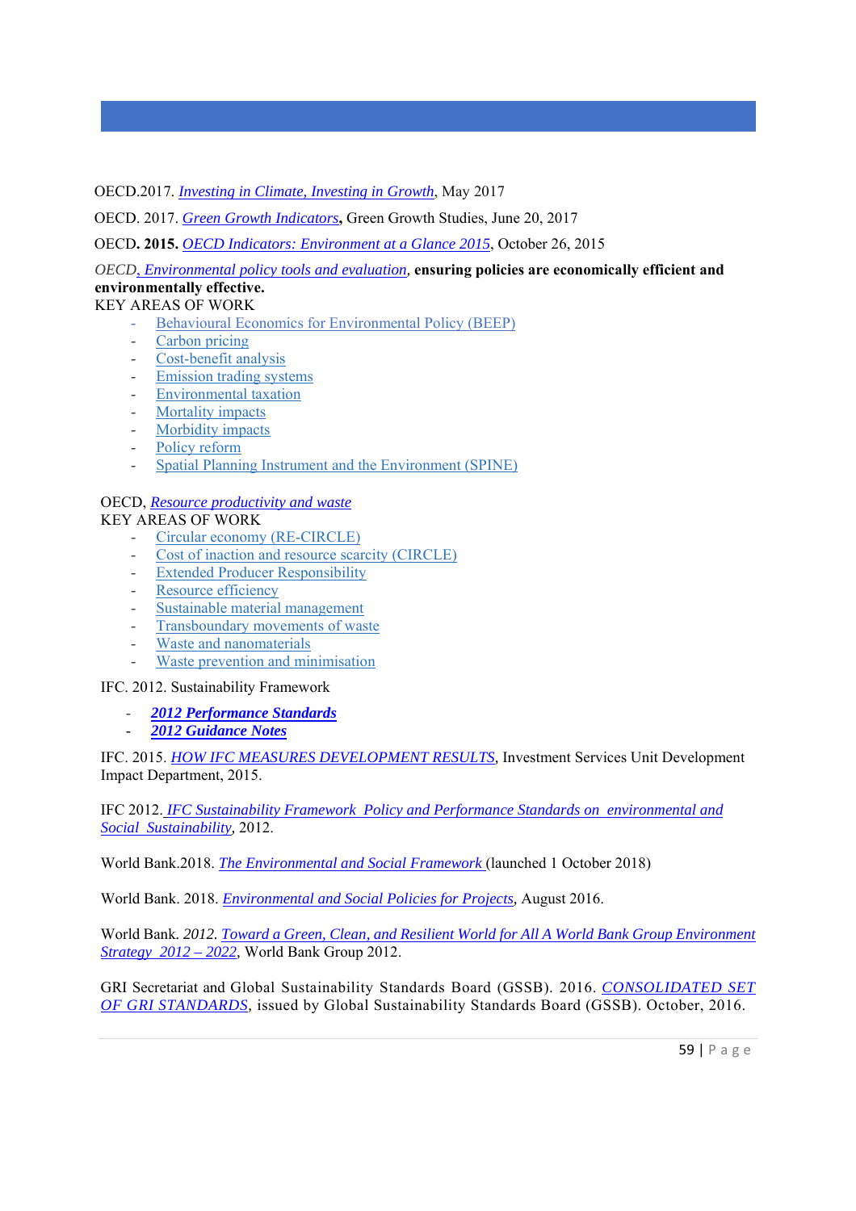OECD.2017. *Investing in Climate, Investing in Growth*, May 2017

OECD. 2017. *Green Growth Indicators***,** Green Growth Studies, June 20, 2017

OECD**. 2015.** *OECD Indicators: Environment at a Glance 2015*, October 26, 2015

*OECD, Environmental policy tools and evaluation,* **ensuring policies are economically efficient and environmentally effective.**

KEY AREAS OF WORK

- Behavioural Economics for Environmental Policy (BEEP)
- Carbon pricing
- Cost-benefit analysis
- Emission trading systems
- Environmental taxation
- Mortality impacts
- Morbidity impacts
- Policy reform
- Spatial Planning Instrument and the Environment (SPINE)

OECD, *Resource productivity and waste*

KEY AREAS OF WORK

- Circular economy (RE-CIRCLE)
- Cost of inaction and resource scarcity (CIRCLE)
- Extended Producer Responsibility
- Resource efficiency
- Sustainable material management
- Transboundary movements of waste
- Waste and nanomaterials
- Waste prevention and minimisation

IFC. 2012. Sustainability Framework

- ***2012 Performance Standards***
- ***2012 Guidance Notes***

IFC. 2015. *HOW IFC MEASURES DEVELOPMENT RESULTS*, Investment Services Unit Development Impact Department, 2015.

IFC 2012. *IFC Sustainability Framework Policy and Performance Standards on environmental and Social Sustainability*, 2012.

World Bank.2018. *The Environmental and Social Framework* (launched 1 October 2018)

World Bank. 2018. *Environmental and Social Policies for Projects*, August 2016.

World Bank. *2012. Toward a Green, Clean, and Resilient World for All A World Bank Group Environment Strategy 2012 – 2022*, World Bank Group 2012.

GRI Secretariat and Global Sustainability Standards Board (GSSB). 2016. *CONSOLIDATED SET OF GRI STANDARDS*, issued by Global Sustainability Standards Board (GSSB). October, 2016.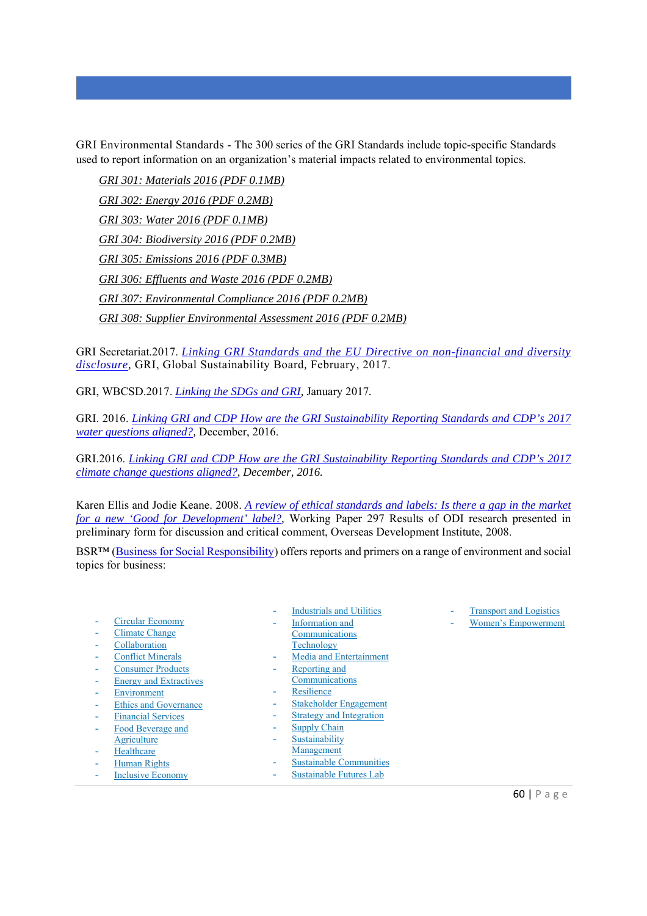GRI Environmental Standards - The 300 series of the GRI Standards include topic-specific Standards used to report information on an organization's material impacts related to environmental topics.

*GRI 301: Materials 2016 (PDF 0.1MB)*

*GRI 302: Energy 2016 (PDF 0.2MB)*

*GRI 303: Water 2016 (PDF 0.1MB)*

*GRI 304: Biodiversity 2016 (PDF 0.2MB)*

*GRI 305: Emissions 2016 (PDF 0.3MB)*

*GRI 306: Effluents and Waste 2016 (PDF 0.2MB)*

*GRI 307: Environmental Compliance 2016 (PDF 0.2MB)*

*GRI 308: Supplier Environmental Assessment 2016 (PDF 0.2MB)*

GRI Secretariat.2017. *Linking GRI Standards and the EU Directive on non-financial and diversity disclosure*, GRI, Global Sustainability Board, February, 2017.

GRI, WBCSD.2017. *Linking the SDGs and GRI*, January 2017.

GRI. 2016. *Linking GRI and CDP How are the GRI Sustainability Reporting Standards and CDP's 2017 water questions aligned?*, December, 2016.

GRI.2016. *Linking GRI and CDP How are the GRI Sustainability Reporting Standards and CDP's 2017 climate change questions aligned?, December, 2016.*

Karen Ellis and Jodie Keane. 2008. *A review of ethical standards and labels: Is there a gap in the market for a new 'Good for Development' label?*, Working Paper 297 Results of ODI research presented in preliminary form for discussion and critical comment, Overseas Development Institute, 2008.

BSR™ (Business for Social Responsibility) offers reports and primers on a range of environment and social topics for business:

- Circular Economy
- Climate Change
- Collaboration
- Conflict Minerals
- Consumer Products
- Energy and Extractives
- Environment
- Ethics and Governance
- Financial Services
- Food Beverage and Agriculture
- Healthcare
- Human Rights
- Inclusive Economy
- Industrials and Utilities
- Information and Communications Technology
- Media and Entertainment
- Reporting and Communications
- Resilience
- Stakeholder Engagement
- Strategy and Integration
- Supply Chain
- Sustainability Management
- Sustainable Communities
- Sustainable Futures Lab
- Transport and Logistics
- Women's Empowerment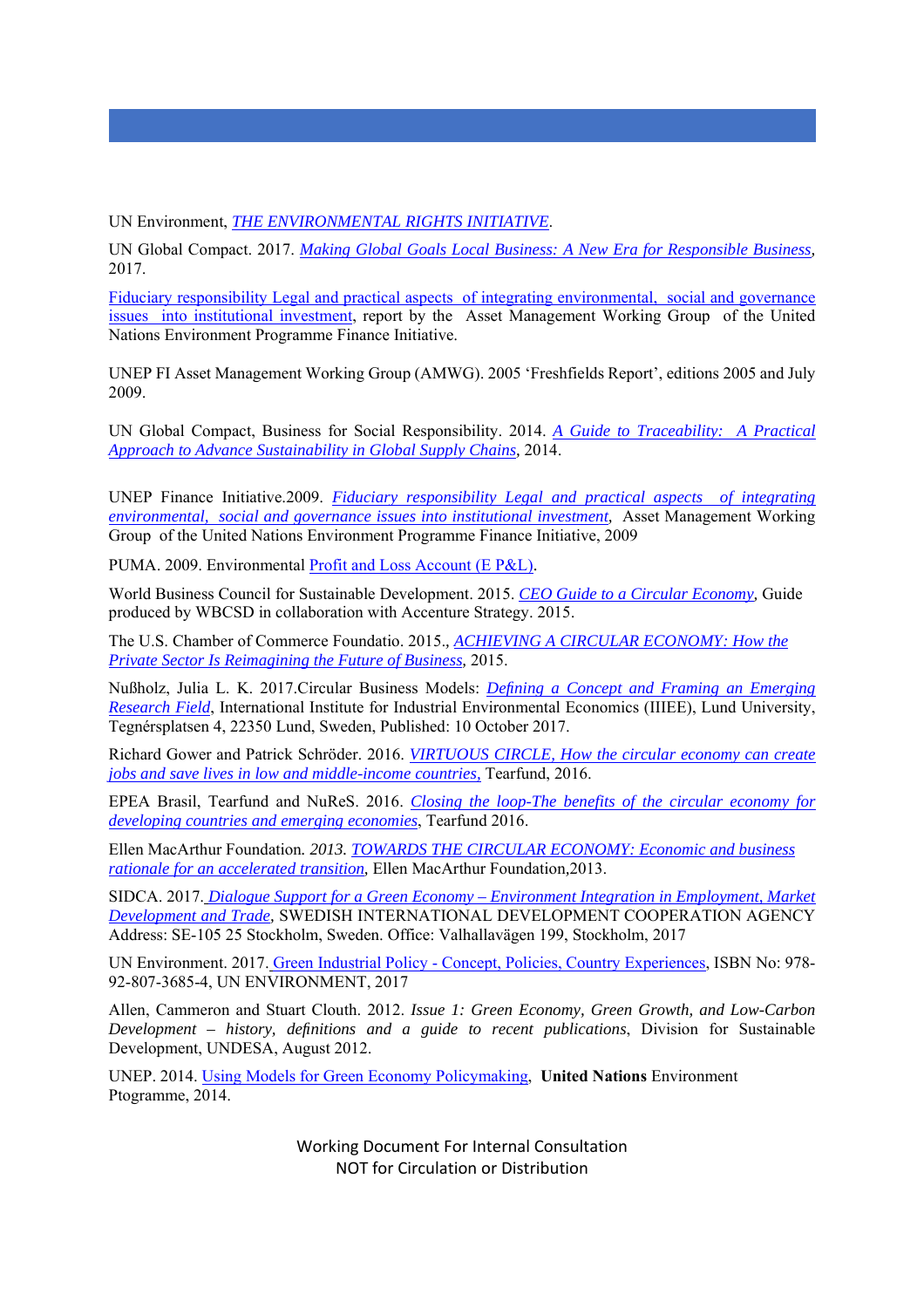UN Environment, *THE ENVIRONMENTAL RIGHTS INITIATIVE*.

UN Global Compact. 2017. *Making Global Goals Local Business: A New Era for Responsible Business*, 2017.

Fiduciary responsibility Legal and practical aspects of integrating environmental, social and governance issues into institutional investment, report by the Asset Management Working Group of the United Nations Environment Programme Finance Initiative.

UNEP FI Asset Management Working Group (AMWG). 2005 'Freshfields Report', editions 2005 and July 2009.

UN Global Compact, Business for Social Responsibility. 2014. *A Guide to Traceability: A Practical Approach to Advance Sustainability in Global Supply Chains*, 2014.

UNEP Finance Initiative.2009. *Fiduciary responsibility Legal and practical aspects of integrating environmental, social and governance issues into institutional investment*, Asset Management Working Group of the United Nations Environment Programme Finance Initiative, 2009

PUMA. 2009. Environmental Profit and Loss Account (E P&L).

World Business Council for Sustainable Development. 2015. *CEO Guide to a Circular Economy*, Guide produced by WBCSD in collaboration with Accenture Strategy. 2015.

The U.S. Chamber of Commerce Foundatio. 2015., *ACHIEVING A CIRCULAR ECONOMY: How the Private Sector Is Reimagining the Future of Business*, 2015.

Nußholz, Julia L. K. 2017.Circular Business Models: *Defining a Concept and Framing an Emerging Research Field*, International Institute for Industrial Environmental Economics (IIIEE), Lund University, Tegnérsplatsen 4, 22350 Lund, Sweden, Published: 10 October 2017.

Richard Gower and Patrick Schröder. 2016. *VIRTUOUS CIRCLE, How the circular economy can create jobs and save lives in low and middle-income countries*, Tearfund, 2016.

EPEA Brasil, Tearfund and NuReS. 2016. *Closing the loop-The benefits of the circular economy for developing countries and emerging economies*, Tearfund 2016.

Ellen MacArthur Foundation. *2013. TOWARDS THE CIRCULAR ECONOMY: Economic and business rationale for an accelerated transition*, Ellen MacArthur Foundation,2013.

SIDCA. 2017. *Dialogue Support for a Green Economy – Environment Integration in Employment, Market Development and Trade*, SWEDISH INTERNATIONAL DEVELOPMENT COOPERATION AGENCY Address: SE-105 25 Stockholm, Sweden. Office: Valhallavägen 199, Stockholm, 2017

UN Environment. 2017. Green Industrial Policy - Concept, Policies, Country Experiences, ISBN No: 978-92-807-3685-4, UN ENVIRONMENT, 2017

Allen, Cammeron and Stuart Clouth. 2012. *Issue 1: Green Economy, Green Growth, and Low-Carbon Development – history, definitions and a guide to recent publications*, Division for Sustainable Development, UNDESA, August 2012.

UNEP. 2014. Using Models for Green Economy Policymaking, **United Nations** Environment Ptogramme, 2014.

Working Document For Internal Consultation
NOT for Circulation or Distribution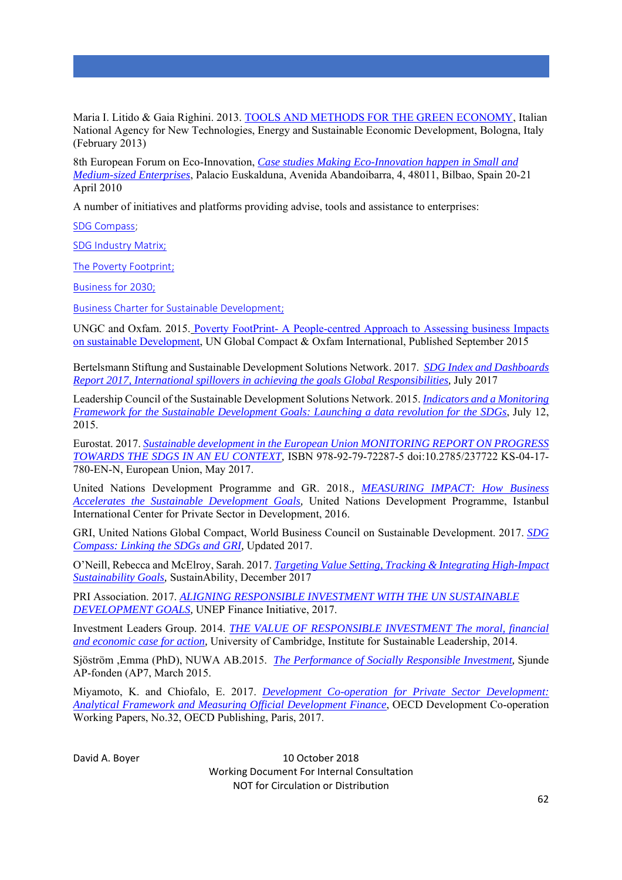Maria I. Litido & Gaia Righini. 2013. TOOLS AND METHODS FOR THE GREEN ECONOMY, Italian National Agency for New Technologies, Energy and Sustainable Economic Development, Bologna, Italy (February 2013)

8th European Forum on Eco-Innovation, *Case studies Making Eco-Innovation happen in Small and Medium-sized Enterprises*, Palacio Euskalduna, Avenida Abandoibarra, 4, 48011, Bilbao, Spain 20-21 April 2010

A number of initiatives and platforms providing advise, tools and assistance to enterprises:

SDG Compass;

SDG Industry Matrix;

The Poverty Footprint;

Business for 2030;

Business Charter for Sustainable Development;

UNGC and Oxfam. 2015. Poverty FootPrint- A People-centred Approach to Assessing business Impacts on sustainable Development, UN Global Compact & Oxfam International, Published September 2015

Bertelsmann Stiftung and Sustainable Development Solutions Network. 2017. *SDG Index and Dashboards Report 2017, International spillovers in achieving the goals Global Responsibilities*, July 2017

Leadership Council of the Sustainable Development Solutions Network. 2015. *Indicators and a Monitoring Framework for the Sustainable Development Goals: Launching a data revolution for the SDGs*, July 12, 2015.

Eurostat. 2017. *Sustainable development in the European Union MONITORING REPORT ON PROGRESS TOWARDS THE SDGS IN AN EU CONTEXT*, ISBN 978-92-79-72287-5 doi:10.2785/237722 KS-04-17-780-EN-N, European Union, May 2017.

United Nations Development Programme and GR. 2018., *MEASURING IMPACT: How Business Accelerates the Sustainable Development Goals*, United Nations Development Programme, Istanbul International Center for Private Sector in Development, 2016.

GRI, United Nations Global Compact, World Business Council on Sustainable Development. 2017. *SDG Compass: Linking the SDGs and GRI*, Updated 2017.

O'Neill, Rebecca and McElroy, Sarah. 2017. *Targeting Value Setting, Tracking & Integrating High-Impact Sustainability Goals*, SustainAbility, December 2017

PRI Association. 2017. *ALIGNING RESPONSIBLE INVESTMENT WITH THE UN SUSTAINABLE DEVELOPMENT GOALS*, UNEP Finance Initiative, 2017.

Investment Leaders Group. 2014. *THE VALUE OF RESPONSIBLE INVESTMENT The moral, financial and economic case for action*, University of Cambridge, Institute for Sustainable Leadership, 2014.

Sjöström ,Emma (PhD), NUWA AB.2015. *The Performance of Socially Responsible Investment*, Sjunde AP-fonden (AP7, March 2015.

Miyamoto, K. and Chiofalo, E. 2017. *Development Co-operation for Private Sector Development: Analytical Framework and Measuring Official Development Finance*, OECD Development Co-operation Working Papers, No.32, OECD Publishing, Paris, 2017.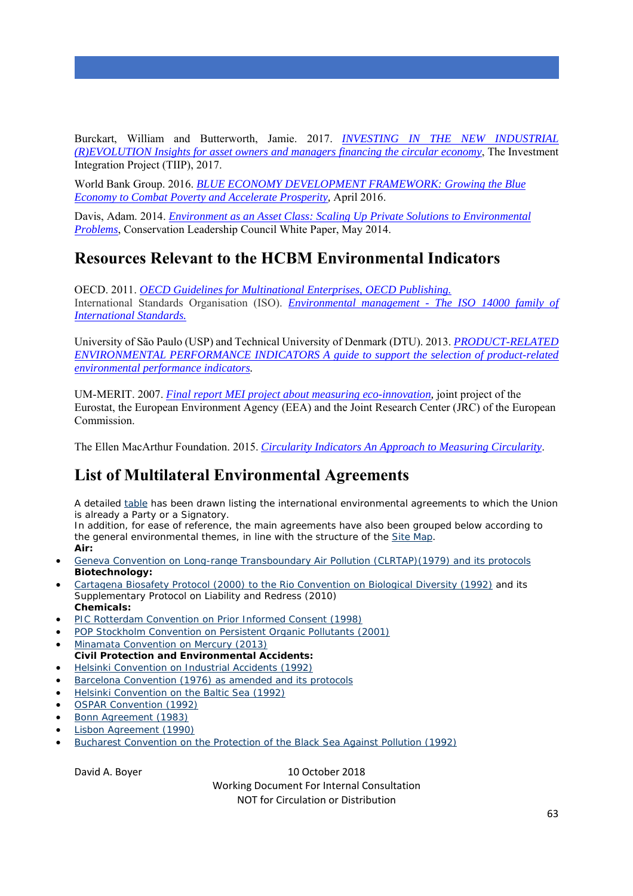Burckart, William and Butterworth, Jamie. 2017. *INVESTING IN THE NEW INDUSTRIAL (R)EVOLUTION Insights for asset owners and managers financing the circular economy*, The Investment Integration Project (TIIP), 2017.

World Bank Group. 2016. *BLUE ECONOMY DEVELOPMENT FRAMEWORK: Growing the Blue Economy to Combat Poverty and Accelerate Prosperity*, April 2016.

Davis, Adam. 2014. *Environment as an Asset Class: Scaling Up Private Solutions to Environmental Problems*, Conservation Leadership Council White Paper, May 2014.

## Resources Relevant to the HCBM Environmental Indicators

OECD. 2011. *OECD Guidelines for Multinational Enterprises, OECD Publishing.*
International Standards Organisation (ISO). *Environmental management - The ISO 14000 family of International Standards.*

University of São Paulo (USP) and Technical University of Denmark (DTU). 2013. *PRODUCT-RELATED ENVIRONMENTAL PERFORMANCE INDICATORS A guide to support the selection of product-related environmental performance indicators.*

UM-MERIT. 2007. *Final report MEI project about measuring eco-innovation*, joint project of the Eurostat, the European Environment Agency (EEA) and the Joint Research Center (JRC) of the European Commission.

The Ellen MacArthur Foundation. 2015. *Circularity Indicators An Approach to Measuring Circularity*.

## List of Multilateral Environmental Agreements

A detailed table has been drawn listing the international environmental agreements to which the Union is already a Party or a Signatory.
In addition, for ease of reference, the main agreements have also been grouped below according to the general environmental themes, in line with the structure of the Site Map.

**Air:**

- Geneva Convention on Long-range Transboundary Air Pollution (CLRTAP)(1979) and its protocols

**Biotechnology:**

- Cartagena Biosafety Protocol (2000) to the Rio Convention on Biological Diversity (1992) and its Supplementary Protocol on Liability and Redress (2010)

**Chemicals:**

- PIC Rotterdam Convention on Prior Informed Consent (1998)
- POP Stockholm Convention on Persistent Organic Pollutants (2001)
- Minamata Convention on Mercury (2013)

**Civil Protection and Environmental Accidents:**

- Helsinki Convention on Industrial Accidents (1992)
- Barcelona Convention (1976) as amended and its protocols
- Helsinki Convention on the Baltic Sea (1992)
- OSPAR Convention (1992)
- Bonn Agreement (1983)
- Lisbon Agreement (1990)
- Bucharest Convention on the Protection of the Black Sea Against Pollution (1992)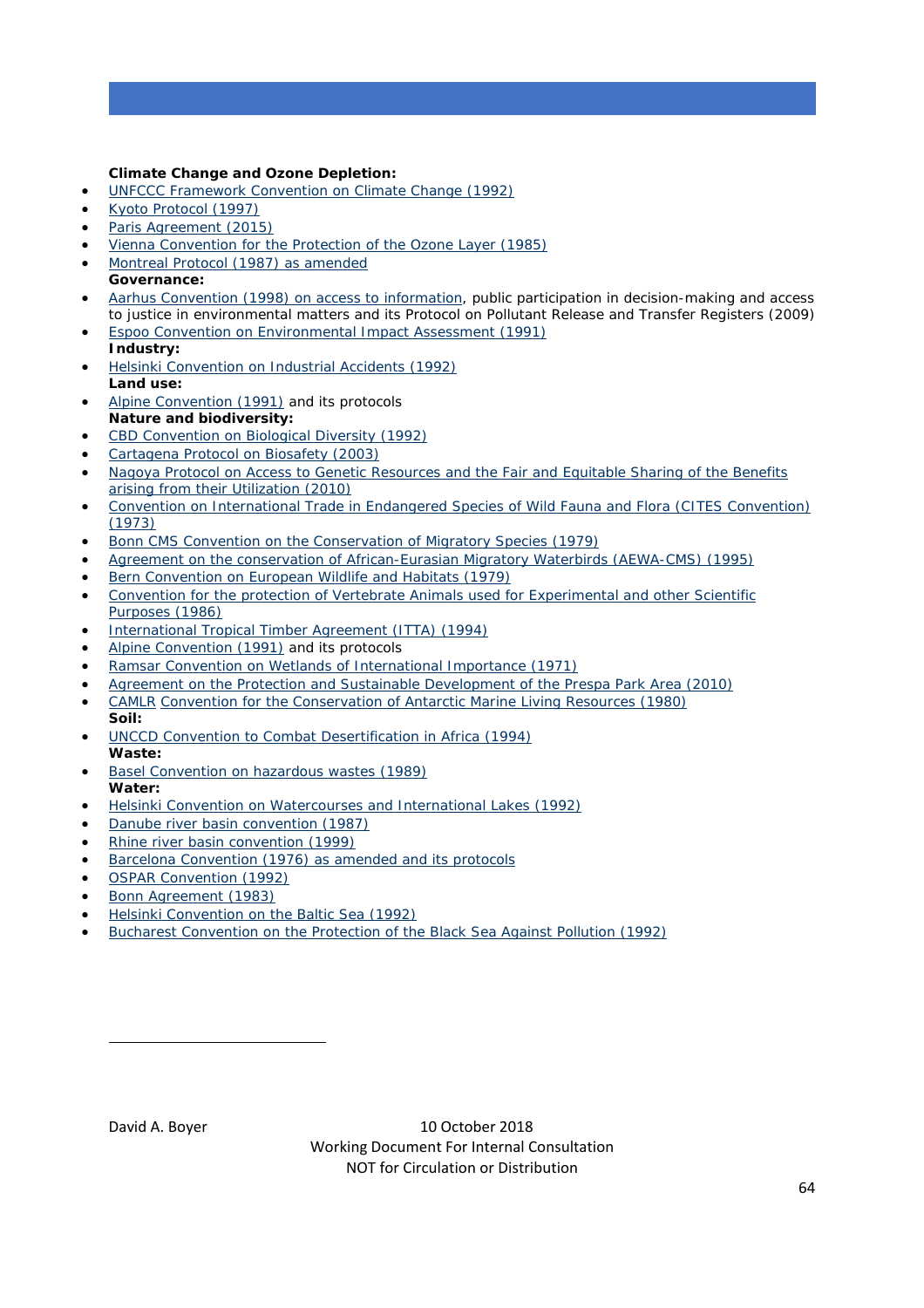**Climate Change and Ozone Depletion:**

- UNFCCC Framework Convention on Climate Change (1992)
- Kyoto Protocol (1997)
- Paris Agreement (2015)
- Vienna Convention for the Protection of the Ozone Layer (1985)
- Montreal Protocol (1987) as amended

**Governance:**

- Aarhus Convention (1998) on access to information, public participation in decision-making and access to justice in environmental matters and its Protocol on Pollutant Release and Transfer Registers (2009)
- Espoo Convention on Environmental Impact Assessment (1991)

**Industry:**

- Helsinki Convention on Industrial Accidents (1992)

**Land use:**

- Alpine Convention (1991) and its protocols

**Nature and biodiversity:**

- CBD Convention on Biological Diversity (1992)
- Cartagena Protocol on Biosafety (2003)
- Nagoya Protocol on Access to Genetic Resources and the Fair and Equitable Sharing of the Benefits arising from their Utilization (2010)
- Convention on International Trade in Endangered Species of Wild Fauna and Flora (CITES Convention) (1973)
- Bonn CMS Convention on the Conservation of Migratory Species (1979)
- Agreement on the conservation of African-Eurasian Migratory Waterbirds (AEWA-CMS) (1995)
- Bern Convention on European Wildlife and Habitats (1979)
- Convention for the protection of Vertebrate Animals used for Experimental and other Scientific Purposes (1986)
- International Tropical Timber Agreement (ITTA) (1994)
- Alpine Convention (1991) and its protocols
- Ramsar Convention on Wetlands of International Importance (1971)
- Agreement on the Protection and Sustainable Development of the Prespa Park Area (2010)
- CAMLR Convention for the Conservation of Antarctic Marine Living Resources (1980)

**Soil:**

- UNCCD Convention to Combat Desertification in Africa (1994)

**Waste:**

- Basel Convention on hazardous wastes (1989)

**Water:**

- Helsinki Convention on Watercourses and International Lakes (1992)
- Danube river basin convention (1987)
- Rhine river basin convention (1999)
- Barcelona Convention (1976) as amended and its protocols
- OSPAR Convention (1992)
- Bonn Agreement (1983)
- Helsinki Convention on the Baltic Sea (1992)
- Bucharest Convention on the Protection of the Black Sea Against Pollution (1992)